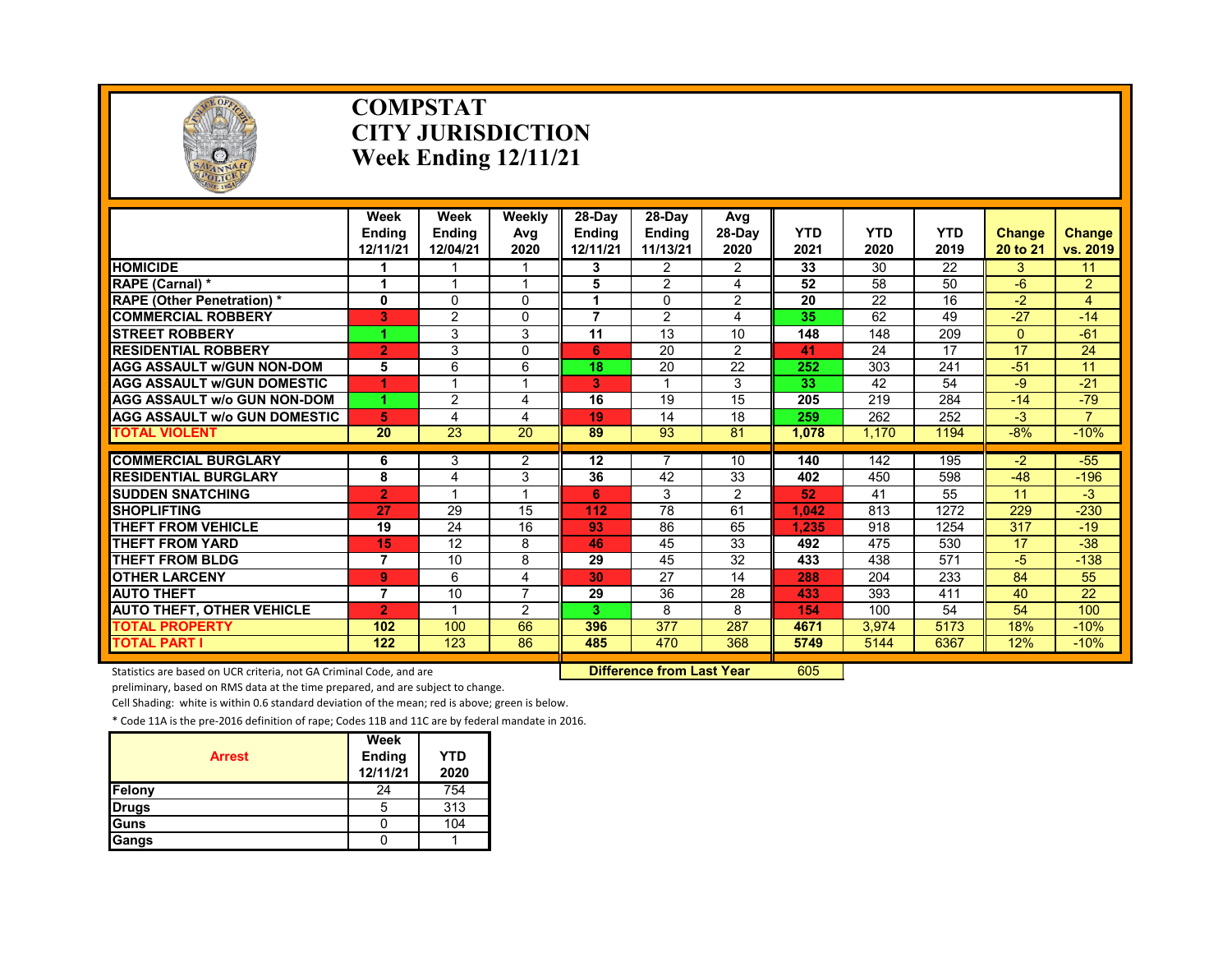# COMPSTAT
# CITY JURISDICTION
# Week Ending 12/11/21

| | Week Ending 12/11/21 | Week Ending 12/04/21 | Weekly Avg 2020 | 28-Day Ending 12/11/21 | 28-Day Ending 11/13/21 | Avg 28-Day 2020 | YTD 2021 | YTD 2020 | YTD 2019 | Change 20 to 21 | Change vs. 2019 |
|---|---|---|---|---|---|---|---|---|---|---|---|
| HOMICIDE | 1 | 1 | 1 | 3 | 2 | 2 | 33 | 30 | 22 | 3 | 11 |
| RAPE (Carnal) * | 1 | 1 | 1 | 5 | 2 | 4 | 52 | 58 | 50 | -6 | 2 |
| RAPE (Other Penetration) * | 0 | 0 | 0 | 1 | 0 | 2 | 20 | 22 | 16 | -2 | 4 |
| COMMERCIAL ROBBERY | 3 | 2 | 0 | 7 | 2 | 4 | 35 | 62 | 49 | -27 | -14 |
| STREET ROBBERY | 1 | 3 | 3 | 11 | 13 | 10 | 148 | 148 | 209 | 0 | -61 |
| RESIDENTIAL ROBBERY | 2 | 3 | 0 | 6 | 20 | 2 | 41 | 24 | 17 | 17 | 24 |
| AGG ASSAULT w/GUN NON-DOM | 5 | 6 | 6 | 18 | 20 | 22 | 252 | 303 | 241 | -51 | 11 |
| AGG ASSAULT w/GUN DOMESTIC | 1 | 1 | 1 | 3 | 1 | 3 | 33 | 42 | 54 | -9 | -21 |
| AGG ASSAULT w/o GUN NON-DOM | 1 | 2 | 4 | 16 | 19 | 15 | 205 | 219 | 284 | -14 | -79 |
| AGG ASSAULT w/o GUN DOMESTIC | 5 | 4 | 4 | 19 | 14 | 18 | 259 | 262 | 252 | -3 | 7 |
| TOTAL VIOLENT | 20 | 23 | 20 | 89 | 93 | 81 | 1,078 | 1,170 | 1194 | -8% | -10% |
| COMMERCIAL BURGLARY | 6 | 3 | 2 | 12 | 7 | 10 | 140 | 142 | 195 | -2 | -55 |
| RESIDENTIAL BURGLARY | 8 | 4 | 3 | 36 | 42 | 33 | 402 | 450 | 598 | -48 | -196 |
| SUDDEN SNATCHING | 2 | 1 | 1 | 6 | 3 | 2 | 52 | 41 | 55 | 11 | -3 |
| SHOPLIFTING | 27 | 29 | 15 | 112 | 78 | 61 | 1,042 | 813 | 1272 | 229 | -230 |
| THEFT FROM VEHICLE | 19 | 24 | 16 | 93 | 86 | 65 | 1,235 | 918 | 1254 | 317 | -19 |
| THEFT FROM YARD | 15 | 12 | 8 | 46 | 45 | 33 | 492 | 475 | 530 | 17 | -38 |
| THEFT FROM BLDG | 7 | 10 | 8 | 29 | 45 | 32 | 433 | 438 | 571 | -5 | -138 |
| OTHER LARCENY | 9 | 6 | 4 | 30 | 27 | 14 | 288 | 204 | 233 | 84 | 55 |
| AUTO THEFT | 7 | 10 | 7 | 29 | 36 | 28 | 433 | 393 | 411 | 40 | 22 |
| AUTO THEFT, OTHER VEHICLE | 2 | 1 | 2 | 3 | 8 | 8 | 154 | 100 | 54 | 54 | 100 |
| TOTAL PROPERTY | 102 | 100 | 66 | 396 | 377 | 287 | 4671 | 3,974 | 5173 | 18% | -10% |
| TOTAL PART I | 122 | 123 | 86 | 485 | 470 | 368 | 5749 | 5144 | 6367 | 12% | -10% |

**Difference from Last Year** 605

Statistics are based on UCR criteria, not GA Criminal Code, and are preliminary, based on RMS data at the time prepared, and are subject to change.

Cell Shading: white is within 0.6 standard deviation of the mean; red is above; green is below.

* Code 11A is the pre-2016 definition of rape; Codes 11B and 11C are by federal mandate in 2016.

| Arrest | Week Ending 12/11/21 | YTD 2020 |
|---|---|---|
| Felony | 24 | 754 |
| Drugs | 5 | 313 |
| Guns | 0 | 104 |
| Gangs | 0 | 1 |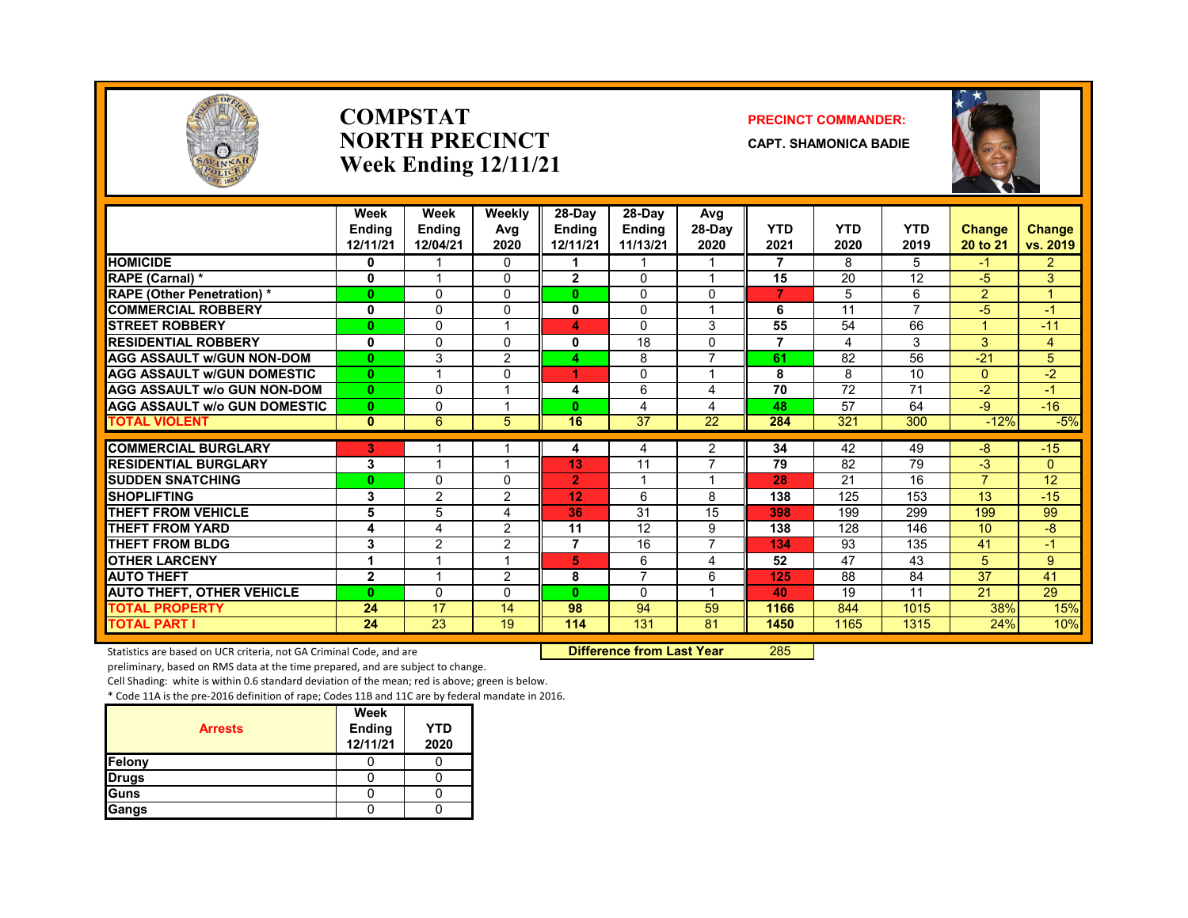# COMPSTAT
# NORTH PRECINCT
# Week Ending 12/11/21

**PRECINCT COMMANDER:**
**CAPT. SHAMONICA BADIE**

| | Week Ending 12/11/21 | Week Ending 12/04/21 | Weekly Avg 2020 | 28-Day Ending 12/11/21 | 28-Day Ending 11/13/21 | Avg 28-Day 2020 | YTD 2021 | YTD 2020 | YTD 2019 | Change 20 to 21 | Change vs. 2019 |
|---|---|---|---|---|---|---|---|---|---|---|---|
| HOMICIDE | 0 | 1 | 0 | 1 | 1 | 1 | 7 | 8 | 5 | -1 | 2 |
| RAPE (Carnal) * | 0 | 1 | 0 | 2 | 0 | 1 | 15 | 20 | 12 | -5 | 3 |
| RAPE (Other Penetration) * | 0 | 0 | 0 | 0 | 0 | 0 | 7 | 5 | 6 | 2 | 1 |
| COMMERCIAL ROBBERY | 0 | 0 | 0 | 0 | 0 | 1 | 6 | 11 | 7 | -5 | -1 |
| STREET ROBBERY | 0 | 0 | 1 | 4 | 0 | 3 | 55 | 54 | 66 | 1 | -11 |
| RESIDENTIAL ROBBERY | 0 | 0 | 0 | 0 | 18 | 0 | 7 | 4 | 3 | 3 | 4 |
| AGG ASSAULT w/GUN NON-DOM | 0 | 3 | 2 | 4 | 8 | 7 | 61 | 82 | 56 | -21 | 5 |
| AGG ASSAULT w/GUN DOMESTIC | 0 | 1 | 0 | 1 | 0 | 1 | 8 | 8 | 10 | 0 | -2 |
| AGG ASSAULT w/o GUN NON-DOM | 0 | 0 | 1 | 4 | 6 | 4 | 70 | 72 | 71 | -2 | -1 |
| AGG ASSAULT w/o GUN DOMESTIC | 0 | 0 | 1 | 0 | 4 | 4 | 48 | 57 | 64 | -9 | -16 |
| TOTAL VIOLENT | 0 | 6 | 5 | 16 | 37 | 22 | 284 | 321 | 300 | -12% | -5% |
| COMMERCIAL BURGLARY | 3 | 1 | 1 | 4 | 4 | 2 | 34 | 42 | 49 | -8 | -15 |
| RESIDENTIAL BURGLARY | 3 | 1 | 1 | 13 | 11 | 7 | 79 | 82 | 79 | -3 | 0 |
| SUDDEN SNATCHING | 0 | 0 | 0 | 2 | 1 | 1 | 28 | 21 | 16 | 7 | 12 |
| SHOPLIFTING | 3 | 2 | 2 | 12 | 6 | 8 | 138 | 125 | 153 | 13 | -15 |
| THEFT FROM VEHICLE | 5 | 5 | 4 | 36 | 31 | 15 | 398 | 199 | 299 | 199 | 99 |
| THEFT FROM YARD | 4 | 4 | 2 | 11 | 12 | 9 | 138 | 128 | 146 | 10 | -8 |
| THEFT FROM BLDG | 3 | 2 | 2 | 7 | 16 | 7 | 134 | 93 | 135 | 41 | -1 |
| OTHER LARCENY | 1 | 1 | 1 | 5 | 6 | 4 | 52 | 47 | 43 | 5 | 9 |
| AUTO THEFT | 2 | 1 | 2 | 8 | 7 | 6 | 125 | 88 | 84 | 37 | 41 |
| AUTO THEFT, OTHER VEHICLE | 0 | 0 | 0 | 0 | 0 | 1 | 40 | 19 | 11 | 21 | 29 |
| TOTAL PROPERTY | 24 | 17 | 14 | 98 | 94 | 59 | 1166 | 844 | 1015 | 38% | 15% |
| TOTAL PART I | 24 | 23 | 19 | 114 | 131 | 81 | 1450 | 1165 | 1315 | 24% | 10% |

**Difference from Last Year** 285

Statistics are based on UCR criteria, not GA Criminal Code, and are preliminary, based on RMS data at the time prepared, and are subject to change.

Cell Shading: white is within 0.6 standard deviation of the mean; red is above; green is below.

* Code 11A is the pre-2016 definition of rape; Codes 11B and 11C are by federal mandate in 2016.

| Arrests | Week Ending 12/11/21 | YTD 2020 |
|---|---|---|
| Felony | 0 | 0 |
| Drugs | 0 | 0 |
| Guns | 0 | 0 |
| Gangs | 0 | 0 |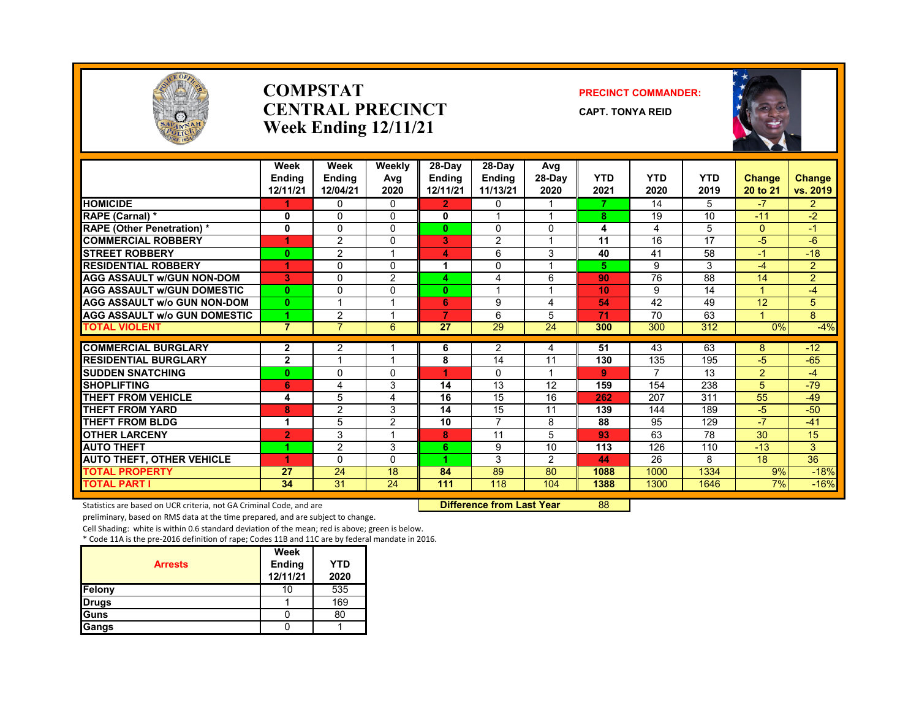# COMPSTAT
# CENTRAL PRECINCT
# Week Ending 12/11/21

**PRECINCT COMMANDER:**

**CAPT. TONYA REID**

| | Week Ending 12/11/21 | Week Ending 12/04/21 | Weekly Avg 2020 | 28-Day Ending 12/11/21 | 28-Day Ending 11/13/21 | Avg 28-Day 2020 | YTD 2021 | YTD 2020 | YTD 2019 | Change 20 to 21 | Change vs. 2019 |
|---|---|---|---|---|---|---|---|---|---|---|---|
| HOMICIDE | 1 | 0 | 0 | 2 | 0 | 1 | 7 | 14 | 5 | -7 | 2 |
| RAPE (Carnal) * | 0 | 0 | 0 | 0 | 1 | 1 | 8 | 19 | 10 | -11 | -2 |
| RAPE (Other Penetration) * | 0 | 0 | 0 | 0 | 0 | 0 | 4 | 4 | 5 | 0 | -1 |
| COMMERCIAL ROBBERY | 1 | 2 | 0 | 3 | 2 | 1 | 11 | 16 | 17 | -5 | -6 |
| STREET ROBBERY | 0 | 2 | 1 | 4 | 6 | 3 | 40 | 41 | 58 | -1 | -18 |
| RESIDENTIAL ROBBERY | 1 | 0 | 0 | 1 | 0 | 1 | 5 | 9 | 3 | -4 | 2 |
| AGG ASSAULT w/GUN NON-DOM | 3 | 0 | 2 | 4 | 4 | 6 | 90 | 76 | 88 | 14 | 2 |
| AGG ASSAULT w/GUN DOMESTIC | 0 | 0 | 0 | 0 | 1 | 1 | 10 | 9 | 14 | 1 | -4 |
| AGG ASSAULT w/o GUN NON-DOM | 0 | 1 | 1 | 6 | 9 | 4 | 54 | 42 | 49 | 12 | 5 |
| AGG ASSAULT w/o GUN DOMESTIC | 1 | 2 | 1 | 7 | 6 | 5 | 71 | 70 | 63 | 1 | 8 |
| TOTAL VIOLENT | 7 | 7 | 6 | 27 | 29 | 24 | 300 | 300 | 312 | 0% | -4% |
| COMMERCIAL BURGLARY | 2 | 2 | 1 | 6 | 2 | 4 | 51 | 43 | 63 | 8 | -12 |
| RESIDENTIAL BURGLARY | 2 | 1 | 1 | 8 | 14 | 11 | 130 | 135 | 195 | -5 | -65 |
| SUDDEN SNATCHING | 0 | 0 | 0 | 1 | 0 | 1 | 9 | 7 | 13 | 2 | -4 |
| SHOPLIFTING | 6 | 4 | 3 | 14 | 13 | 12 | 159 | 154 | 238 | 5 | -79 |
| THEFT FROM VEHICLE | 4 | 5 | 4 | 16 | 15 | 16 | 262 | 207 | 311 | 55 | -49 |
| THEFT FROM YARD | 8 | 2 | 3 | 14 | 15 | 11 | 139 | 144 | 189 | -5 | -50 |
| THEFT FROM BLDG | 1 | 5 | 2 | 10 | 7 | 8 | 88 | 95 | 129 | -7 | -41 |
| OTHER LARCENY | 2 | 3 | 1 | 8 | 11 | 5 | 93 | 63 | 78 | 30 | 15 |
| AUTO THEFT | 1 | 2 | 3 | 6 | 9 | 10 | 113 | 126 | 110 | -13 | 3 |
| AUTO THEFT, OTHER VEHICLE | 1 | 0 | 0 | 1 | 3 | 2 | 44 | 26 | 8 | 18 | 36 |
| TOTAL PROPERTY | 27 | 24 | 18 | 84 | 89 | 80 | 1088 | 1000 | 1334 | 9% | -18% |
| TOTAL PART I | 34 | 31 | 24 | 111 | 118 | 104 | 1388 | 1300 | 1646 | 7% | -16% |

**Difference from Last Year** 88

Statistics are based on UCR criteria, not GA Criminal Code, and are preliminary, based on RMS data at the time prepared, and are subject to change.

Cell Shading: white is within 0.6 standard deviation of the mean; red is above; green is below.

* Code 11A is the pre-2016 definition of rape; Codes 11B and 11C are by federal mandate in 2016.

| Arrests | Week Ending 12/11/21 | YTD 2020 |
|---|---|---|
| Felony | 10 | 535 |
| Drugs | 1 | 169 |
| Guns | 0 | 80 |
| Gangs | 0 | 1 |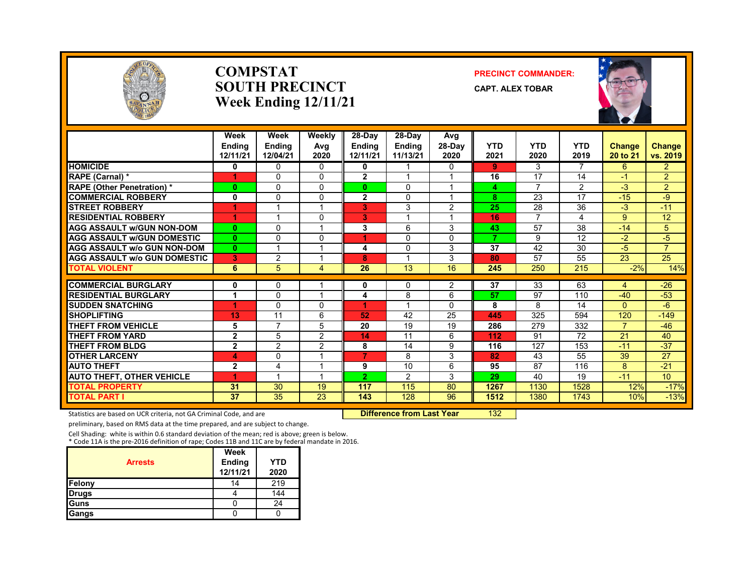# COMPSTAT
# SOUTH PRECINCT
# Week Ending 12/11/21

**PRECINCT COMMANDER:**

**CAPT. ALEX TOBAR**

| | Week Ending 12/11/21 | Week Ending 12/04/21 | Weekly Avg 2020 | 28-Day Ending 12/11/21 | 28-Day Ending 11/13/21 | Avg 28-Day 2020 | YTD 2021 | YTD 2020 | YTD 2019 | Change 20 to 21 | Change vs. 2019 |
|---|---|---|---|---|---|---|---|---|---|---|---|
| **HOMICIDE** | 0 | 0 | 0 | 0 | 1 | 0 | 9 | 3 | 7 | 6 | 2 |
| **RAPE (Carnal) *** | 1 | 0 | 0 | 2 | 1 | 1 | 16 | 17 | 14 | -1 | 2 |
| **RAPE (Other Penetration) *** | 0 | 0 | 0 | 0 | 0 | 1 | 4 | 7 | 2 | -3 | 2 |
| **COMMERCIAL ROBBERY** | 0 | 0 | 0 | 2 | 0 | 1 | 8 | 23 | 17 | -15 | -9 |
| **STREET ROBBERY** | 1 | 1 | 1 | 3 | 3 | 2 | 25 | 28 | 36 | -3 | -11 |
| **RESIDENTIAL ROBBERY** | 1 | 1 | 0 | 3 | 1 | 1 | 16 | 7 | 4 | 9 | 12 |
| **AGG ASSAULT w/GUN NON-DOM** | 0 | 0 | 1 | 3 | 6 | 3 | 43 | 57 | 38 | -14 | 5 |
| **AGG ASSAULT w/GUN DOMESTIC** | 0 | 0 | 0 | 1 | 0 | 0 | 7 | 9 | 12 | -2 | -5 |
| **AGG ASSAULT w/o GUN NON-DOM** | 0 | 1 | 1 | 4 | 0 | 3 | 37 | 42 | 30 | -5 | 7 |
| **AGG ASSAULT w/o GUN DOMESTIC** | 3 | 2 | 1 | 8 | 1 | 3 | 80 | 57 | 55 | 23 | 25 |
| **TOTAL VIOLENT** | 6 | 5 | 4 | 26 | 13 | 16 | 245 | 250 | 215 | -2% | 14% |
| **COMMERCIAL BURGLARY** | 0 | 0 | 1 | 0 | 0 | 2 | 37 | 33 | 63 | 4 | -26 |
| **RESIDENTIAL BURGLARY** | 1 | 0 | 1 | 4 | 8 | 6 | 57 | 97 | 110 | -40 | -53 |
| **SUDDEN SNATCHING** | 1 | 0 | 0 | 1 | 1 | 0 | 8 | 8 | 14 | 0 | -6 |
| **SHOPLIFTING** | 13 | 11 | 6 | 52 | 42 | 25 | 445 | 325 | 594 | 120 | -149 |
| **THEFT FROM VEHICLE** | 5 | 7 | 5 | 20 | 19 | 19 | 286 | 279 | 332 | 7 | -46 |
| **THEFT FROM YARD** | 2 | 5 | 2 | 14 | 11 | 6 | 112 | 91 | 72 | 21 | 40 |
| **THEFT FROM BLDG** | 2 | 2 | 2 | 8 | 14 | 9 | 116 | 127 | 153 | -11 | -37 |
| **OTHER LARCENY** | 4 | 0 | 1 | 7 | 8 | 3 | 82 | 43 | 55 | 39 | 27 |
| **AUTO THEFT** | 2 | 4 | 1 | 9 | 10 | 6 | 95 | 87 | 116 | 8 | -21 |
| **AUTO THEFT, OTHER VEHICLE** | 1 | 1 | 1 | 2 | 2 | 3 | 29 | 40 | 19 | -11 | 10 |
| **TOTAL PROPERTY** | 31 | 30 | 19 | 117 | 115 | 80 | 1267 | 1130 | 1528 | 12% | -17% |
| **TOTAL PART I** | 37 | 35 | 23 | 143 | 128 | 96 | 1512 | 1380 | 1743 | 10% | -13% |

**Difference from Last Year** 132

Statistics are based on UCR criteria, not GA Criminal Code, and are preliminary, based on RMS data at the time prepared, and are subject to change.

Cell Shading: white is within 0.6 standard deviation of the mean; red is above; green is below.

* Code 11A is the pre-2016 definition of rape; Codes 11B and 11C are by federal mandate in 2016.

| Arrests | Week Ending 12/11/21 | YTD 2020 |
|---|---|---|
| Felony | 14 | 219 |
| Drugs | 4 | 144 |
| Guns | 0 | 24 |
| Gangs | 0 | 0 |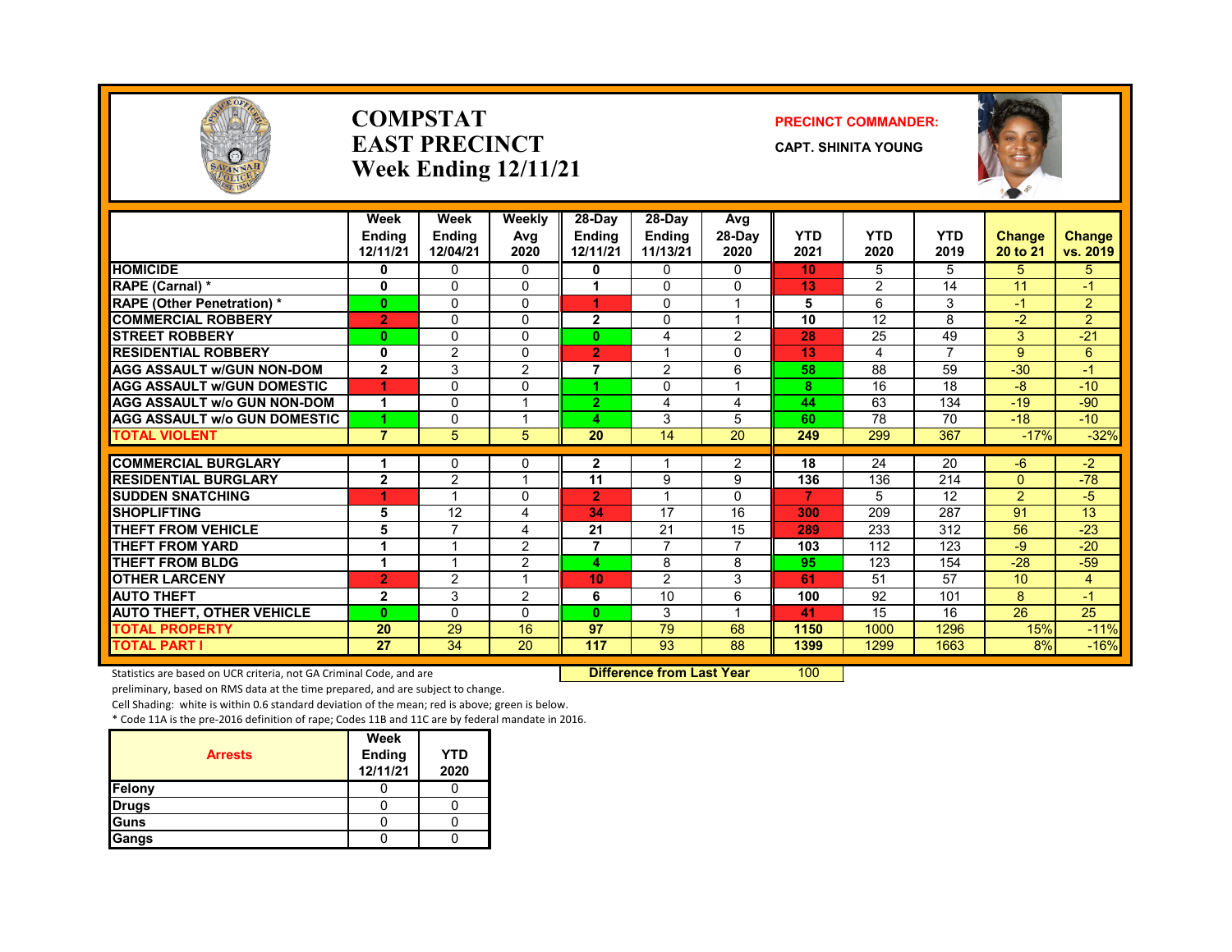# COMPSTAT
# EAST PRECINCT
# Week Ending 12/11/21

**PRECINCT COMMANDER:**

**CAPT. SHINITA YOUNG**

| | Week Ending 12/11/21 | Week Ending 12/04/21 | Weekly Avg 2020 | 28-Day Ending 12/11/21 | 28-Day Ending 11/13/21 | Avg 28-Day 2020 | YTD 2021 | YTD 2020 | YTD 2019 | Change 20 to 21 | Change vs. 2019 |
|---|---|---|---|---|---|---|---|---|---|---|---|
| HOMICIDE | 0 | 0 | 0 | 0 | 0 | 0 | 10 | 5 | 5 | 5 | 5 |
| RAPE (Carnal) * | 0 | 0 | 0 | 1 | 0 | 0 | 13 | 2 | 14 | 11 | -1 |
| RAPE (Other Penetration) * | 0 | 0 | 0 | 1 | 0 | 1 | 5 | 6 | 3 | -1 | 2 |
| COMMERCIAL ROBBERY | 2 | 0 | 0 | 2 | 0 | 1 | 10 | 12 | 8 | -2 | 2 |
| STREET ROBBERY | 0 | 0 | 0 | 0 | 4 | 2 | 28 | 25 | 49 | 3 | -21 |
| RESIDENTIAL ROBBERY | 0 | 2 | 0 | 2 | 1 | 0 | 13 | 4 | 7 | 9 | 6 |
| AGG ASSAULT w/GUN NON-DOM | 2 | 3 | 2 | 7 | 2 | 6 | 58 | 88 | 59 | -30 | -1 |
| AGG ASSAULT w/GUN DOMESTIC | 1 | 0 | 0 | 1 | 0 | 1 | 8 | 16 | 18 | -8 | -10 |
| AGG ASSAULT w/o GUN NON-DOM | 1 | 0 | 1 | 2 | 4 | 4 | 44 | 63 | 134 | -19 | -90 |
| AGG ASSAULT w/o GUN DOMESTIC | 1 | 0 | 1 | 4 | 3 | 5 | 60 | 78 | 70 | -18 | -10 |
| TOTAL VIOLENT | 7 | 5 | 5 | 20 | 14 | 20 | 249 | 299 | 367 | -17% | -32% |
| COMMERCIAL BURGLARY | 1 | 0 | 0 | 2 | 1 | 2 | 18 | 24 | 20 | -6 | -2 |
| RESIDENTIAL BURGLARY | 2 | 2 | 1 | 11 | 9 | 9 | 136 | 136 | 214 | 0 | -78 |
| SUDDEN SNATCHING | 1 | 1 | 0 | 2 | 1 | 0 | 7 | 5 | 12 | 2 | -5 |
| SHOPLIFTING | 5 | 12 | 4 | 34 | 17 | 16 | 300 | 209 | 287 | 91 | 13 |
| THEFT FROM VEHICLE | 5 | 7 | 4 | 21 | 21 | 15 | 289 | 233 | 312 | 56 | -23 |
| THEFT FROM YARD | 1 | 1 | 2 | 7 | 7 | 7 | 103 | 112 | 123 | -9 | -20 |
| THEFT FROM BLDG | 1 | 1 | 2 | 4 | 8 | 8 | 95 | 123 | 154 | -28 | -59 |
| OTHER LARCENY | 2 | 2 | 1 | 10 | 2 | 3 | 61 | 51 | 57 | 10 | 4 |
| AUTO THEFT | 2 | 3 | 2 | 6 | 10 | 6 | 100 | 92 | 101 | 8 | -1 |
| AUTO THEFT, OTHER VEHICLE | 0 | 0 | 0 | 0 | 3 | 1 | 41 | 15 | 16 | 26 | 25 |
| TOTAL PROPERTY | 20 | 29 | 16 | 97 | 79 | 68 | 1150 | 1000 | 1296 | 15% | -11% |
| TOTAL PART I | 27 | 34 | 20 | 117 | 93 | 88 | 1399 | 1299 | 1663 | 8% | -16% |

**Difference from Last Year** 100

Statistics are based on UCR criteria, not GA Criminal Code, and are preliminary, based on RMS data at the time prepared, and are subject to change.

Cell Shading: white is within 0.6 standard deviation of the mean; red is above; green is below.

* Code 11A is the pre-2016 definition of rape; Codes 11B and 11C are by federal mandate in 2016.

| Arrests | Week Ending 12/11/21 | YTD 2020 |
|---|---|---|
| Felony | 0 | 0 |
| Drugs | 0 | 0 |
| Guns | 0 | 0 |
| Gangs | 0 | 0 |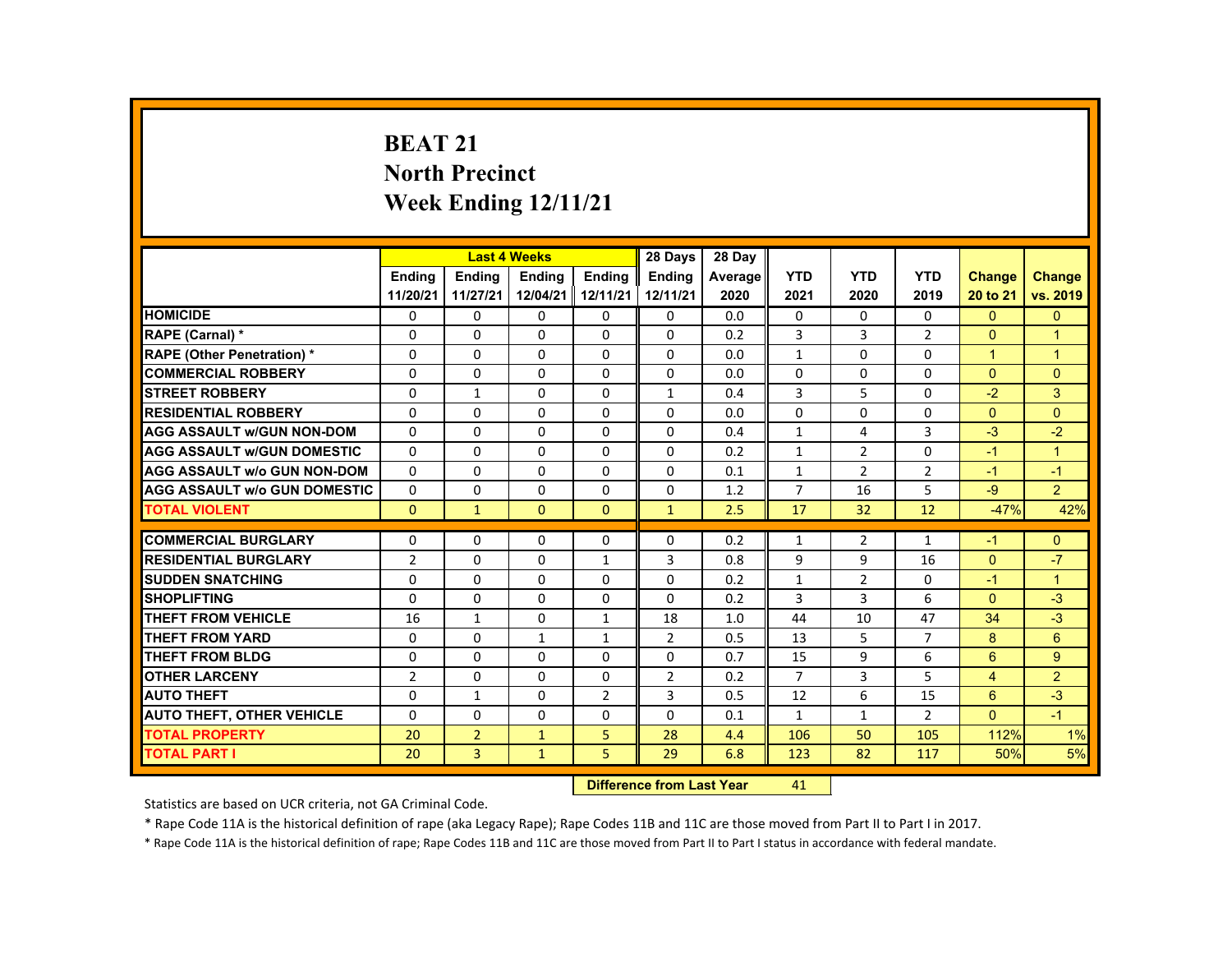# BEAT 21
# North Precinct
# Week Ending 12/11/21

| | Last 4 Weeks | | | | 28 Days | 28 Day | | | | | |
|---|---|---|---|---|---|---|---|---|---|---|---|
| | Ending 11/20/21 | Ending 11/27/21 | Ending 12/04/21 | Ending 12/11/21 | Ending 12/11/21 | Average 2020 | YTD 2021 | YTD 2020 | YTD 2019 | Change 20 to 21 | Change vs. 2019 |
| HOMICIDE | 0 | 0 | 0 | 0 | 0 | 0.0 | 0 | 0 | 0 | 0 | 0 |
| RAPE (Carnal) * | 0 | 0 | 0 | 0 | 0 | 0.2 | 3 | 3 | 2 | 0 | 1 |
| RAPE (Other Penetration) * | 0 | 0 | 0 | 0 | 0 | 0.0 | 1 | 0 | 0 | 1 | 1 |
| COMMERCIAL ROBBERY | 0 | 0 | 0 | 0 | 0 | 0.0 | 0 | 0 | 0 | 0 | 0 |
| STREET ROBBERY | 0 | 1 | 0 | 0 | 1 | 0.4 | 3 | 5 | 0 | -2 | 3 |
| RESIDENTIAL ROBBERY | 0 | 0 | 0 | 0 | 0 | 0.0 | 0 | 0 | 0 | 0 | 0 |
| AGG ASSAULT w/GUN NON-DOM | 0 | 0 | 0 | 0 | 0 | 0.4 | 1 | 4 | 3 | -3 | -2 |
| AGG ASSAULT w/GUN DOMESTIC | 0 | 0 | 0 | 0 | 0 | 0.2 | 1 | 2 | 0 | -1 | 1 |
| AGG ASSAULT w/o GUN NON-DOM | 0 | 0 | 0 | 0 | 0 | 0.1 | 1 | 2 | 2 | -1 | -1 |
| AGG ASSAULT w/o GUN DOMESTIC | 0 | 0 | 0 | 0 | 0 | 1.2 | 7 | 16 | 5 | -9 | 2 |
| TOTAL VIOLENT | 0 | 1 | 0 | 0 | 1 | 2.5 | 17 | 32 | 12 | -47% | 42% |
| COMMERCIAL BURGLARY | 0 | 0 | 0 | 0 | 0 | 0.2 | 1 | 2 | 1 | -1 | 0 |
| RESIDENTIAL BURGLARY | 2 | 0 | 0 | 1 | 3 | 0.8 | 9 | 9 | 16 | 0 | -7 |
| SUDDEN SNATCHING | 0 | 0 | 0 | 0 | 0 | 0.2 | 1 | 2 | 0 | -1 | 1 |
| SHOPLIFTING | 0 | 0 | 0 | 0 | 0 | 0.2 | 3 | 3 | 6 | 0 | -3 |
| THEFT FROM VEHICLE | 16 | 1 | 0 | 1 | 18 | 1.0 | 44 | 10 | 47 | 34 | -3 |
| THEFT FROM YARD | 0 | 0 | 1 | 1 | 2 | 0.5 | 13 | 5 | 7 | 8 | 6 |
| THEFT FROM BLDG | 0 | 0 | 0 | 0 | 0 | 0.7 | 15 | 9 | 6 | 6 | 9 |
| OTHER LARCENY | 2 | 0 | 0 | 0 | 2 | 0.2 | 7 | 3 | 5 | 4 | 2 |
| AUTO THEFT | 0 | 1 | 0 | 2 | 3 | 0.5 | 12 | 6 | 15 | 6 | -3 |
| AUTO THEFT, OTHER VEHICLE | 0 | 0 | 0 | 0 | 0 | 0.1 | 1 | 1 | 2 | 0 | -1 |
| TOTAL PROPERTY | 20 | 2 | 1 | 5 | 28 | 4.4 | 106 | 50 | 105 | 112% | 1% |
| TOTAL PART I | 20 | 3 | 1 | 5 | 29 | 6.8 | 123 | 82 | 117 | 50% | 5% |

**Difference from Last Year** 41

Statistics are based on UCR criteria, not GA Criminal Code.

* Rape Code 11A is the historical definition of rape (aka Legacy Rape); Rape Codes 11B and 11C are those moved from Part II to Part I in 2017.

* Rape Code 11A is the historical definition of rape; Rape Codes 11B and 11C are those moved from Part II to Part I status in accordance with federal mandate.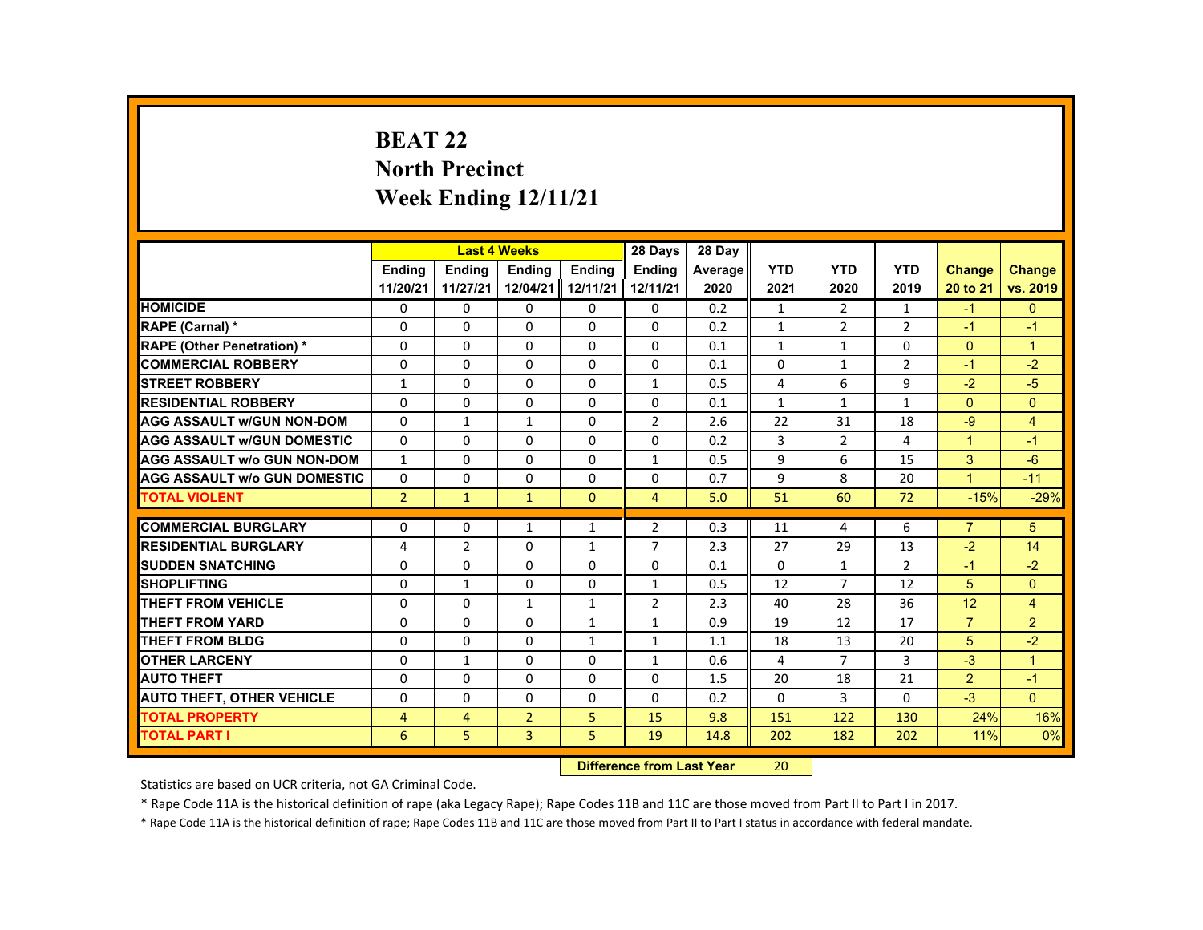# BEAT 22
## North Precinct
## Week Ending 12/11/21

| | Last 4 Weeks | | | | 28 Days | 28 Day | | | | | |
|---|---|---|---|---|---|---|---|---|---|---|---|
| | Ending 11/20/21 | Ending 11/27/21 | Ending 12/04/21 | Ending 12/11/21 | Ending 12/11/21 | Average 2020 | YTD 2021 | YTD 2020 | YTD 2019 | Change 20 to 21 | Change vs. 2019 |
| HOMICIDE | 0 | 0 | 0 | 0 | 0 | 0.2 | 1 | 2 | 1 | -1 | 0 |
| RAPE (Carnal) * | 0 | 0 | 0 | 0 | 0 | 0.2 | 1 | 2 | 2 | -1 | -1 |
| RAPE (Other Penetration) * | 0 | 0 | 0 | 0 | 0 | 0.1 | 1 | 1 | 0 | 0 | 1 |
| COMMERCIAL ROBBERY | 0 | 0 | 0 | 0 | 0 | 0.1 | 0 | 1 | 2 | -1 | -2 |
| STREET ROBBERY | 1 | 0 | 0 | 0 | 1 | 0.5 | 4 | 6 | 9 | -2 | -5 |
| RESIDENTIAL ROBBERY | 0 | 0 | 0 | 0 | 0 | 0.1 | 1 | 1 | 1 | 0 | 0 |
| AGG ASSAULT w/GUN NON-DOM | 0 | 1 | 1 | 0 | 2 | 2.6 | 22 | 31 | 18 | -9 | 4 |
| AGG ASSAULT w/GUN DOMESTIC | 0 | 0 | 0 | 0 | 0 | 0.2 | 3 | 2 | 4 | 1 | -1 |
| AGG ASSAULT w/o GUN NON-DOM | 1 | 0 | 0 | 0 | 1 | 0.5 | 9 | 6 | 15 | 3 | -6 |
| AGG ASSAULT w/o GUN DOMESTIC | 0 | 0 | 0 | 0 | 0 | 0.7 | 9 | 8 | 20 | 1 | -11 |
| TOTAL VIOLENT | 2 | 1 | 1 | 0 | 4 | 5.0 | 51 | 60 | 72 | -15% | -29% |
| COMMERCIAL BURGLARY | 0 | 0 | 1 | 1 | 2 | 0.3 | 11 | 4 | 6 | 7 | 5 |
| RESIDENTIAL BURGLARY | 4 | 2 | 0 | 1 | 7 | 2.3 | 27 | 29 | 13 | -2 | 14 |
| SUDDEN SNATCHING | 0 | 0 | 0 | 0 | 0 | 0.1 | 0 | 1 | 2 | -1 | -2 |
| SHOPLIFTING | 0 | 1 | 0 | 0 | 1 | 0.5 | 12 | 7 | 12 | 5 | 0 |
| THEFT FROM VEHICLE | 0 | 0 | 1 | 1 | 2 | 2.3 | 40 | 28 | 36 | 12 | 4 |
| THEFT FROM YARD | 0 | 0 | 0 | 1 | 1 | 0.9 | 19 | 12 | 17 | 7 | 2 |
| THEFT FROM BLDG | 0 | 0 | 0 | 1 | 1 | 1.1 | 18 | 13 | 20 | 5 | -2 |
| OTHER LARCENY | 0 | 1 | 0 | 0 | 1 | 0.6 | 4 | 7 | 3 | -3 | 1 |
| AUTO THEFT | 0 | 0 | 0 | 0 | 0 | 1.5 | 20 | 18 | 21 | 2 | -1 |
| AUTO THEFT, OTHER VEHICLE | 0 | 0 | 0 | 0 | 0 | 0.2 | 0 | 3 | 0 | -3 | 0 |
| TOTAL PROPERTY | 4 | 4 | 2 | 5 | 15 | 9.8 | 151 | 122 | 130 | 24% | 16% |
| TOTAL PART I | 6 | 5 | 3 | 5 | 19 | 14.8 | 202 | 182 | 202 | 11% | 0% |

**Difference from Last Year** 20

Statistics are based on UCR criteria, not GA Criminal Code.

* Rape Code 11A is the historical definition of rape (aka Legacy Rape); Rape Codes 11B and 11C are those moved from Part II to Part I in 2017.

* Rape Code 11A is the historical definition of rape; Rape Codes 11B and 11C are those moved from Part II to Part I status in accordance with federal mandate.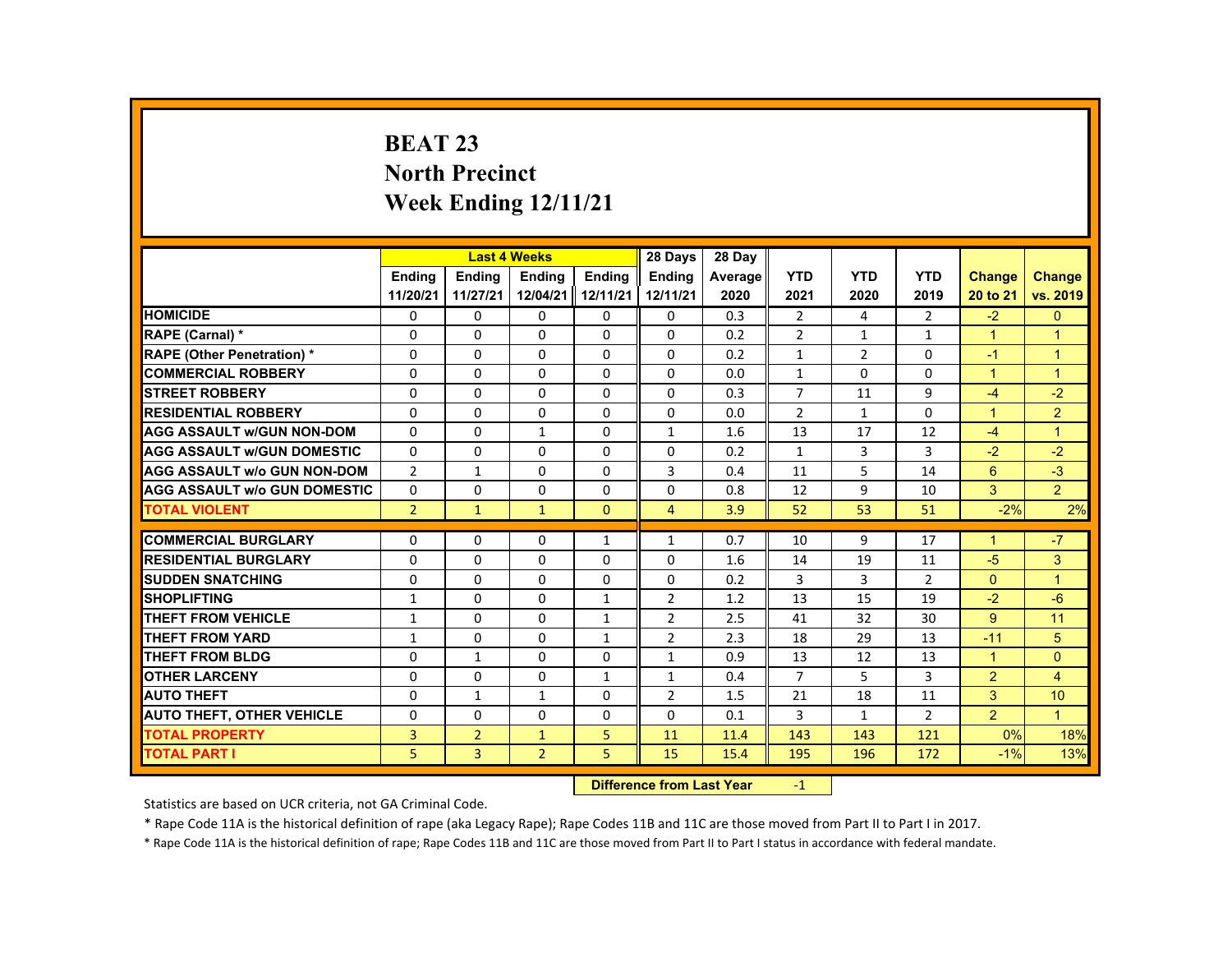# BEAT 23
## North Precinct
## Week Ending 12/11/21

| | Last 4 Weeks | | | | 28 Days | 28 Day | | | | | |
|---|---|---|---|---|---|---|---|---|---|---|---|
| | Ending 11/20/21 | Ending 11/27/21 | Ending 12/04/21 | Ending 12/11/21 | Ending 12/11/21 | Average 2020 | YTD 2021 | YTD 2020 | YTD 2019 | Change 20 to 21 | Change vs. 2019 |
| HOMICIDE | 0 | 0 | 0 | 0 | 0 | 0.3 | 2 | 4 | 2 | -2 | 0 |
| RAPE (Carnal) * | 0 | 0 | 0 | 0 | 0 | 0.2 | 2 | 1 | 1 | 1 | 1 |
| RAPE (Other Penetration) * | 0 | 0 | 0 | 0 | 0 | 0.2 | 1 | 2 | 0 | -1 | 1 |
| COMMERCIAL ROBBERY | 0 | 0 | 0 | 0 | 0 | 0.0 | 1 | 0 | 0 | 1 | 1 |
| STREET ROBBERY | 0 | 0 | 0 | 0 | 0 | 0.3 | 7 | 11 | 9 | -4 | -2 |
| RESIDENTIAL ROBBERY | 0 | 0 | 0 | 0 | 0 | 0.0 | 2 | 1 | 0 | 1 | 2 |
| AGG ASSAULT w/GUN NON-DOM | 0 | 0 | 1 | 0 | 1 | 1.6 | 13 | 17 | 12 | -4 | 1 |
| AGG ASSAULT w/GUN DOMESTIC | 0 | 0 | 0 | 0 | 0 | 0.2 | 1 | 3 | 3 | -2 | -2 |
| AGG ASSAULT w/o GUN NON-DOM | 2 | 1 | 0 | 0 | 3 | 0.4 | 11 | 5 | 14 | 6 | -3 |
| AGG ASSAULT w/o GUN DOMESTIC | 0 | 0 | 0 | 0 | 0 | 0.8 | 12 | 9 | 10 | 3 | 2 |
| TOTAL VIOLENT | 2 | 1 | 1 | 0 | 4 | 3.9 | 52 | 53 | 51 | -2% | 2% |
| COMMERCIAL BURGLARY | 0 | 0 | 0 | 1 | 1 | 0.7 | 10 | 9 | 17 | 1 | -7 |
| RESIDENTIAL BURGLARY | 0 | 0 | 0 | 0 | 0 | 1.6 | 14 | 19 | 11 | -5 | 3 |
| SUDDEN SNATCHING | 0 | 0 | 0 | 0 | 0 | 0.2 | 3 | 3 | 2 | 0 | 1 |
| SHOPLIFTING | 1 | 0 | 0 | 1 | 2 | 1.2 | 13 | 15 | 19 | -2 | -6 |
| THEFT FROM VEHICLE | 1 | 0 | 0 | 1 | 2 | 2.5 | 41 | 32 | 30 | 9 | 11 |
| THEFT FROM YARD | 1 | 0 | 0 | 1 | 2 | 2.3 | 18 | 29 | 13 | -11 | 5 |
| THEFT FROM BLDG | 0 | 1 | 0 | 0 | 1 | 0.9 | 13 | 12 | 13 | 1 | 0 |
| OTHER LARCENY | 0 | 0 | 0 | 1 | 1 | 0.4 | 7 | 5 | 3 | 2 | 4 |
| AUTO THEFT | 0 | 1 | 1 | 0 | 2 | 1.5 | 21 | 18 | 11 | 3 | 10 |
| AUTO THEFT, OTHER VEHICLE | 0 | 0 | 0 | 0 | 0 | 0.1 | 3 | 1 | 2 | 2 | 1 |
| TOTAL PROPERTY | 3 | 2 | 1 | 5 | 11 | 11.4 | 143 | 143 | 121 | 0% | 18% |
| TOTAL PART I | 5 | 3 | 2 | 5 | 15 | 15.4 | 195 | 196 | 172 | -1% | 13% |

| Difference from Last Year | -1 |
|---|---|

Statistics are based on UCR criteria, not GA Criminal Code.

* Rape Code 11A is the historical definition of rape (aka Legacy Rape); Rape Codes 11B and 11C are those moved from Part II to Part I in 2017.

* Rape Code 11A is the historical definition of rape; Rape Codes 11B and 11C are those moved from Part II to Part I status in accordance with federal mandate.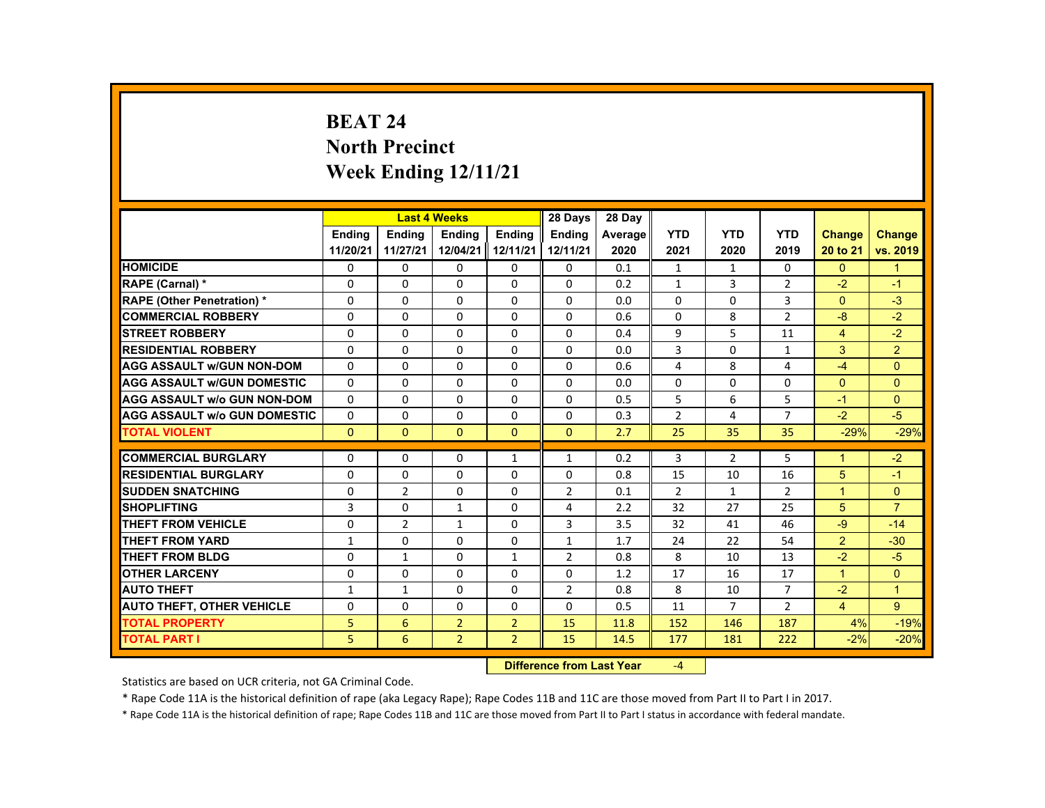# BEAT 24
## North Precinct
## Week Ending 12/11/21

| | Last 4 Weeks | | | | 28 Days | 28 Day | | | | | |
|---|---|---|---|---|---|---|---|---|---|---|---|
| | Ending 11/20/21 | Ending 11/27/21 | Ending 12/04/21 | Ending 12/11/21 | Ending 12/11/21 | Average 2020 | YTD 2021 | YTD 2020 | YTD 2019 | Change 20 to 21 | Change vs. 2019 |
| HOMICIDE | 0 | 0 | 0 | 0 | 0 | 0.1 | 1 | 1 | 0 | 0 | 1 |
| RAPE (Carnal) * | 0 | 0 | 0 | 0 | 0 | 0.2 | 1 | 3 | 2 | -2 | -1 |
| RAPE (Other Penetration) * | 0 | 0 | 0 | 0 | 0 | 0.0 | 0 | 0 | 3 | 0 | -3 |
| COMMERCIAL ROBBERY | 0 | 0 | 0 | 0 | 0 | 0.6 | 0 | 8 | 2 | -8 | -2 |
| STREET ROBBERY | 0 | 0 | 0 | 0 | 0 | 0.4 | 9 | 5 | 11 | 4 | -2 |
| RESIDENTIAL ROBBERY | 0 | 0 | 0 | 0 | 0 | 0.0 | 3 | 0 | 1 | 3 | 2 |
| AGG ASSAULT w/GUN NON-DOM | 0 | 0 | 0 | 0 | 0 | 0.6 | 4 | 8 | 4 | -4 | 0 |
| AGG ASSAULT w/GUN DOMESTIC | 0 | 0 | 0 | 0 | 0 | 0.0 | 0 | 0 | 0 | 0 | 0 |
| AGG ASSAULT w/o GUN NON-DOM | 0 | 0 | 0 | 0 | 0 | 0.5 | 5 | 6 | 5 | -1 | 0 |
| AGG ASSAULT w/o GUN DOMESTIC | 0 | 0 | 0 | 0 | 0 | 0.3 | 2 | 4 | 7 | -2 | -5 |
| TOTAL VIOLENT | 0 | 0 | 0 | 0 | 0 | 2.7 | 25 | 35 | 35 | -29% | -29% |
| COMMERCIAL BURGLARY | 0 | 0 | 0 | 1 | 1 | 0.2 | 3 | 2 | 5 | 1 | -2 |
| RESIDENTIAL BURGLARY | 0 | 0 | 0 | 0 | 0 | 0.8 | 15 | 10 | 16 | 5 | -1 |
| SUDDEN SNATCHING | 0 | 2 | 0 | 0 | 2 | 0.1 | 2 | 1 | 2 | 1 | 0 |
| SHOPLIFTING | 3 | 0 | 1 | 0 | 4 | 2.2 | 32 | 27 | 25 | 5 | 7 |
| THEFT FROM VEHICLE | 0 | 2 | 1 | 0 | 3 | 3.5 | 32 | 41 | 46 | -9 | -14 |
| THEFT FROM YARD | 1 | 0 | 0 | 0 | 1 | 1.7 | 24 | 22 | 54 | 2 | -30 |
| THEFT FROM BLDG | 0 | 1 | 0 | 1 | 2 | 0.8 | 8 | 10 | 13 | -2 | -5 |
| OTHER LARCENY | 0 | 0 | 0 | 0 | 0 | 1.2 | 17 | 16 | 17 | 1 | 0 |
| AUTO THEFT | 1 | 1 | 0 | 0 | 2 | 0.8 | 8 | 10 | 7 | -2 | 1 |
| AUTO THEFT, OTHER VEHICLE | 0 | 0 | 0 | 0 | 0 | 0.5 | 11 | 7 | 2 | 4 | 9 |
| TOTAL PROPERTY | 5 | 6 | 2 | 2 | 15 | 11.8 | 152 | 146 | 187 | 4% | -19% |
| TOTAL PART I | 5 | 6 | 2 | 2 | 15 | 14.5 | 177 | 181 | 222 | -2% | -20% |

**Difference from Last Year** -4

Statistics are based on UCR criteria, not GA Criminal Code.

* Rape Code 11A is the historical definition of rape (aka Legacy Rape); Rape Codes 11B and 11C are those moved from Part II to Part I in 2017.

* Rape Code 11A is the historical definition of rape; Rape Codes 11B and 11C are those moved from Part II to Part I status in accordance with federal mandate.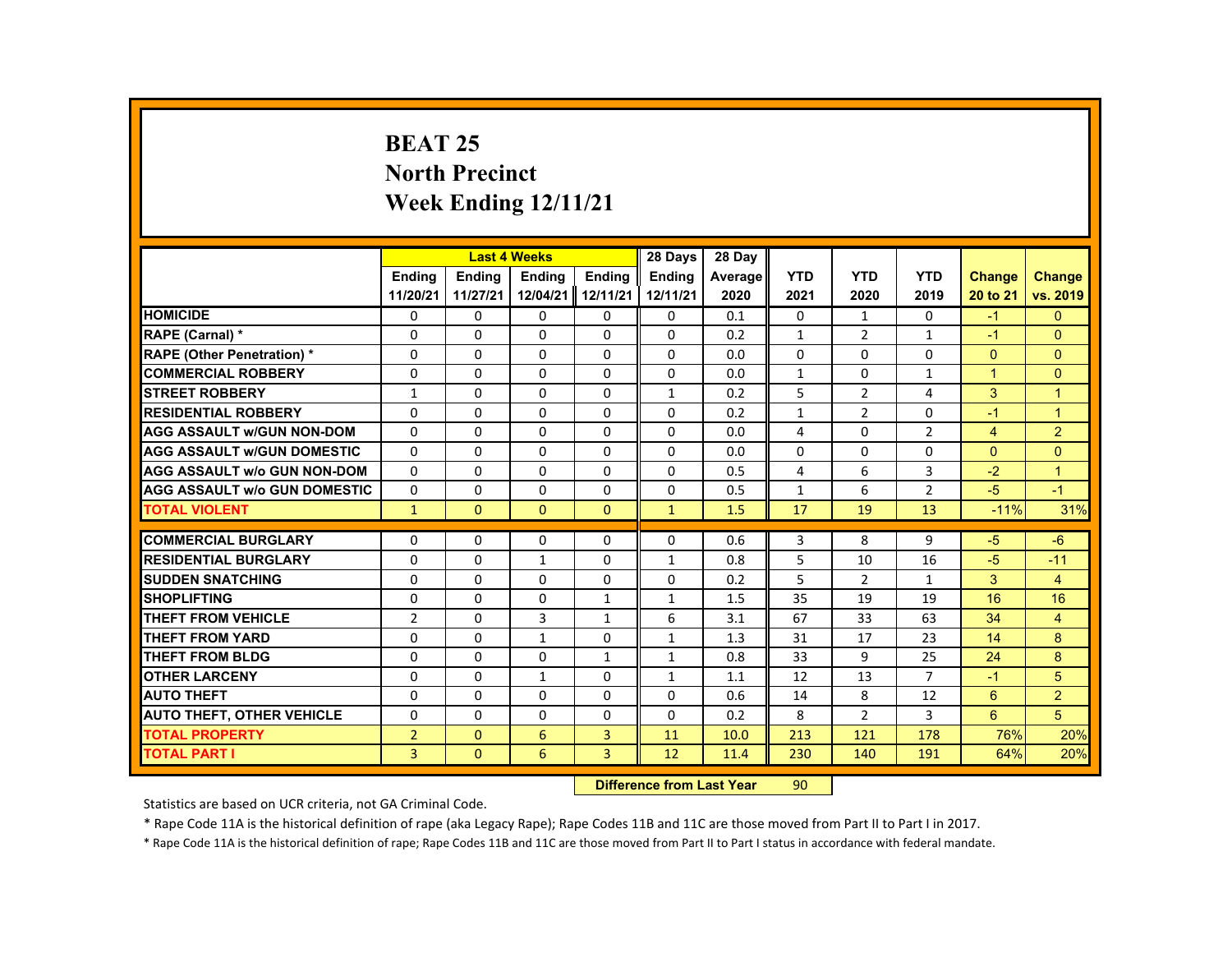# BEAT 25
## North Precinct
## Week Ending 12/11/21

| | Last 4 Weeks | | | | 28 Days | 28 Day | | | | | |
|---|---|---|---|---|---|---|---|---|---|---|---|
| | Ending 11/20/21 | Ending 11/27/21 | Ending 12/04/21 | Ending 12/11/21 | Ending 12/11/21 | Average 2020 | YTD 2021 | YTD 2020 | YTD 2019 | Change 20 to 21 | Change vs. 2019 |
| HOMICIDE | 0 | 0 | 0 | 0 | 0 | 0.1 | 0 | 1 | 0 | -1 | 0 |
| RAPE (Carnal) * | 0 | 0 | 0 | 0 | 0 | 0.2 | 1 | 2 | 1 | -1 | 0 |
| RAPE (Other Penetration) * | 0 | 0 | 0 | 0 | 0 | 0.0 | 0 | 0 | 0 | 0 | 0 |
| COMMERCIAL ROBBERY | 0 | 0 | 0 | 0 | 0 | 0.0 | 1 | 0 | 1 | 1 | 0 |
| STREET ROBBERY | 1 | 0 | 0 | 0 | 1 | 0.2 | 5 | 2 | 4 | 3 | 1 |
| RESIDENTIAL ROBBERY | 0 | 0 | 0 | 0 | 0 | 0.2 | 1 | 2 | 0 | -1 | 1 |
| AGG ASSAULT w/GUN NON-DOM | 0 | 0 | 0 | 0 | 0 | 0.0 | 4 | 0 | 2 | 4 | 2 |
| AGG ASSAULT w/GUN DOMESTIC | 0 | 0 | 0 | 0 | 0 | 0.0 | 0 | 0 | 0 | 0 | 0 |
| AGG ASSAULT w/o GUN NON-DOM | 0 | 0 | 0 | 0 | 0 | 0.5 | 4 | 6 | 3 | -2 | 1 |
| AGG ASSAULT w/o GUN DOMESTIC | 0 | 0 | 0 | 0 | 0 | 0.5 | 1 | 6 | 2 | -5 | -1 |
| TOTAL VIOLENT | 1 | 0 | 0 | 0 | 1 | 1.5 | 17 | 19 | 13 | -11% | 31% |
| COMMERCIAL BURGLARY | 0 | 0 | 0 | 0 | 0 | 0.6 | 3 | 8 | 9 | -5 | -6 |
| RESIDENTIAL BURGLARY | 0 | 0 | 1 | 0 | 1 | 0.8 | 5 | 10 | 16 | -5 | -11 |
| SUDDEN SNATCHING | 0 | 0 | 0 | 0 | 0 | 0.2 | 5 | 2 | 1 | 3 | 4 |
| SHOPLIFTING | 0 | 0 | 0 | 1 | 1 | 1.5 | 35 | 19 | 19 | 16 | 16 |
| THEFT FROM VEHICLE | 2 | 0 | 3 | 1 | 6 | 3.1 | 67 | 33 | 63 | 34 | 4 |
| THEFT FROM YARD | 0 | 0 | 1 | 0 | 1 | 1.3 | 31 | 17 | 23 | 14 | 8 |
| THEFT FROM BLDG | 0 | 0 | 0 | 1 | 1 | 0.8 | 33 | 9 | 25 | 24 | 8 |
| OTHER LARCENY | 0 | 0 | 1 | 0 | 1 | 1.1 | 12 | 13 | 7 | -1 | 5 |
| AUTO THEFT | 0 | 0 | 0 | 0 | 0 | 0.6 | 14 | 8 | 12 | 6 | 2 |
| AUTO THEFT, OTHER VEHICLE | 0 | 0 | 0 | 0 | 0 | 0.2 | 8 | 2 | 3 | 6 | 5 |
| TOTAL PROPERTY | 2 | 0 | 6 | 3 | 11 | 10.0 | 213 | 121 | 178 | 76% | 20% |
| TOTAL PART I | 3 | 0 | 6 | 3 | 12 | 11.4 | 230 | 140 | 191 | 64% | 20% |

**Difference from Last Year** 90

Statistics are based on UCR criteria, not GA Criminal Code.

* Rape Code 11A is the historical definition of rape (aka Legacy Rape); Rape Codes 11B and 11C are those moved from Part II to Part I in 2017.

* Rape Code 11A is the historical definition of rape; Rape Codes 11B and 11C are those moved from Part II to Part I status in accordance with federal mandate.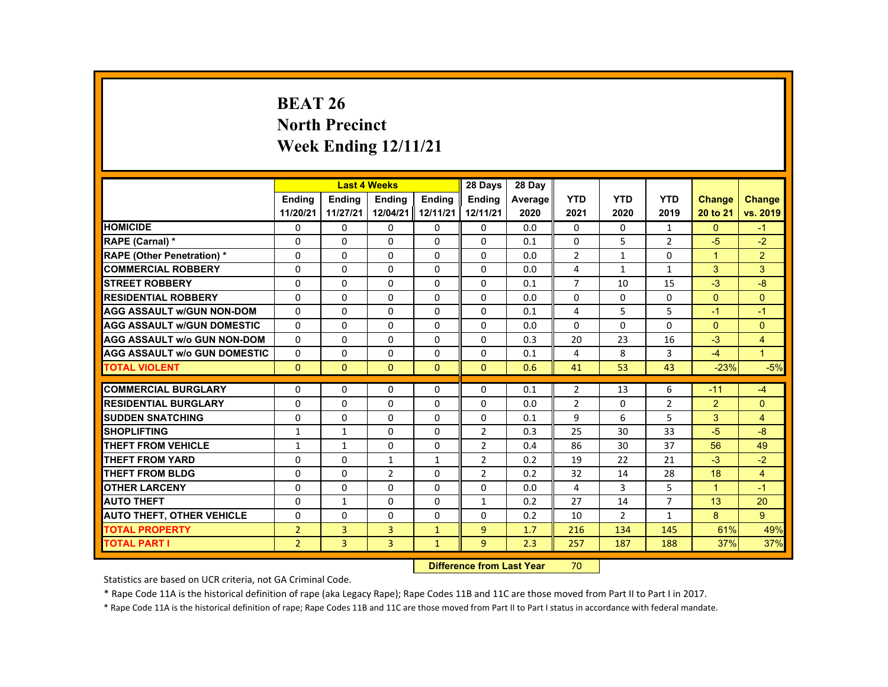# BEAT 26
## North Precinct
## Week Ending 12/11/21

| | Last 4 Weeks | | | | 28 Days | 28 Day | | | | | |
|---|---|---|---|---|---|---|---|---|---|---|---|
| | Ending 11/20/21 | Ending 11/27/21 | Ending 12/04/21 | Ending 12/11/21 | Ending 12/11/21 | Average 2020 | YTD 2021 | YTD 2020 | YTD 2019 | Change 20 to 21 | Change vs. 2019 |
| HOMICIDE | 0 | 0 | 0 | 0 | 0 | 0.0 | 0 | 0 | 1 | 0 | -1 |
| RAPE (Carnal) * | 0 | 0 | 0 | 0 | 0 | 0.1 | 0 | 5 | 2 | -5 | -2 |
| RAPE (Other Penetration) * | 0 | 0 | 0 | 0 | 0 | 0.0 | 2 | 1 | 0 | 1 | 2 |
| COMMERCIAL ROBBERY | 0 | 0 | 0 | 0 | 0 | 0.0 | 4 | 1 | 1 | 3 | 3 |
| STREET ROBBERY | 0 | 0 | 0 | 0 | 0 | 0.1 | 7 | 10 | 15 | -3 | -8 |
| RESIDENTIAL ROBBERY | 0 | 0 | 0 | 0 | 0 | 0.0 | 0 | 0 | 0 | 0 | 0 |
| AGG ASSAULT w/GUN NON-DOM | 0 | 0 | 0 | 0 | 0 | 0.1 | 4 | 5 | 5 | -1 | -1 |
| AGG ASSAULT w/GUN DOMESTIC | 0 | 0 | 0 | 0 | 0 | 0.0 | 0 | 0 | 0 | 0 | 0 |
| AGG ASSAULT w/o GUN NON-DOM | 0 | 0 | 0 | 0 | 0 | 0.3 | 20 | 23 | 16 | -3 | 4 |
| AGG ASSAULT w/o GUN DOMESTIC | 0 | 0 | 0 | 0 | 0 | 0.1 | 4 | 8 | 3 | -4 | 1 |
| TOTAL VIOLENT | 0 | 0 | 0 | 0 | 0 | 0.6 | 41 | 53 | 43 | -23% | -5% |
| COMMERCIAL BURGLARY | 0 | 0 | 0 | 0 | 0 | 0.1 | 2 | 13 | 6 | -11 | -4 |
| RESIDENTIAL BURGLARY | 0 | 0 | 0 | 0 | 0 | 0.0 | 2 | 0 | 2 | 2 | 0 |
| SUDDEN SNATCHING | 0 | 0 | 0 | 0 | 0 | 0.1 | 9 | 6 | 5 | 3 | 4 |
| SHOPLIFTING | 1 | 1 | 0 | 0 | 2 | 0.3 | 25 | 30 | 33 | -5 | -8 |
| THEFT FROM VEHICLE | 1 | 1 | 0 | 0 | 2 | 0.4 | 86 | 30 | 37 | 56 | 49 |
| THEFT FROM YARD | 0 | 0 | 1 | 1 | 2 | 0.2 | 19 | 22 | 21 | -3 | -2 |
| THEFT FROM BLDG | 0 | 0 | 2 | 0 | 2 | 0.2 | 32 | 14 | 28 | 18 | 4 |
| OTHER LARCENY | 0 | 0 | 0 | 0 | 0 | 0.0 | 4 | 3 | 5 | 1 | -1 |
| AUTO THEFT | 0 | 1 | 0 | 0 | 1 | 0.2 | 27 | 14 | 7 | 13 | 20 |
| AUTO THEFT, OTHER VEHICLE | 0 | 0 | 0 | 0 | 0 | 0.2 | 10 | 2 | 1 | 8 | 9 |
| TOTAL PROPERTY | 2 | 3 | 3 | 1 | 9 | 1.7 | 216 | 134 | 145 | 61% | 49% |
| TOTAL PART I | 2 | 3 | 3 | 1 | 9 | 2.3 | 257 | 187 | 188 | 37% | 37% |

**Difference from Last Year** 70

Statistics are based on UCR criteria, not GA Criminal Code.

* Rape Code 11A is the historical definition of rape (aka Legacy Rape); Rape Codes 11B and 11C are those moved from Part II to Part I in 2017.

* Rape Code 11A is the historical definition of rape; Rape Codes 11B and 11C are those moved from Part II to Part I status in accordance with federal mandate.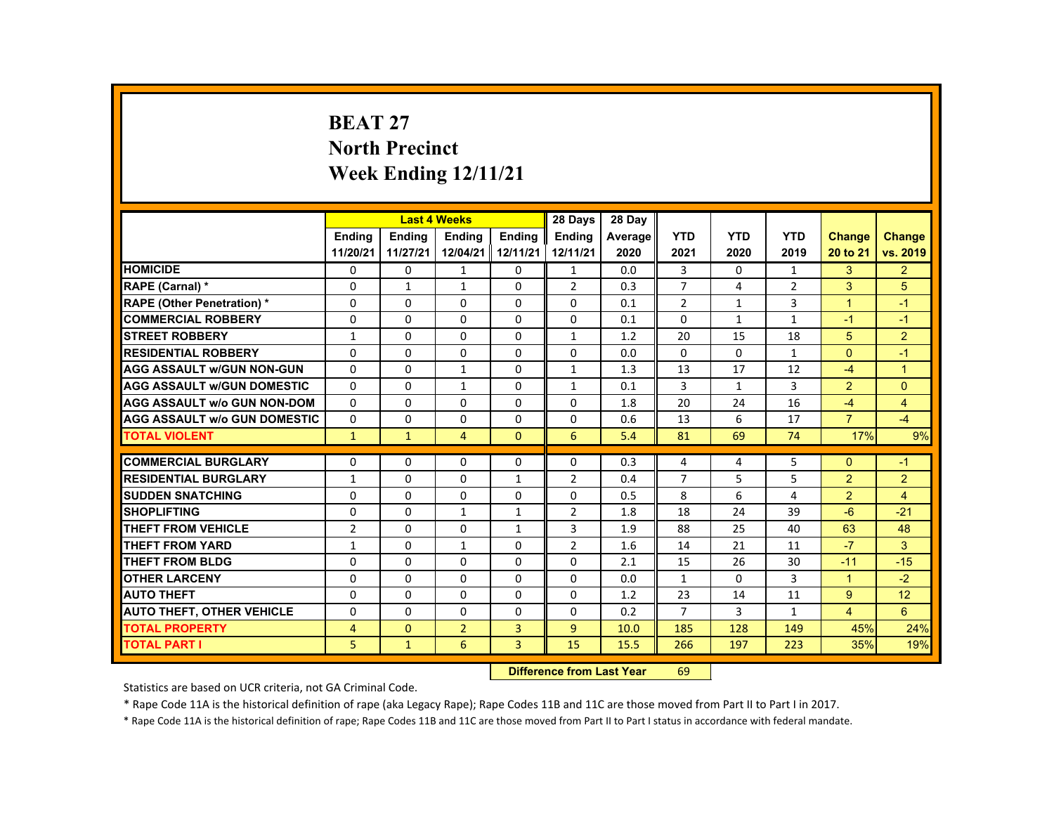# BEAT 27
# North Precinct
# Week Ending 12/11/21

| | Last 4 Weeks | | | | 28 Days | 28 Day | | | | | |
|---|---|---|---|---|---|---|---|---|---|---|---|
| | Ending 11/20/21 | Ending 11/27/21 | Ending 12/04/21 | Ending 12/11/21 | Ending 12/11/21 | Average 2020 | YTD 2021 | YTD 2020 | YTD 2019 | Change 20 to 21 | Change vs. 2019 |
| HOMICIDE | 0 | 0 | 1 | 0 | 1 | 0.0 | 3 | 0 | 1 | 3 | 2 |
| RAPE (Carnal) * | 0 | 1 | 1 | 0 | 2 | 0.3 | 7 | 4 | 2 | 3 | 5 |
| RAPE (Other Penetration) * | 0 | 0 | 0 | 0 | 0 | 0.1 | 2 | 1 | 3 | 1 | -1 |
| COMMERCIAL ROBBERY | 0 | 0 | 0 | 0 | 0 | 0.1 | 0 | 1 | 1 | -1 | -1 |
| STREET ROBBERY | 1 | 0 | 0 | 0 | 1 | 1.2 | 20 | 15 | 18 | 5 | 2 |
| RESIDENTIAL ROBBERY | 0 | 0 | 0 | 0 | 0 | 0.0 | 0 | 0 | 1 | 0 | -1 |
| AGG ASSAULT w/GUN NON-GUN | 0 | 0 | 1 | 0 | 1 | 1.3 | 13 | 17 | 12 | -4 | 1 |
| AGG ASSAULT w/GUN DOMESTIC | 0 | 0 | 1 | 0 | 1 | 0.1 | 3 | 1 | 3 | 2 | 0 |
| AGG ASSAULT w/o GUN NON-DOM | 0 | 0 | 0 | 0 | 0 | 1.8 | 20 | 24 | 16 | -4 | 4 |
| AGG ASSAULT w/o GUN DOMESTIC | 0 | 0 | 0 | 0 | 0 | 0.6 | 13 | 6 | 17 | 7 | -4 |
| TOTAL VIOLENT | 1 | 1 | 4 | 0 | 6 | 5.4 | 81 | 69 | 74 | 17% | 9% |
| COMMERCIAL BURGLARY | 0 | 0 | 0 | 0 | 0 | 0.3 | 4 | 4 | 5 | 0 | -1 |
| RESIDENTIAL BURGLARY | 1 | 0 | 0 | 1 | 2 | 0.4 | 7 | 5 | 5 | 2 | 2 |
| SUDDEN SNATCHING | 0 | 0 | 0 | 0 | 0 | 0.5 | 8 | 6 | 4 | 2 | 4 |
| SHOPLIFTING | 0 | 0 | 1 | 1 | 2 | 1.8 | 18 | 24 | 39 | -6 | -21 |
| THEFT FROM VEHICLE | 2 | 0 | 0 | 1 | 3 | 1.9 | 88 | 25 | 40 | 63 | 48 |
| THEFT FROM YARD | 1 | 0 | 1 | 0 | 2 | 1.6 | 14 | 21 | 11 | -7 | 3 |
| THEFT FROM BLDG | 0 | 0 | 0 | 0 | 0 | 2.1 | 15 | 26 | 30 | -11 | -15 |
| OTHER LARCENY | 0 | 0 | 0 | 0 | 0 | 0.0 | 1 | 0 | 3 | 1 | -2 |
| AUTO THEFT | 0 | 0 | 0 | 0 | 0 | 1.2 | 23 | 14 | 11 | 9 | 12 |
| AUTO THEFT, OTHER VEHICLE | 0 | 0 | 0 | 0 | 0 | 0.2 | 7 | 3 | 1 | 4 | 6 |
| TOTAL PROPERTY | 4 | 0 | 2 | 3 | 9 | 10.0 | 185 | 128 | 149 | 45% | 24% |
| TOTAL PART I | 5 | 1 | 6 | 3 | 15 | 15.5 | 266 | 197 | 223 | 35% | 19% |

**Difference from Last Year** 69

Statistics are based on UCR criteria, not GA Criminal Code.

* Rape Code 11A is the historical definition of rape (aka Legacy Rape); Rape Codes 11B and 11C are those moved from Part II to Part I in 2017.

* Rape Code 11A is the historical definition of rape; Rape Codes 11B and 11C are those moved from Part II to Part I status in accordance with federal mandate.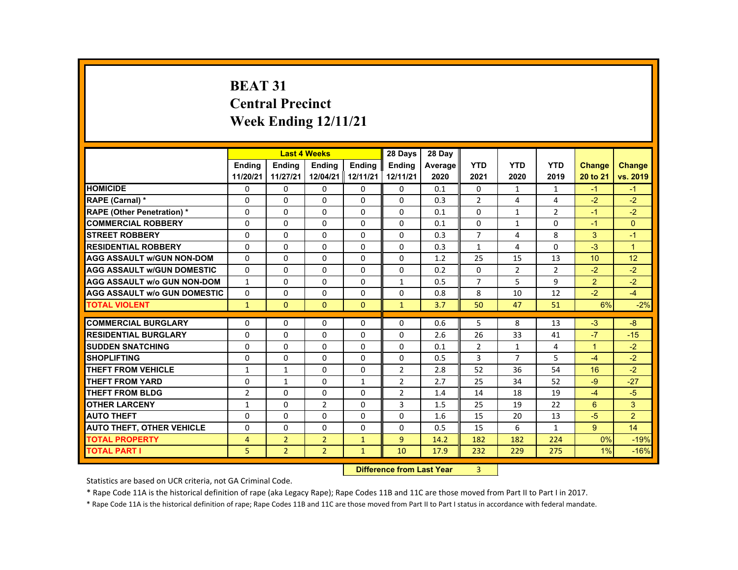# BEAT 31
## Central Precinct
## Week Ending 12/11/21

| | Last 4 Weeks | | | | 28 Days | 28 Day | | | | | |
|---|---|---|---|---|---|---|---|---|---|---|---|
| | Ending 11/20/21 | Ending 11/27/21 | Ending 12/04/21 | Ending 12/11/21 | Ending 12/11/21 | Average 2020 | YTD 2021 | YTD 2020 | YTD 2019 | Change 20 to 21 | Change vs. 2019 |
| HOMICIDE | 0 | 0 | 0 | 0 | 0 | 0.1 | 0 | 1 | 1 | -1 | -1 |
| RAPE (Carnal) * | 0 | 0 | 0 | 0 | 0 | 0.3 | 2 | 4 | 4 | -2 | -2 |
| RAPE (Other Penetration) * | 0 | 0 | 0 | 0 | 0 | 0.1 | 0 | 1 | 2 | -1 | -2 |
| COMMERCIAL ROBBERY | 0 | 0 | 0 | 0 | 0 | 0.1 | 0 | 1 | 0 | -1 | 0 |
| STREET ROBBERY | 0 | 0 | 0 | 0 | 0 | 0.3 | 7 | 4 | 8 | 3 | -1 |
| RESIDENTIAL ROBBERY | 0 | 0 | 0 | 0 | 0 | 0.3 | 1 | 4 | 0 | -3 | 1 |
| AGG ASSAULT w/GUN NON-DOM | 0 | 0 | 0 | 0 | 0 | 1.2 | 25 | 15 | 13 | 10 | 12 |
| AGG ASSAULT w/GUN DOMESTIC | 0 | 0 | 0 | 0 | 0 | 0.2 | 0 | 2 | 2 | -2 | -2 |
| AGG ASSAULT w/o GUN NON-DOM | 1 | 0 | 0 | 0 | 1 | 0.5 | 7 | 5 | 9 | 2 | -2 |
| AGG ASSAULT w/o GUN DOMESTIC | 0 | 0 | 0 | 0 | 0 | 0.8 | 8 | 10 | 12 | -2 | -4 |
| TOTAL VIOLENT | 1 | 0 | 0 | 0 | 1 | 3.7 | 50 | 47 | 51 | 6% | -2% |
| COMMERCIAL BURGLARY | 0 | 0 | 0 | 0 | 0 | 0.6 | 5 | 8 | 13 | -3 | -8 |
| RESIDENTIAL BURGLARY | 0 | 0 | 0 | 0 | 0 | 2.6 | 26 | 33 | 41 | -7 | -15 |
| SUDDEN SNATCHING | 0 | 0 | 0 | 0 | 0 | 0.1 | 2 | 1 | 4 | 1 | -2 |
| SHOPLIFTING | 0 | 0 | 0 | 0 | 0 | 0.5 | 3 | 7 | 5 | -4 | -2 |
| THEFT FROM VEHICLE | 1 | 1 | 0 | 0 | 2 | 2.8 | 52 | 36 | 54 | 16 | -2 |
| THEFT FROM YARD | 0 | 1 | 0 | 1 | 2 | 2.7 | 25 | 34 | 52 | -9 | -27 |
| THEFT FROM BLDG | 2 | 0 | 0 | 0 | 2 | 1.4 | 14 | 18 | 19 | -4 | -5 |
| OTHER LARCENY | 1 | 0 | 2 | 0 | 3 | 1.5 | 25 | 19 | 22 | 6 | 3 |
| AUTO THEFT | 0 | 0 | 0 | 0 | 0 | 1.6 | 15 | 20 | 13 | -5 | 2 |
| AUTO THEFT, OTHER VEHICLE | 0 | 0 | 0 | 0 | 0 | 0.5 | 15 | 6 | 1 | 9 | 14 |
| TOTAL PROPERTY | 4 | 2 | 2 | 1 | 9 | 14.2 | 182 | 182 | 224 | 0% | -19% |
| TOTAL PART I | 5 | 2 | 2 | 1 | 10 | 17.9 | 232 | 229 | 275 | 1% | -16% |

**Difference from Last Year** 3

Statistics are based on UCR criteria, not GA Criminal Code.

* Rape Code 11A is the historical definition of rape (aka Legacy Rape); Rape Codes 11B and 11C are those moved from Part II to Part I in 2017.

* Rape Code 11A is the historical definition of rape; Rape Codes 11B and 11C are those moved from Part II to Part I status in accordance with federal mandate.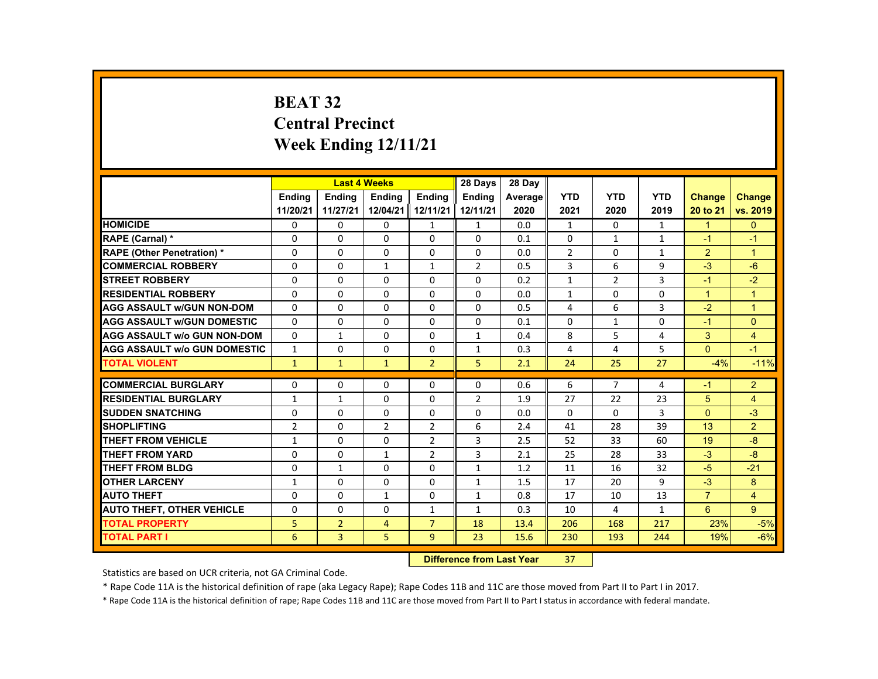# BEAT 32
## Central Precinct
## Week Ending 12/11/21

| | Last 4 Weeks | | | | 28 Days | 28 Day | | | | | |
|---|---|---|---|---|---|---|---|---|---|---|---|
| | Ending 11/20/21 | Ending 11/27/21 | Ending 12/04/21 | Ending 12/11/21 | Ending 12/11/21 | Average 2020 | YTD 2021 | YTD 2020 | YTD 2019 | Change 20 to 21 | Change vs. 2019 |
| HOMICIDE | 0 | 0 | 0 | 1 | 1 | 0.0 | 1 | 0 | 1 | 1 | 0 |
| RAPE (Carnal) * | 0 | 0 | 0 | 0 | 0 | 0.1 | 0 | 1 | 1 | -1 | -1 |
| RAPE (Other Penetration) * | 0 | 0 | 0 | 0 | 0 | 0.0 | 2 | 0 | 1 | 2 | 1 |
| COMMERCIAL ROBBERY | 0 | 0 | 1 | 1 | 2 | 0.5 | 3 | 6 | 9 | -3 | -6 |
| STREET ROBBERY | 0 | 0 | 0 | 0 | 0 | 0.2 | 1 | 2 | 3 | -1 | -2 |
| RESIDENTIAL ROBBERY | 0 | 0 | 0 | 0 | 0 | 0.0 | 1 | 0 | 0 | 1 | 1 |
| AGG ASSAULT w/GUN NON-DOM | 0 | 0 | 0 | 0 | 0 | 0.5 | 4 | 6 | 3 | -2 | 1 |
| AGG ASSAULT w/GUN DOMESTIC | 0 | 0 | 0 | 0 | 0 | 0.1 | 0 | 1 | 0 | -1 | 0 |
| AGG ASSAULT w/o GUN NON-DOM | 0 | 1 | 0 | 0 | 1 | 0.4 | 8 | 5 | 4 | 3 | 4 |
| AGG ASSAULT w/o GUN DOMESTIC | 1 | 0 | 0 | 0 | 1 | 0.3 | 4 | 4 | 5 | 0 | -1 |
| TOTAL VIOLENT | 1 | 1 | 1 | 2 | 5 | 2.1 | 24 | 25 | 27 | -4% | -11% |
| COMMERCIAL BURGLARY | 0 | 0 | 0 | 0 | 0 | 0.6 | 6 | 7 | 4 | -1 | 2 |
| RESIDENTIAL BURGLARY | 1 | 1 | 0 | 0 | 2 | 1.9 | 27 | 22 | 23 | 5 | 4 |
| SUDDEN SNATCHING | 0 | 0 | 0 | 0 | 0 | 0.0 | 0 | 0 | 3 | 0 | -3 |
| SHOPLIFTING | 2 | 0 | 2 | 2 | 6 | 2.4 | 41 | 28 | 39 | 13 | 2 |
| THEFT FROM VEHICLE | 1 | 0 | 0 | 2 | 3 | 2.5 | 52 | 33 | 60 | 19 | -8 |
| THEFT FROM YARD | 0 | 0 | 1 | 2 | 3 | 2.1 | 25 | 28 | 33 | -3 | -8 |
| THEFT FROM BLDG | 0 | 1 | 0 | 0 | 1 | 1.2 | 11 | 16 | 32 | -5 | -21 |
| OTHER LARCENY | 1 | 0 | 0 | 0 | 1 | 1.5 | 17 | 20 | 9 | -3 | 8 |
| AUTO THEFT | 0 | 0 | 1 | 0 | 1 | 0.8 | 17 | 10 | 13 | 7 | 4 |
| AUTO THEFT, OTHER VEHICLE | 0 | 0 | 0 | 1 | 1 | 0.3 | 10 | 4 | 1 | 6 | 9 |
| TOTAL PROPERTY | 5 | 2 | 4 | 7 | 18 | 13.4 | 206 | 168 | 217 | 23% | -5% |
| TOTAL PART I | 6 | 3 | 5 | 9 | 23 | 15.6 | 230 | 193 | 244 | 19% | -6% |

**Difference from Last Year** 37

Statistics are based on UCR criteria, not GA Criminal Code.

* Rape Code 11A is the historical definition of rape (aka Legacy Rape); Rape Codes 11B and 11C are those moved from Part II to Part I in 2017.

* Rape Code 11A is the historical definition of rape; Rape Codes 11B and 11C are those moved from Part II to Part I status in accordance with federal mandate.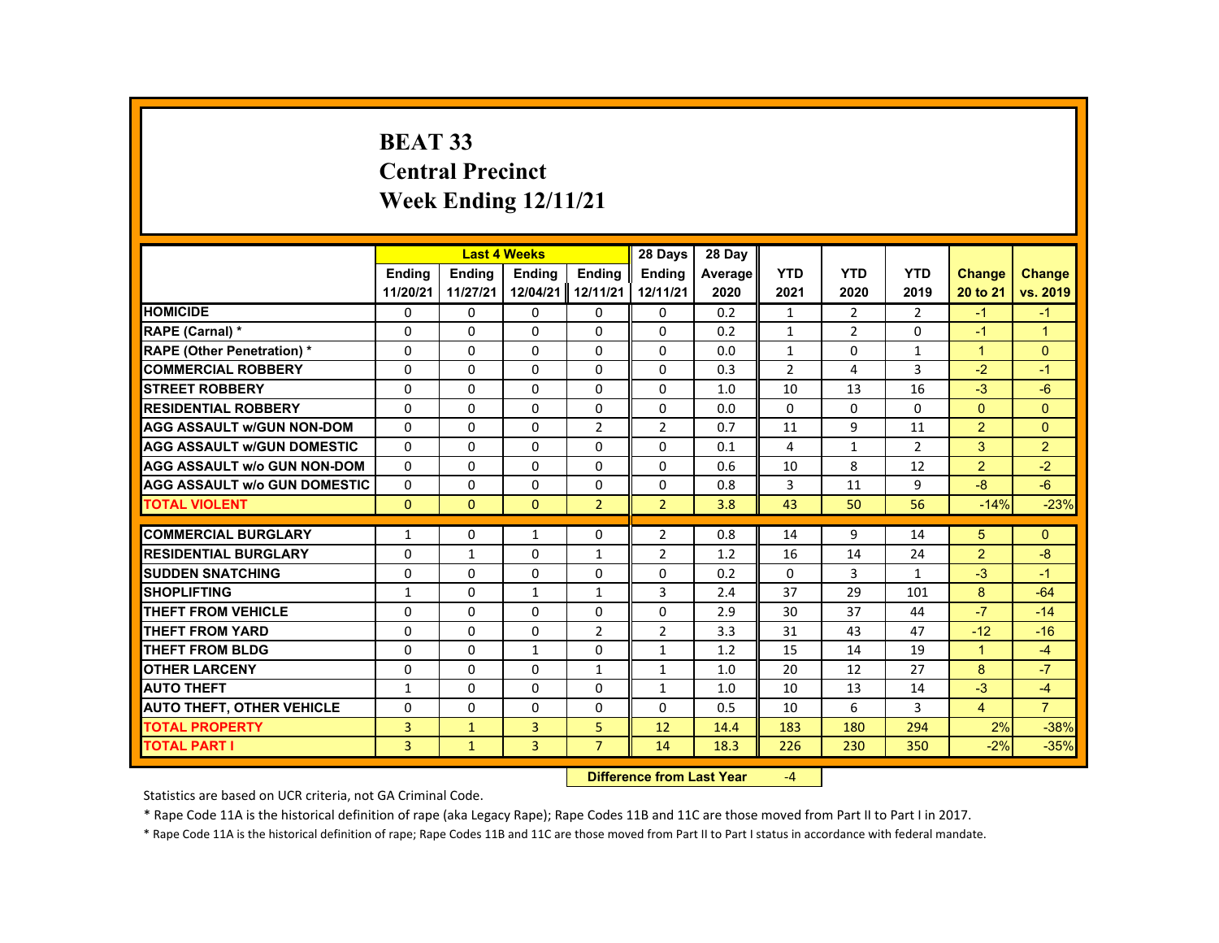# BEAT 33
## Central Precinct
## Week Ending 12/11/21

| | Last 4 Weeks | | | | 28 Days | 28 Day | | | | | |
|---|---|---|---|---|---|---|---|---|---|---|---|
| | Ending 11/20/21 | Ending 11/27/21 | Ending 12/04/21 | Ending 12/11/21 | Ending 12/11/21 | Average 2020 | YTD 2021 | YTD 2020 | YTD 2019 | Change 20 to 21 | Change vs. 2019 |
| HOMICIDE | 0 | 0 | 0 | 0 | 0 | 0.2 | 1 | 2 | 2 | -1 | -1 |
| RAPE (Carnal) * | 0 | 0 | 0 | 0 | 0 | 0.2 | 1 | 2 | 0 | -1 | 1 |
| RAPE (Other Penetration) * | 0 | 0 | 0 | 0 | 0 | 0.0 | 1 | 0 | 1 | 1 | 0 |
| COMMERCIAL ROBBERY | 0 | 0 | 0 | 0 | 0 | 0.3 | 2 | 4 | 3 | -2 | -1 |
| STREET ROBBERY | 0 | 0 | 0 | 0 | 0 | 1.0 | 10 | 13 | 16 | -3 | -6 |
| RESIDENTIAL ROBBERY | 0 | 0 | 0 | 0 | 0 | 0.0 | 0 | 0 | 0 | 0 | 0 |
| AGG ASSAULT w/GUN NON-DOM | 0 | 0 | 0 | 2 | 2 | 0.7 | 11 | 9 | 11 | 2 | 0 |
| AGG ASSAULT w/GUN DOMESTIC | 0 | 0 | 0 | 0 | 0 | 0.1 | 4 | 1 | 2 | 3 | 2 |
| AGG ASSAULT w/o GUN NON-DOM | 0 | 0 | 0 | 0 | 0 | 0.6 | 10 | 8 | 12 | 2 | -2 |
| AGG ASSAULT w/o GUN DOMESTIC | 0 | 0 | 0 | 0 | 0 | 0.8 | 3 | 11 | 9 | -8 | -6 |
| TOTAL VIOLENT | 0 | 0 | 0 | 2 | 2 | 3.8 | 43 | 50 | 56 | -14% | -23% |
| COMMERCIAL BURGLARY | 1 | 0 | 1 | 0 | 2 | 0.8 | 14 | 9 | 14 | 5 | 0 |
| RESIDENTIAL BURGLARY | 0 | 1 | 0 | 1 | 2 | 1.2 | 16 | 14 | 24 | 2 | -8 |
| SUDDEN SNATCHING | 0 | 0 | 0 | 0 | 0 | 0.2 | 0 | 3 | 1 | -3 | -1 |
| SHOPLIFTING | 1 | 0 | 1 | 1 | 3 | 2.4 | 37 | 29 | 101 | 8 | -64 |
| THEFT FROM VEHICLE | 0 | 0 | 0 | 0 | 0 | 2.9 | 30 | 37 | 44 | -7 | -14 |
| THEFT FROM YARD | 0 | 0 | 0 | 2 | 2 | 3.3 | 31 | 43 | 47 | -12 | -16 |
| THEFT FROM BLDG | 0 | 0 | 1 | 0 | 1 | 1.2 | 15 | 14 | 19 | 1 | -4 |
| OTHER LARCENY | 0 | 0 | 0 | 1 | 1 | 1.0 | 20 | 12 | 27 | 8 | -7 |
| AUTO THEFT | 1 | 0 | 0 | 0 | 1 | 1.0 | 10 | 13 | 14 | -3 | -4 |
| AUTO THEFT, OTHER VEHICLE | 0 | 0 | 0 | 0 | 0 | 0.5 | 10 | 6 | 3 | 4 | 7 |
| TOTAL PROPERTY | 3 | 1 | 3 | 5 | 12 | 14.4 | 183 | 180 | 294 | 2% | -38% |
| TOTAL PART I | 3 | 1 | 3 | 7 | 14 | 18.3 | 226 | 230 | 350 | -2% | -35% |

**Difference from Last Year** -4

Statistics are based on UCR criteria, not GA Criminal Code.

* Rape Code 11A is the historical definition of rape (aka Legacy Rape); Rape Codes 11B and 11C are those moved from Part II to Part I in 2017.

* Rape Code 11A is the historical definition of rape; Rape Codes 11B and 11C are those moved from Part II to Part I status in accordance with federal mandate.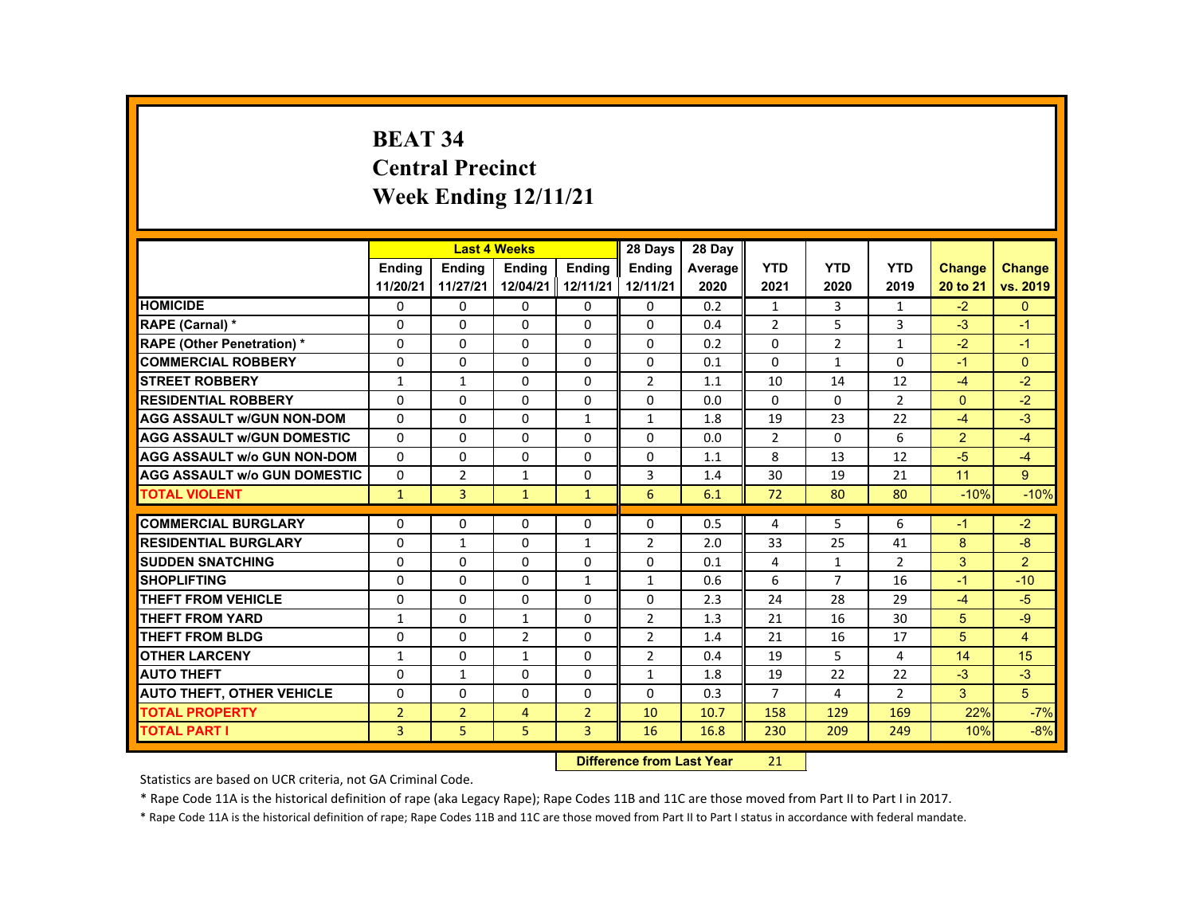# BEAT 34
# Central Precinct
# Week Ending 12/11/21

| | Last 4 Weeks | | | | 28 Days | 28 Day | | | | | |
|---|---|---|---|---|---|---|---|---|---|---|---|
| | Ending 11/20/21 | Ending 11/27/21 | Ending 12/04/21 | Ending 12/11/21 | Ending 12/11/21 | Average 2020 | YTD 2021 | YTD 2020 | YTD 2019 | Change 20 to 21 | Change vs. 2019 |
| HOMICIDE | 0 | 0 | 0 | 0 | 0 | 0.2 | 1 | 3 | 1 | -2 | 0 |
| RAPE (Carnal) * | 0 | 0 | 0 | 0 | 0 | 0.4 | 2 | 5 | 3 | -3 | -1 |
| RAPE (Other Penetration) * | 0 | 0 | 0 | 0 | 0 | 0.2 | 0 | 2 | 1 | -2 | -1 |
| COMMERCIAL ROBBERY | 0 | 0 | 0 | 0 | 0 | 0.1 | 0 | 1 | 0 | -1 | 0 |
| STREET ROBBERY | 1 | 1 | 0 | 0 | 2 | 1.1 | 10 | 14 | 12 | -4 | -2 |
| RESIDENTIAL ROBBERY | 0 | 0 | 0 | 0 | 0 | 0.0 | 0 | 0 | 2 | 0 | -2 |
| AGG ASSAULT w/GUN NON-DOM | 0 | 0 | 0 | 1 | 1 | 1.8 | 19 | 23 | 22 | -4 | -3 |
| AGG ASSAULT w/GUN DOMESTIC | 0 | 0 | 0 | 0 | 0 | 0.0 | 2 | 0 | 6 | 2 | -4 |
| AGG ASSAULT w/o GUN NON-DOM | 0 | 0 | 0 | 0 | 0 | 1.1 | 8 | 13 | 12 | -5 | -4 |
| AGG ASSAULT w/o GUN DOMESTIC | 0 | 2 | 1 | 0 | 3 | 1.4 | 30 | 19 | 21 | 11 | 9 |
| TOTAL VIOLENT | 1 | 3 | 1 | 1 | 6 | 6.1 | 72 | 80 | 80 | -10% | -10% |
| COMMERCIAL BURGLARY | 0 | 0 | 0 | 0 | 0 | 0.5 | 4 | 5 | 6 | -1 | -2 |
| RESIDENTIAL BURGLARY | 0 | 1 | 0 | 1 | 2 | 2.0 | 33 | 25 | 41 | 8 | -8 |
| SUDDEN SNATCHING | 0 | 0 | 0 | 0 | 0 | 0.1 | 4 | 1 | 2 | 3 | 2 |
| SHOPLIFTING | 0 | 0 | 0 | 1 | 1 | 0.6 | 6 | 7 | 16 | -1 | -10 |
| THEFT FROM VEHICLE | 0 | 0 | 0 | 0 | 0 | 2.3 | 24 | 28 | 29 | -4 | -5 |
| THEFT FROM YARD | 1 | 0 | 1 | 0 | 2 | 1.3 | 21 | 16 | 30 | 5 | -9 |
| THEFT FROM BLDG | 0 | 0 | 2 | 0 | 2 | 1.4 | 21 | 16 | 17 | 5 | 4 |
| OTHER LARCENY | 1 | 0 | 1 | 0 | 2 | 0.4 | 19 | 5 | 4 | 14 | 15 |
| AUTO THEFT | 0 | 1 | 0 | 0 | 1 | 1.8 | 19 | 22 | 22 | -3 | -3 |
| AUTO THEFT, OTHER VEHICLE | 0 | 0 | 0 | 0 | 0 | 0.3 | 7 | 4 | 2 | 3 | 5 |
| TOTAL PROPERTY | 2 | 2 | 4 | 2 | 10 | 10.7 | 158 | 129 | 169 | 22% | -7% |
| TOTAL PART I | 3 | 5 | 5 | 3 | 16 | 16.8 | 230 | 209 | 249 | 10% | -8% |

**Difference from Last Year** 21

Statistics are based on UCR criteria, not GA Criminal Code.

* Rape Code 11A is the historical definition of rape (aka Legacy Rape); Rape Codes 11B and 11C are those moved from Part II to Part I in 2017.

* Rape Code 11A is the historical definition of rape; Rape Codes 11B and 11C are those moved from Part II to Part I status in accordance with federal mandate.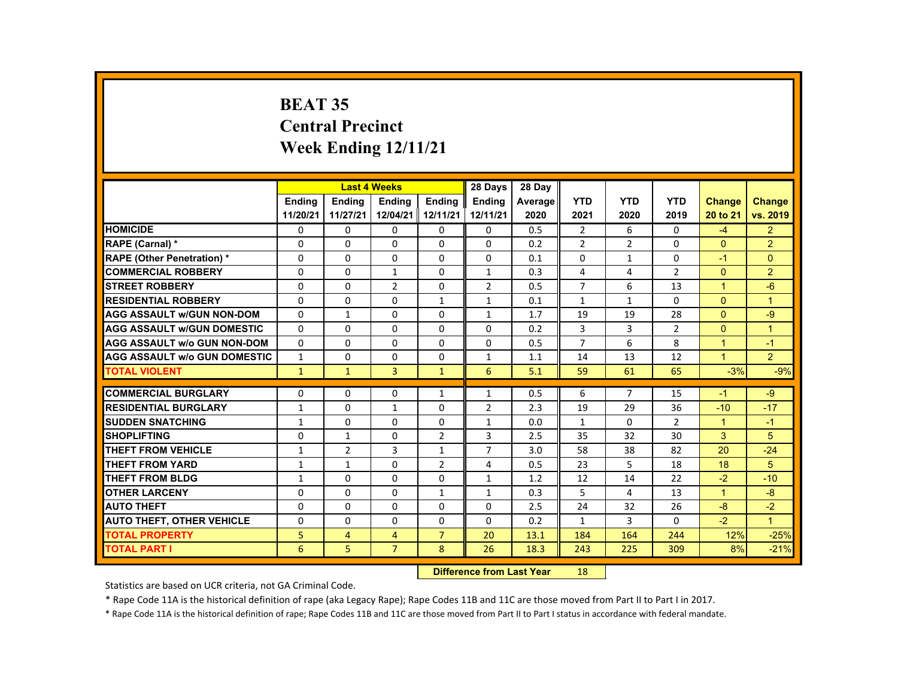# BEAT 35
## Central Precinct
## Week Ending 12/11/21

| | Last 4 Weeks | | | | 28 Days | 28 Day | | | | | |
|---|---|---|---|---|---|---|---|---|---|---|---|
| | Ending 11/20/21 | Ending 11/27/21 | Ending 12/04/21 | Ending 12/11/21 | Ending 12/11/21 | Average 2020 | YTD 2021 | YTD 2020 | YTD 2019 | Change 20 to 21 | Change vs. 2019 |
| HOMICIDE | 0 | 0 | 0 | 0 | 0 | 0.5 | 2 | 6 | 0 | -4 | 2 |
| RAPE (Carnal) * | 0 | 0 | 0 | 0 | 0 | 0.2 | 2 | 2 | 0 | 0 | 2 |
| RAPE (Other Penetration) * | 0 | 0 | 0 | 0 | 0 | 0.1 | 0 | 1 | 0 | -1 | 0 |
| COMMERCIAL ROBBERY | 0 | 0 | 1 | 0 | 1 | 0.3 | 4 | 4 | 2 | 0 | 2 |
| STREET ROBBERY | 0 | 0 | 2 | 0 | 2 | 0.5 | 7 | 6 | 13 | 1 | -6 |
| RESIDENTIAL ROBBERY | 0 | 0 | 0 | 1 | 1 | 0.1 | 1 | 1 | 0 | 0 | 1 |
| AGG ASSAULT w/GUN NON-DOM | 0 | 1 | 0 | 0 | 1 | 1.7 | 19 | 19 | 28 | 0 | -9 |
| AGG ASSAULT w/GUN DOMESTIC | 0 | 0 | 0 | 0 | 0 | 0.2 | 3 | 3 | 2 | 0 | 1 |
| AGG ASSAULT w/o GUN NON-DOM | 0 | 0 | 0 | 0 | 0 | 0.5 | 7 | 6 | 8 | 1 | -1 |
| AGG ASSAULT w/o GUN DOMESTIC | 1 | 0 | 0 | 0 | 1 | 1.1 | 14 | 13 | 12 | 1 | 2 |
| TOTAL VIOLENT | 1 | 1 | 3 | 1 | 6 | 5.1 | 59 | 61 | 65 | -3% | -9% |
| COMMERCIAL BURGLARY | 0 | 0 | 0 | 1 | 1 | 0.5 | 6 | 7 | 15 | -1 | -9 |
| RESIDENTIAL BURGLARY | 1 | 0 | 1 | 0 | 2 | 2.3 | 19 | 29 | 36 | -10 | -17 |
| SUDDEN SNATCHING | 1 | 0 | 0 | 0 | 1 | 0.0 | 1 | 0 | 2 | 1 | -1 |
| SHOPLIFTING | 0 | 1 | 0 | 2 | 3 | 2.5 | 35 | 32 | 30 | 3 | 5 |
| THEFT FROM VEHICLE | 1 | 2 | 3 | 1 | 7 | 3.0 | 58 | 38 | 82 | 20 | -24 |
| THEFT FROM YARD | 1 | 1 | 0 | 2 | 4 | 0.5 | 23 | 5 | 18 | 18 | 5 |
| THEFT FROM BLDG | 1 | 0 | 0 | 0 | 1 | 1.2 | 12 | 14 | 22 | -2 | -10 |
| OTHER LARCENY | 0 | 0 | 0 | 1 | 1 | 0.3 | 5 | 4 | 13 | 1 | -8 |
| AUTO THEFT | 0 | 0 | 0 | 0 | 0 | 2.5 | 24 | 32 | 26 | -8 | -2 |
| AUTO THEFT, OTHER VEHICLE | 0 | 0 | 0 | 0 | 0 | 0.2 | 1 | 3 | 0 | -2 | 1 |
| TOTAL PROPERTY | 5 | 4 | 4 | 7 | 20 | 13.1 | 184 | 164 | 244 | 12% | -25% |
| TOTAL PART I | 6 | 5 | 7 | 8 | 26 | 18.3 | 243 | 225 | 309 | 8% | -21% |

**Difference from Last Year** 18

Statistics are based on UCR criteria, not GA Criminal Code.

* Rape Code 11A is the historical definition of rape (aka Legacy Rape); Rape Codes 11B and 11C are those moved from Part II to Part I in 2017.

* Rape Code 11A is the historical definition of rape; Rape Codes 11B and 11C are those moved from Part II to Part I status in accordance with federal mandate.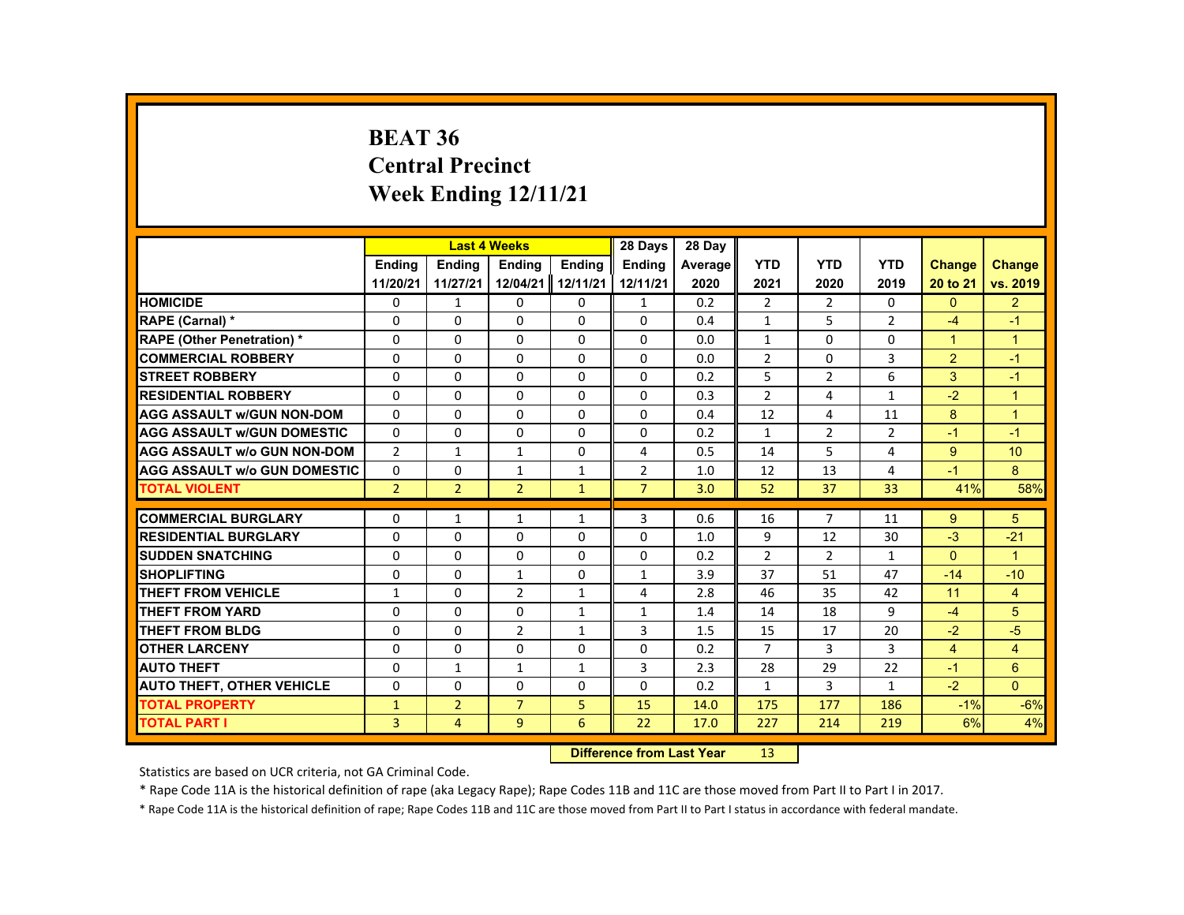# BEAT 36
## Central Precinct
## Week Ending 12/11/21

| | Last 4 Weeks | | | | 28 Days | 28 Day | | | | | |
|---|---|---|---|---|---|---|---|---|---|---|---|
| | Ending 11/20/21 | Ending 11/27/21 | Ending 12/04/21 | Ending 12/11/21 | Ending 12/11/21 | Average 2020 | YTD 2021 | YTD 2020 | YTD 2019 | Change 20 to 21 | Change vs. 2019 |
| HOMICIDE | 0 | 1 | 0 | 0 | 1 | 0.2 | 2 | 2 | 0 | 0 | 2 |
| RAPE (Carnal) * | 0 | 0 | 0 | 0 | 0 | 0.4 | 1 | 5 | 2 | -4 | -1 |
| RAPE (Other Penetration) * | 0 | 0 | 0 | 0 | 0 | 0.0 | 1 | 0 | 0 | 1 | 1 |
| COMMERCIAL ROBBERY | 0 | 0 | 0 | 0 | 0 | 0.0 | 2 | 0 | 3 | 2 | -1 |
| STREET ROBBERY | 0 | 0 | 0 | 0 | 0 | 0.2 | 5 | 2 | 6 | 3 | -1 |
| RESIDENTIAL ROBBERY | 0 | 0 | 0 | 0 | 0 | 0.3 | 2 | 4 | 1 | -2 | 1 |
| AGG ASSAULT w/GUN NON-DOM | 0 | 0 | 0 | 0 | 0 | 0.4 | 12 | 4 | 11 | 8 | 1 |
| AGG ASSAULT w/GUN DOMESTIC | 0 | 0 | 0 | 0 | 0 | 0.2 | 1 | 2 | 2 | -1 | -1 |
| AGG ASSAULT w/o GUN NON-DOM | 2 | 1 | 1 | 0 | 4 | 0.5 | 14 | 5 | 4 | 9 | 10 |
| AGG ASSAULT w/o GUN DOMESTIC | 0 | 0 | 1 | 1 | 2 | 1.0 | 12 | 13 | 4 | -1 | 8 |
| TOTAL VIOLENT | 2 | 2 | 2 | 1 | 7 | 3.0 | 52 | 37 | 33 | 41% | 58% |
| COMMERCIAL BURGLARY | 0 | 1 | 1 | 1 | 3 | 0.6 | 16 | 7 | 11 | 9 | 5 |
| RESIDENTIAL BURGLARY | 0 | 0 | 0 | 0 | 0 | 1.0 | 9 | 12 | 30 | -3 | -21 |
| SUDDEN SNATCHING | 0 | 0 | 0 | 0 | 0 | 0.2 | 2 | 2 | 1 | 0 | 1 |
| SHOPLIFTING | 0 | 0 | 1 | 0 | 1 | 3.9 | 37 | 51 | 47 | -14 | -10 |
| THEFT FROM VEHICLE | 1 | 0 | 2 | 1 | 4 | 2.8 | 46 | 35 | 42 | 11 | 4 |
| THEFT FROM YARD | 0 | 0 | 0 | 1 | 1 | 1.4 | 14 | 18 | 9 | -4 | 5 |
| THEFT FROM BLDG | 0 | 0 | 2 | 1 | 3 | 1.5 | 15 | 17 | 20 | -2 | -5 |
| OTHER LARCENY | 0 | 0 | 0 | 0 | 0 | 0.2 | 7 | 3 | 3 | 4 | 4 |
| AUTO THEFT | 0 | 1 | 1 | 1 | 3 | 2.3 | 28 | 29 | 22 | -1 | 6 |
| AUTO THEFT, OTHER VEHICLE | 0 | 0 | 0 | 0 | 0 | 0.2 | 1 | 3 | 1 | -2 | 0 |
| TOTAL PROPERTY | 1 | 2 | 7 | 5 | 15 | 14.0 | 175 | 177 | 186 | -1% | -6% |
| TOTAL PART I | 3 | 4 | 9 | 6 | 22 | 17.0 | 227 | 214 | 219 | 6% | 4% |

**Difference from Last Year** 13

Statistics are based on UCR criteria, not GA Criminal Code.

* Rape Code 11A is the historical definition of rape (aka Legacy Rape); Rape Codes 11B and 11C are those moved from Part II to Part I in 2017.

* Rape Code 11A is the historical definition of rape; Rape Codes 11B and 11C are those moved from Part II to Part I status in accordance with federal mandate.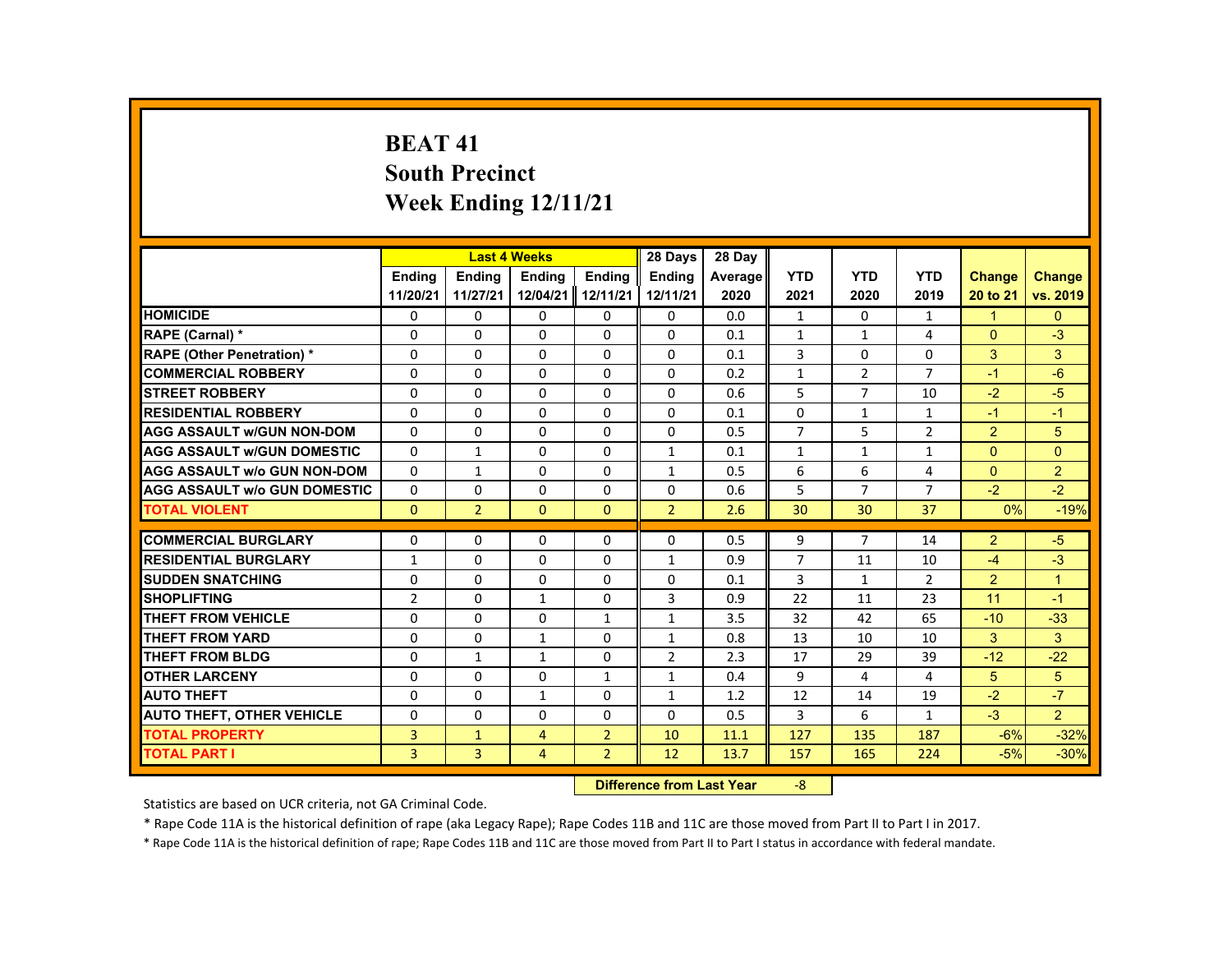# BEAT 41
# South Precinct
# Week Ending 12/11/21

| | Last 4 Weeks | | | | 28 Days | 28 Day | | | | | |
|---|---|---|---|---|---|---|---|---|---|---|---|
| | Ending 11/20/21 | Ending 11/27/21 | Ending 12/04/21 | Ending 12/11/21 | Ending 12/11/21 | Average 2020 | YTD 2021 | YTD 2020 | YTD 2019 | Change 20 to 21 | Change vs. 2019 |
| HOMICIDE | 0 | 0 | 0 | 0 | 0 | 0.0 | 1 | 0 | 1 | 1 | 0 |
| RAPE (Carnal) * | 0 | 0 | 0 | 0 | 0 | 0.1 | 1 | 1 | 4 | 0 | -3 |
| RAPE (Other Penetration) * | 0 | 0 | 0 | 0 | 0 | 0.1 | 3 | 0 | 0 | 3 | 3 |
| COMMERCIAL ROBBERY | 0 | 0 | 0 | 0 | 0 | 0.2 | 1 | 2 | 7 | -1 | -6 |
| STREET ROBBERY | 0 | 0 | 0 | 0 | 0 | 0.6 | 5 | 7 | 10 | -2 | -5 |
| RESIDENTIAL ROBBERY | 0 | 0 | 0 | 0 | 0 | 0.1 | 0 | 1 | 1 | -1 | -1 |
| AGG ASSAULT w/GUN NON-DOM | 0 | 0 | 0 | 0 | 0 | 0.5 | 7 | 5 | 2 | 2 | 5 |
| AGG ASSAULT w/GUN DOMESTIC | 0 | 1 | 0 | 0 | 1 | 0.1 | 1 | 1 | 1 | 0 | 0 |
| AGG ASSAULT w/o GUN NON-DOM | 0 | 1 | 0 | 0 | 1 | 0.5 | 6 | 6 | 4 | 0 | 2 |
| AGG ASSAULT w/o GUN DOMESTIC | 0 | 0 | 0 | 0 | 0 | 0.6 | 5 | 7 | 7 | -2 | -2 |
| TOTAL VIOLENT | 0 | 2 | 0 | 0 | 2 | 2.6 | 30 | 30 | 37 | 0% | -19% |
| COMMERCIAL BURGLARY | 0 | 0 | 0 | 0 | 0 | 0.5 | 9 | 7 | 14 | 2 | -5 |
| RESIDENTIAL BURGLARY | 1 | 0 | 0 | 0 | 1 | 0.9 | 7 | 11 | 10 | -4 | -3 |
| SUDDEN SNATCHING | 0 | 0 | 0 | 0 | 0 | 0.1 | 3 | 1 | 2 | 2 | 1 |
| SHOPLIFTING | 2 | 0 | 1 | 0 | 3 | 0.9 | 22 | 11 | 23 | 11 | -1 |
| THEFT FROM VEHICLE | 0 | 0 | 0 | 1 | 1 | 3.5 | 32 | 42 | 65 | -10 | -33 |
| THEFT FROM YARD | 0 | 0 | 1 | 0 | 1 | 0.8 | 13 | 10 | 10 | 3 | 3 |
| THEFT FROM BLDG | 0 | 1 | 1 | 0 | 2 | 2.3 | 17 | 29 | 39 | -12 | -22 |
| OTHER LARCENY | 0 | 0 | 0 | 1 | 1 | 0.4 | 9 | 4 | 4 | 5 | 5 |
| AUTO THEFT | 0 | 0 | 1 | 0 | 1 | 1.2 | 12 | 14 | 19 | -2 | -7 |
| AUTO THEFT, OTHER VEHICLE | 0 | 0 | 0 | 0 | 0 | 0.5 | 3 | 6 | 1 | -3 | 2 |
| TOTAL PROPERTY | 3 | 1 | 4 | 2 | 10 | 11.1 | 127 | 135 | 187 | -6% | -32% |
| TOTAL PART I | 3 | 3 | 4 | 2 | 12 | 13.7 | 157 | 165 | 224 | -5% | -30% |

**Difference from Last Year** -8

Statistics are based on UCR criteria, not GA Criminal Code.

* Rape Code 11A is the historical definition of rape (aka Legacy Rape); Rape Codes 11B and 11C are those moved from Part II to Part I in 2017.

* Rape Code 11A is the historical definition of rape; Rape Codes 11B and 11C are those moved from Part II to Part I status in accordance with federal mandate.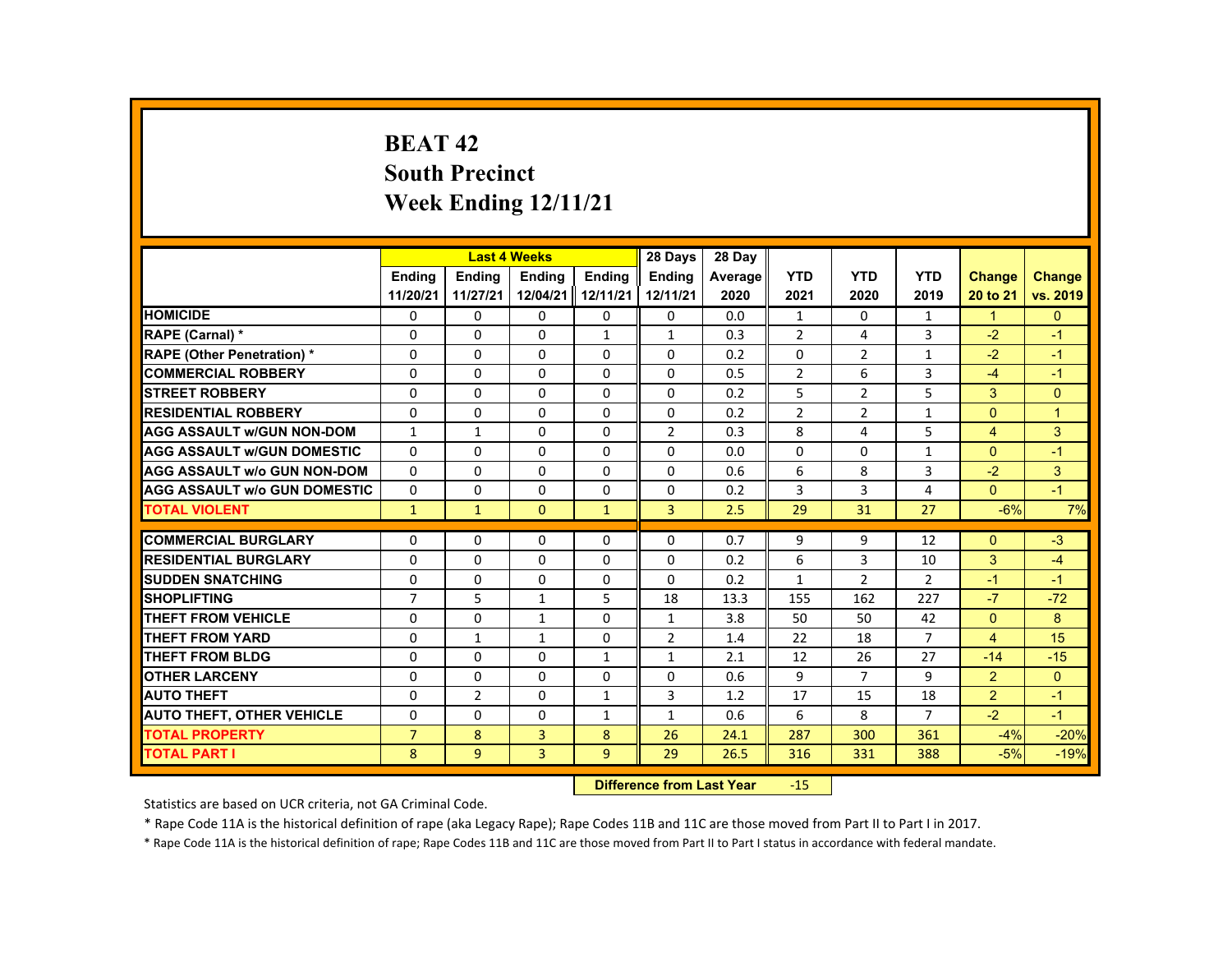# BEAT 42
# South Precinct
# Week Ending 12/11/21

| | Last 4 Weeks | | | | 28 Days | 28 Day | | | | | |
|---|---|---|---|---|---|---|---|---|---|---|---|
| | Ending 11/20/21 | Ending 11/27/21 | Ending 12/04/21 | Ending 12/11/21 | Ending 12/11/21 | Average 2020 | YTD 2021 | YTD 2020 | YTD 2019 | Change 20 to 21 | Change vs. 2019 |
| HOMICIDE | 0 | 0 | 0 | 0 | 0 | 0.0 | 1 | 0 | 1 | 1 | 0 |
| RAPE (Carnal) * | 0 | 0 | 0 | 1 | 1 | 0.3 | 2 | 4 | 3 | -2 | -1 |
| RAPE (Other Penetration) * | 0 | 0 | 0 | 0 | 0 | 0.2 | 0 | 2 | 1 | -2 | -1 |
| COMMERCIAL ROBBERY | 0 | 0 | 0 | 0 | 0 | 0.5 | 2 | 6 | 3 | -4 | -1 |
| STREET ROBBERY | 0 | 0 | 0 | 0 | 0 | 0.2 | 5 | 2 | 5 | 3 | 0 |
| RESIDENTIAL ROBBERY | 0 | 0 | 0 | 0 | 0 | 0.2 | 2 | 2 | 1 | 0 | 1 |
| AGG ASSAULT w/GUN NON-DOM | 1 | 1 | 0 | 0 | 2 | 0.3 | 8 | 4 | 5 | 4 | 3 |
| AGG ASSAULT w/GUN DOMESTIC | 0 | 0 | 0 | 0 | 0 | 0.0 | 0 | 0 | 1 | 0 | -1 |
| AGG ASSAULT w/o GUN NON-DOM | 0 | 0 | 0 | 0 | 0 | 0.6 | 6 | 8 | 3 | -2 | 3 |
| AGG ASSAULT w/o GUN DOMESTIC | 0 | 0 | 0 | 0 | 0 | 0.2 | 3 | 3 | 4 | 0 | -1 |
| TOTAL VIOLENT | 1 | 1 | 0 | 1 | 3 | 2.5 | 29 | 31 | 27 | -6% | 7% |
| COMMERCIAL BURGLARY | 0 | 0 | 0 | 0 | 0 | 0.7 | 9 | 9 | 12 | 0 | -3 |
| RESIDENTIAL BURGLARY | 0 | 0 | 0 | 0 | 0 | 0.2 | 6 | 3 | 10 | 3 | -4 |
| SUDDEN SNATCHING | 0 | 0 | 0 | 0 | 0 | 0.2 | 1 | 2 | 2 | -1 | -1 |
| SHOPLIFTING | 7 | 5 | 1 | 5 | 18 | 13.3 | 155 | 162 | 227 | -7 | -72 |
| THEFT FROM VEHICLE | 0 | 0 | 1 | 0 | 1 | 3.8 | 50 | 50 | 42 | 0 | 8 |
| THEFT FROM YARD | 0 | 1 | 1 | 0 | 2 | 1.4 | 22 | 18 | 7 | 4 | 15 |
| THEFT FROM BLDG | 0 | 0 | 0 | 1 | 1 | 2.1 | 12 | 26 | 27 | -14 | -15 |
| OTHER LARCENY | 0 | 0 | 0 | 0 | 0 | 0.6 | 9 | 7 | 9 | 2 | 0 |
| AUTO THEFT | 0 | 2 | 0 | 1 | 3 | 1.2 | 17 | 15 | 18 | 2 | -1 |
| AUTO THEFT, OTHER VEHICLE | 0 | 0 | 0 | 1 | 1 | 0.6 | 6 | 8 | 7 | -2 | -1 |
| TOTAL PROPERTY | 7 | 8 | 3 | 8 | 26 | 24.1 | 287 | 300 | 361 | -4% | -20% |
| TOTAL PART I | 8 | 9 | 3 | 9 | 29 | 26.5 | 316 | 331 | 388 | -5% | -19% |

**Difference from Last Year** -15

Statistics are based on UCR criteria, not GA Criminal Code.

* Rape Code 11A is the historical definition of rape (aka Legacy Rape); Rape Codes 11B and 11C are those moved from Part II to Part I in 2017.

* Rape Code 11A is the historical definition of rape; Rape Codes 11B and 11C are those moved from Part II to Part I status in accordance with federal mandate.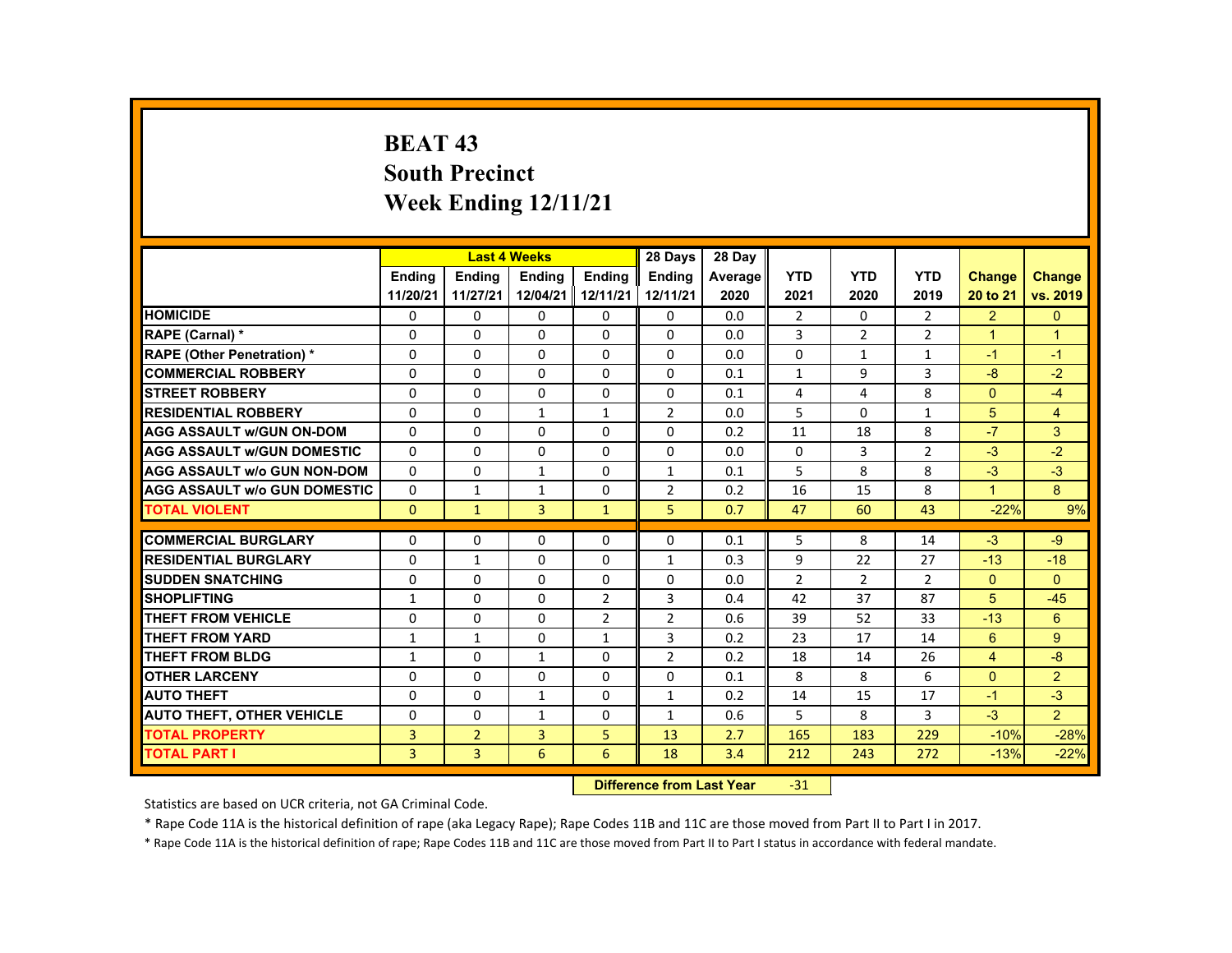# BEAT 43
## South Precinct
## Week Ending 12/11/21

| | Last 4 Weeks | | | | 28 Days | 28 Day | | | | | |
|---|---|---|---|---|---|---|---|---|---|---|---|
| | Ending 11/20/21 | Ending 11/27/21 | Ending 12/04/21 | Ending 12/11/21 | Ending 12/11/21 | Average 2020 | YTD 2021 | YTD 2020 | YTD 2019 | Change 20 to 21 | Change vs. 2019 |
| HOMICIDE | 0 | 0 | 0 | 0 | 0 | 0.0 | 2 | 0 | 2 | 2 | 0 |
| RAPE (Carnal) * | 0 | 0 | 0 | 0 | 0 | 0.0 | 3 | 2 | 2 | 1 | 1 |
| RAPE (Other Penetration) * | 0 | 0 | 0 | 0 | 0 | 0.0 | 0 | 1 | 1 | -1 | -1 |
| COMMERCIAL ROBBERY | 0 | 0 | 0 | 0 | 0 | 0.1 | 1 | 9 | 3 | -8 | -2 |
| STREET ROBBERY | 0 | 0 | 0 | 0 | 0 | 0.1 | 4 | 4 | 8 | 0 | -4 |
| RESIDENTIAL ROBBERY | 0 | 0 | 1 | 1 | 2 | 0.0 | 5 | 0 | 1 | 5 | 4 |
| AGG ASSAULT w/GUN ON-DOM | 0 | 0 | 0 | 0 | 0 | 0.2 | 11 | 18 | 8 | -7 | 3 |
| AGG ASSAULT w/GUN DOMESTIC | 0 | 0 | 0 | 0 | 0 | 0.0 | 0 | 3 | 2 | -3 | -2 |
| AGG ASSAULT w/o GUN NON-DOM | 0 | 0 | 1 | 0 | 1 | 0.1 | 5 | 8 | 8 | -3 | -3 |
| AGG ASSAULT w/o GUN DOMESTIC | 0 | 1 | 1 | 0 | 2 | 0.2 | 16 | 15 | 8 | 1 | 8 |
| TOTAL VIOLENT | 0 | 1 | 3 | 1 | 5 | 0.7 | 47 | 60 | 43 | -22% | 9% |
| COMMERCIAL BURGLARY | 0 | 0 | 0 | 0 | 0 | 0.1 | 5 | 8 | 14 | -3 | -9 |
| RESIDENTIAL BURGLARY | 0 | 1 | 0 | 0 | 1 | 0.3 | 9 | 22 | 27 | -13 | -18 |
| SUDDEN SNATCHING | 0 | 0 | 0 | 0 | 0 | 0.0 | 2 | 2 | 2 | 0 | 0 |
| SHOPLIFTING | 1 | 0 | 0 | 2 | 3 | 0.4 | 42 | 37 | 87 | 5 | -45 |
| THEFT FROM VEHICLE | 0 | 0 | 0 | 2 | 2 | 0.6 | 39 | 52 | 33 | -13 | 6 |
| THEFT FROM YARD | 1 | 1 | 0 | 1 | 3 | 0.2 | 23 | 17 | 14 | 6 | 9 |
| THEFT FROM BLDG | 1 | 0 | 1 | 0 | 2 | 0.2 | 18 | 14 | 26 | 4 | -8 |
| OTHER LARCENY | 0 | 0 | 0 | 0 | 0 | 0.1 | 8 | 8 | 6 | 0 | 2 |
| AUTO THEFT | 0 | 0 | 1 | 0 | 1 | 0.2 | 14 | 15 | 17 | -1 | -3 |
| AUTO THEFT, OTHER VEHICLE | 0 | 0 | 1 | 0 | 1 | 0.6 | 5 | 8 | 3 | -3 | 2 |
| TOTAL PROPERTY | 3 | 2 | 3 | 5 | 13 | 2.7 | 165 | 183 | 229 | -10% | -28% |
| TOTAL PART I | 3 | 3 | 6 | 6 | 18 | 3.4 | 212 | 243 | 272 | -13% | -22% |

**Difference from Last Year** -31

Statistics are based on UCR criteria, not GA Criminal Code.

* Rape Code 11A is the historical definition of rape (aka Legacy Rape); Rape Codes 11B and 11C are those moved from Part II to Part I in 2017.

* Rape Code 11A is the historical definition of rape; Rape Codes 11B and 11C are those moved from Part II to Part I status in accordance with federal mandate.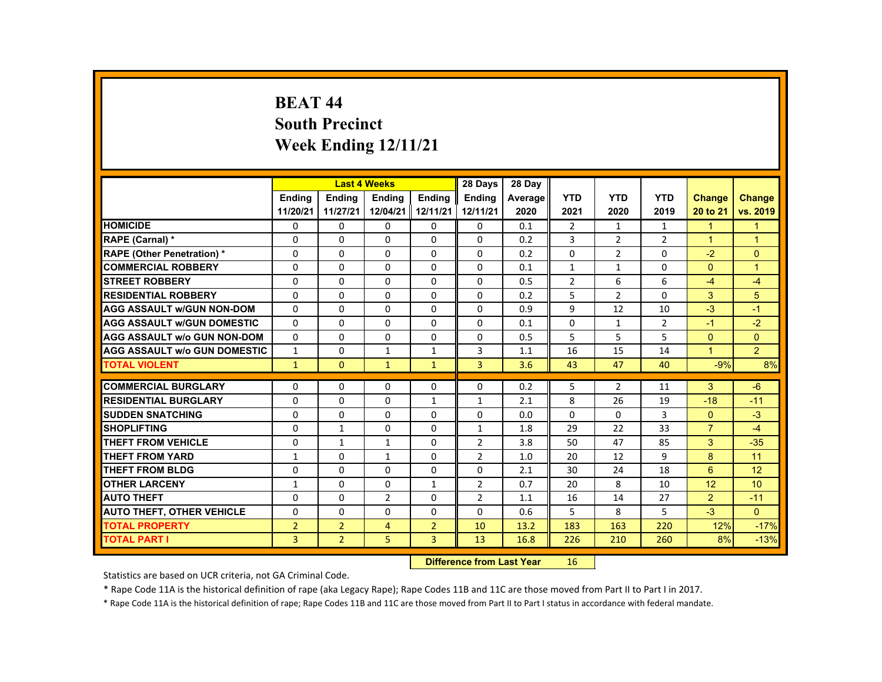# BEAT 44
## South Precinct
## Week Ending 12/11/21

| | Last 4 Weeks | | | | 28 Days | 28 Day | | | | | |
|---|---|---|---|---|---|---|---|---|---|---|---|
| | Ending 11/20/21 | Ending 11/27/21 | Ending 12/04/21 | Ending 12/11/21 | Ending 12/11/21 | Average 2020 | YTD 2021 | YTD 2020 | YTD 2019 | Change 20 to 21 | Change vs. 2019 |
| HOMICIDE | 0 | 0 | 0 | 0 | 0 | 0.1 | 2 | 1 | 1 | 1 | 1 |
| RAPE (Carnal) * | 0 | 0 | 0 | 0 | 0 | 0.2 | 3 | 2 | 2 | 1 | 1 |
| RAPE (Other Penetration) * | 0 | 0 | 0 | 0 | 0 | 0.2 | 0 | 2 | 0 | -2 | 0 |
| COMMERCIAL ROBBERY | 0 | 0 | 0 | 0 | 0 | 0.1 | 1 | 1 | 0 | 0 | 1 |
| STREET ROBBERY | 0 | 0 | 0 | 0 | 0 | 0.5 | 2 | 6 | 6 | -4 | -4 |
| RESIDENTIAL ROBBERY | 0 | 0 | 0 | 0 | 0 | 0.2 | 5 | 2 | 0 | 3 | 5 |
| AGG ASSAULT w/GUN NON-DOM | 0 | 0 | 0 | 0 | 0 | 0.9 | 9 | 12 | 10 | -3 | -1 |
| AGG ASSAULT w/GUN DOMESTIC | 0 | 0 | 0 | 0 | 0 | 0.1 | 0 | 1 | 2 | -1 | -2 |
| AGG ASSAULT w/o GUN NON-DOM | 0 | 0 | 0 | 0 | 0 | 0.5 | 5 | 5 | 5 | 0 | 0 |
| AGG ASSAULT w/o GUN DOMESTIC | 1 | 0 | 1 | 1 | 3 | 1.1 | 16 | 15 | 14 | 1 | 2 |
| TOTAL VIOLENT | 1 | 0 | 1 | 1 | 3 | 3.6 | 43 | 47 | 40 | -9% | 8% |
| COMMERCIAL BURGLARY | 0 | 0 | 0 | 0 | 0 | 0.2 | 5 | 2 | 11 | 3 | -6 |
| RESIDENTIAL BURGLARY | 0 | 0 | 0 | 1 | 1 | 2.1 | 8 | 26 | 19 | -18 | -11 |
| SUDDEN SNATCHING | 0 | 0 | 0 | 0 | 0 | 0.0 | 0 | 0 | 3 | 0 | -3 |
| SHOPLIFTING | 0 | 1 | 0 | 0 | 1 | 1.8 | 29 | 22 | 33 | 7 | -4 |
| THEFT FROM VEHICLE | 0 | 1 | 1 | 0 | 2 | 3.8 | 50 | 47 | 85 | 3 | -35 |
| THEFT FROM YARD | 1 | 0 | 1 | 0 | 2 | 1.0 | 20 | 12 | 9 | 8 | 11 |
| THEFT FROM BLDG | 0 | 0 | 0 | 0 | 0 | 2.1 | 30 | 24 | 18 | 6 | 12 |
| OTHER LARCENY | 1 | 0 | 0 | 1 | 2 | 0.7 | 20 | 8 | 10 | 12 | 10 |
| AUTO THEFT | 0 | 0 | 2 | 0 | 2 | 1.1 | 16 | 14 | 27 | 2 | -11 |
| AUTO THEFT, OTHER VEHICLE | 0 | 0 | 0 | 0 | 0 | 0.6 | 5 | 8 | 5 | -3 | 0 |
| TOTAL PROPERTY | 2 | 2 | 4 | 2 | 10 | 13.2 | 183 | 163 | 220 | 12% | -17% |
| TOTAL PART I | 3 | 2 | 5 | 3 | 13 | 16.8 | 226 | 210 | 260 | 8% | -13% |

**Difference from Last Year** 16

Statistics are based on UCR criteria, not GA Criminal Code.

* Rape Code 11A is the historical definition of rape (aka Legacy Rape); Rape Codes 11B and 11C are those moved from Part II to Part I in 2017.

* Rape Code 11A is the historical definition of rape; Rape Codes 11B and 11C are those moved from Part II to Part I status in accordance with federal mandate.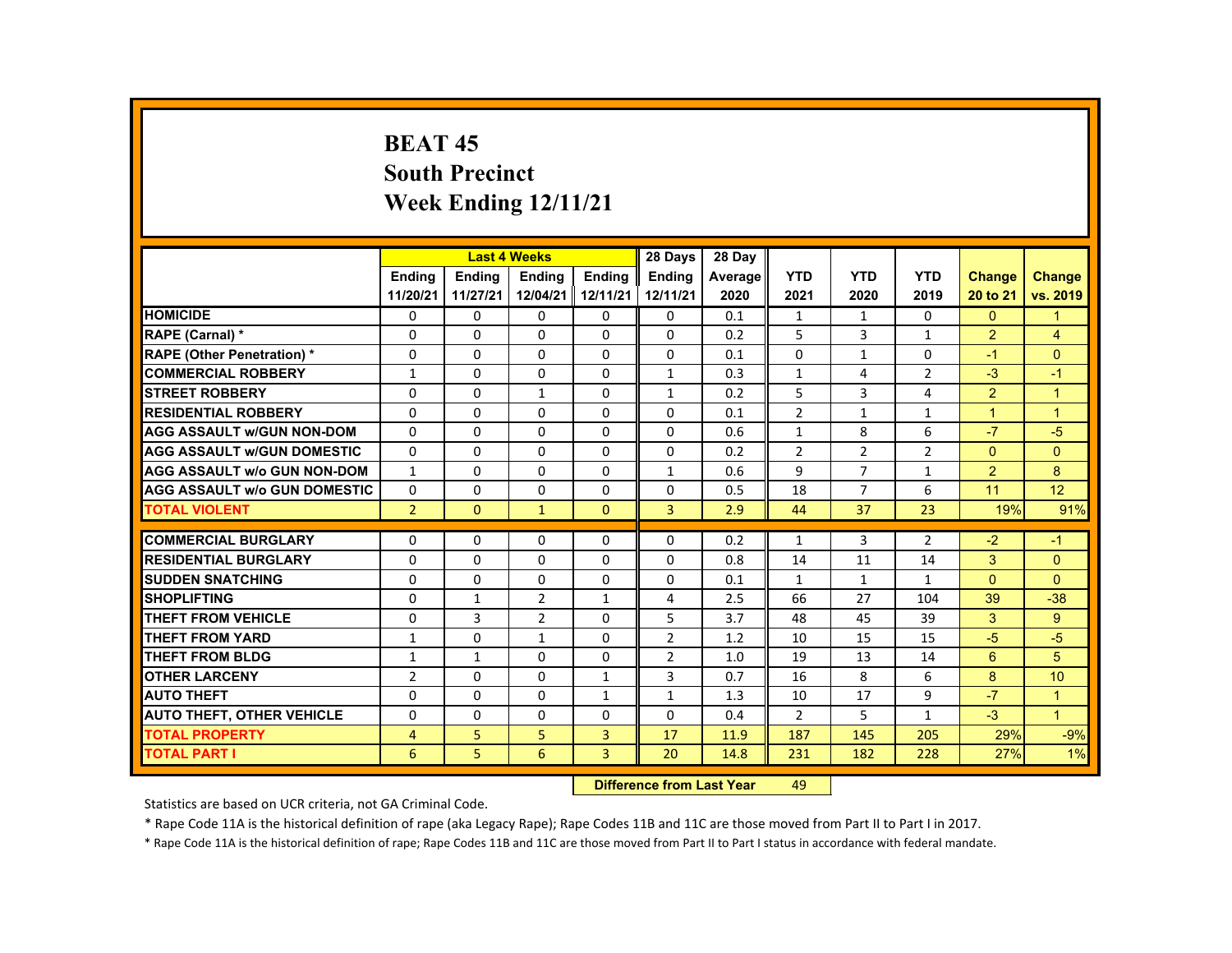# BEAT 45
## South Precinct
## Week Ending 12/11/21

| | Last 4 Weeks | | | | 28 Days | 28 Day | | | | | |
|---|---|---|---|---|---|---|---|---|---|---|---|
| | Ending 11/20/21 | Ending 11/27/21 | Ending 12/04/21 | Ending 12/11/21 | Ending 12/11/21 | Average 2020 | YTD 2021 | YTD 2020 | YTD 2019 | Change 20 to 21 | Change vs. 2019 |
| HOMICIDE | 0 | 0 | 0 | 0 | 0 | 0.1 | 1 | 1 | 0 | 0 | 1 |
| RAPE (Carnal) * | 0 | 0 | 0 | 0 | 0 | 0.2 | 5 | 3 | 1 | 2 | 4 |
| RAPE (Other Penetration) * | 0 | 0 | 0 | 0 | 0 | 0.1 | 0 | 1 | 0 | -1 | 0 |
| COMMERCIAL ROBBERY | 1 | 0 | 0 | 0 | 1 | 0.3 | 1 | 4 | 2 | -3 | -1 |
| STREET ROBBERY | 0 | 0 | 1 | 0 | 1 | 0.2 | 5 | 3 | 4 | 2 | 1 |
| RESIDENTIAL ROBBERY | 0 | 0 | 0 | 0 | 0 | 0.1 | 2 | 1 | 1 | 1 | 1 |
| AGG ASSAULT w/GUN NON-DOM | 0 | 0 | 0 | 0 | 0 | 0.6 | 1 | 8 | 6 | -7 | -5 |
| AGG ASSAULT w/GUN DOMESTIC | 0 | 0 | 0 | 0 | 0 | 0.2 | 2 | 2 | 2 | 0 | 0 |
| AGG ASSAULT w/o GUN NON-DOM | 1 | 0 | 0 | 0 | 1 | 0.6 | 9 | 7 | 1 | 2 | 8 |
| AGG ASSAULT w/o GUN DOMESTIC | 0 | 0 | 0 | 0 | 0 | 0.5 | 18 | 7 | 6 | 11 | 12 |
| TOTAL VIOLENT | 2 | 0 | 1 | 0 | 3 | 2.9 | 44 | 37 | 23 | 19% | 91% |
| COMMERCIAL BURGLARY | 0 | 0 | 0 | 0 | 0 | 0.2 | 1 | 3 | 2 | -2 | -1 |
| RESIDENTIAL BURGLARY | 0 | 0 | 0 | 0 | 0 | 0.8 | 14 | 11 | 14 | 3 | 0 |
| SUDDEN SNATCHING | 0 | 0 | 0 | 0 | 0 | 0.1 | 1 | 1 | 1 | 0 | 0 |
| SHOPLIFTING | 0 | 1 | 2 | 1 | 4 | 2.5 | 66 | 27 | 104 | 39 | -38 |
| THEFT FROM VEHICLE | 0 | 3 | 2 | 0 | 5 | 3.7 | 48 | 45 | 39 | 3 | 9 |
| THEFT FROM YARD | 1 | 0 | 1 | 0 | 2 | 1.2 | 10 | 15 | 15 | -5 | -5 |
| THEFT FROM BLDG | 1 | 1 | 0 | 0 | 2 | 1.0 | 19 | 13 | 14 | 6 | 5 |
| OTHER LARCENY | 2 | 0 | 0 | 1 | 3 | 0.7 | 16 | 8 | 6 | 8 | 10 |
| AUTO THEFT | 0 | 0 | 0 | 1 | 1 | 1.3 | 10 | 17 | 9 | -7 | 1 |
| AUTO THEFT, OTHER VEHICLE | 0 | 0 | 0 | 0 | 0 | 0.4 | 2 | 5 | 1 | -3 | 1 |
| TOTAL PROPERTY | 4 | 5 | 5 | 3 | 17 | 11.9 | 187 | 145 | 205 | 29% | -9% |
| TOTAL PART I | 6 | 5 | 6 | 3 | 20 | 14.8 | 231 | 182 | 228 | 27% | 1% |

**Difference from Last Year** 49

Statistics are based on UCR criteria, not GA Criminal Code.

* Rape Code 11A is the historical definition of rape (aka Legacy Rape); Rape Codes 11B and 11C are those moved from Part II to Part I in 2017.

* Rape Code 11A is the historical definition of rape; Rape Codes 11B and 11C are those moved from Part II to Part I status in accordance with federal mandate.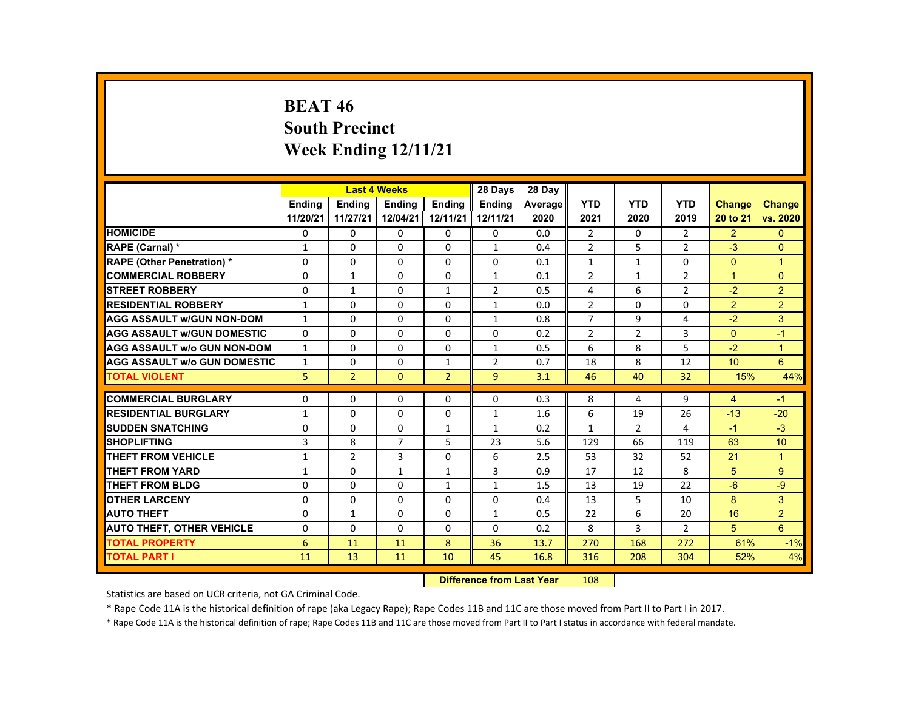# BEAT 46
## South Precinct
## Week Ending 12/11/21

| | Last 4 Weeks | | | | 28 Days | 28 Day | | | | | |
|---|---|---|---|---|---|---|---|---|---|---|---|
| | Ending 11/20/21 | Ending 11/27/21 | Ending 12/04/21 | Ending 12/11/21 | Ending 12/11/21 | Average 2020 | YTD 2021 | YTD 2020 | YTD 2019 | Change 20 to 21 | Change vs. 2020 |
| HOMICIDE | 0 | 0 | 0 | 0 | 0 | 0.0 | 2 | 0 | 2 | 2 | 0 |
| RAPE (Carnal) * | 1 | 0 | 0 | 0 | 1 | 0.4 | 2 | 5 | 2 | -3 | 0 |
| RAPE (Other Penetration) * | 0 | 0 | 0 | 0 | 0 | 0.1 | 1 | 1 | 0 | 0 | 1 |
| COMMERCIAL ROBBERY | 0 | 1 | 0 | 0 | 1 | 0.1 | 2 | 1 | 2 | 1 | 0 |
| STREET ROBBERY | 0 | 1 | 0 | 1 | 2 | 0.5 | 4 | 6 | 2 | -2 | 2 |
| RESIDENTIAL ROBBERY | 1 | 0 | 0 | 0 | 1 | 0.0 | 2 | 0 | 0 | 2 | 2 |
| AGG ASSAULT w/GUN NON-DOM | 1 | 0 | 0 | 0 | 1 | 0.8 | 7 | 9 | 4 | -2 | 3 |
| AGG ASSAULT w/GUN DOMESTIC | 0 | 0 | 0 | 0 | 0 | 0.2 | 2 | 2 | 3 | 0 | -1 |
| AGG ASSAULT w/o GUN NON-DOM | 1 | 0 | 0 | 0 | 1 | 0.5 | 6 | 8 | 5 | -2 | 1 |
| AGG ASSAULT w/o GUN DOMESTIC | 1 | 0 | 0 | 1 | 2 | 0.7 | 18 | 8 | 12 | 10 | 6 |
| TOTAL VIOLENT | 5 | 2 | 0 | 2 | 9 | 3.1 | 46 | 40 | 32 | 15% | 44% |
| COMMERCIAL BURGLARY | 0 | 0 | 0 | 0 | 0 | 0.3 | 8 | 4 | 9 | 4 | -1 |
| RESIDENTIAL BURGLARY | 1 | 0 | 0 | 0 | 1 | 1.6 | 6 | 19 | 26 | -13 | -20 |
| SUDDEN SNATCHING | 0 | 0 | 0 | 1 | 1 | 0.2 | 1 | 2 | 4 | -1 | -3 |
| SHOPLIFTING | 3 | 8 | 7 | 5 | 23 | 5.6 | 129 | 66 | 119 | 63 | 10 |
| THEFT FROM VEHICLE | 1 | 2 | 3 | 0 | 6 | 2.5 | 53 | 32 | 52 | 21 | 1 |
| THEFT FROM YARD | 1 | 0 | 1 | 1 | 3 | 0.9 | 17 | 12 | 8 | 5 | 9 |
| THEFT FROM BLDG | 0 | 0 | 0 | 1 | 1 | 1.5 | 13 | 19 | 22 | -6 | -9 |
| OTHER LARCENY | 0 | 0 | 0 | 0 | 0 | 0.4 | 13 | 5 | 10 | 8 | 3 |
| AUTO THEFT | 0 | 1 | 0 | 0 | 1 | 0.5 | 22 | 6 | 20 | 16 | 2 |
| AUTO THEFT, OTHER VEHICLE | 0 | 0 | 0 | 0 | 0 | 0.2 | 8 | 3 | 2 | 5 | 6 |
| TOTAL PROPERTY | 6 | 11 | 11 | 8 | 36 | 13.7 | 270 | 168 | 272 | 61% | -1% |
| TOTAL PART I | 11 | 13 | 11 | 10 | 45 | 16.8 | 316 | 208 | 304 | 52% | 4% |

**Difference from Last Year** 108

Statistics are based on UCR criteria, not GA Criminal Code.

* Rape Code 11A is the historical definition of rape (aka Legacy Rape); Rape Codes 11B and 11C are those moved from Part II to Part I in 2017.

* Rape Code 11A is the historical definition of rape; Rape Codes 11B and 11C are those moved from Part II to Part I status in accordance with federal mandate.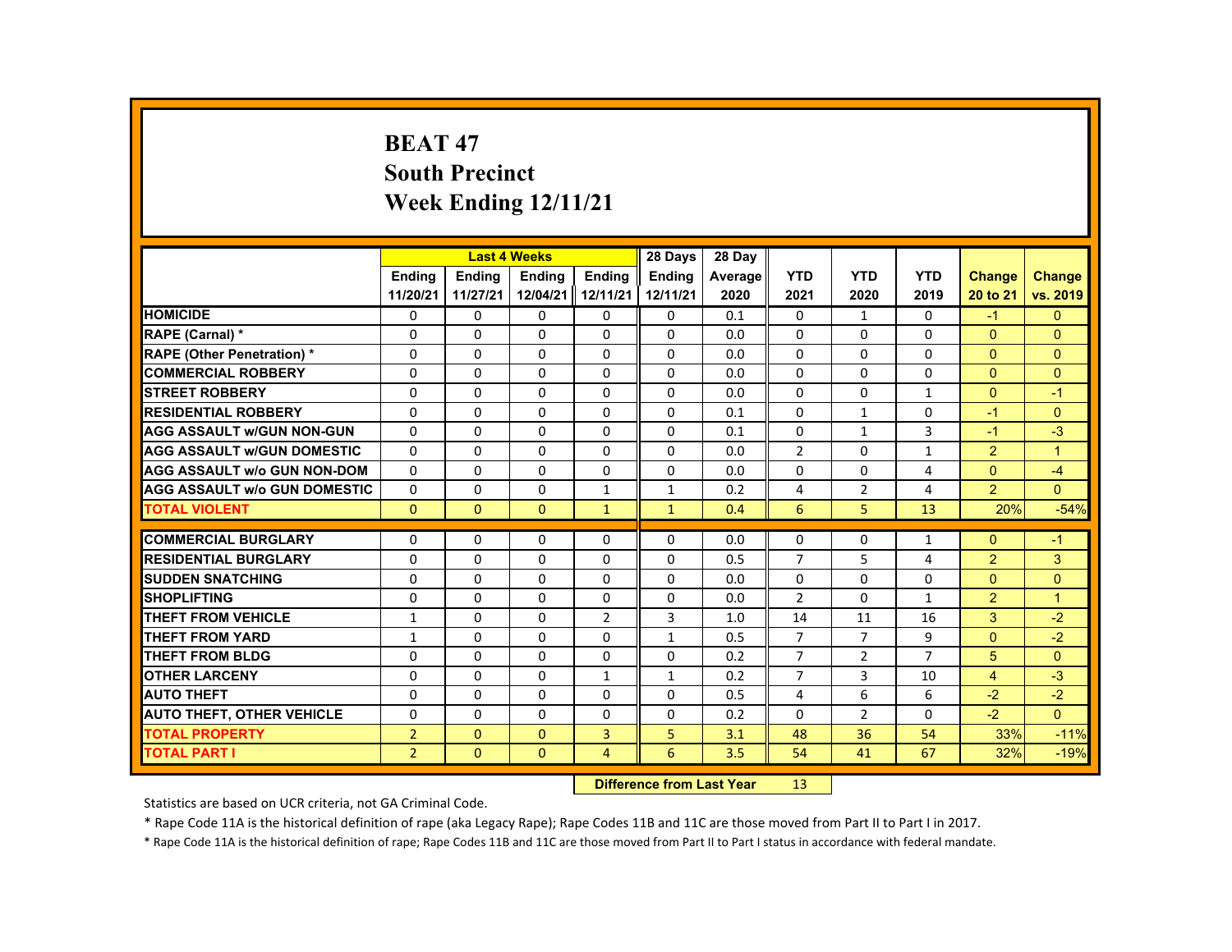# BEAT 47
# South Precinct
# Week Ending 12/11/21

| | Last 4 Weeks | | | | 28 Days | 28 Day | | | | | |
|---|---|---|---|---|---|---|---|---|---|---|---|
| | Ending 11/20/21 | Ending 11/27/21 | Ending 12/04/21 | Ending 12/11/21 | Ending 12/11/21 | Average 2020 | YTD 2021 | YTD 2020 | YTD 2019 | Change 20 to 21 | Change vs. 2019 |
| HOMICIDE | 0 | 0 | 0 | 0 | 0 | 0.1 | 0 | 1 | 0 | -1 | 0 |
| RAPE (Carnal) * | 0 | 0 | 0 | 0 | 0 | 0.0 | 0 | 0 | 0 | 0 | 0 |
| RAPE (Other Penetration) * | 0 | 0 | 0 | 0 | 0 | 0.0 | 0 | 0 | 0 | 0 | 0 |
| COMMERCIAL ROBBERY | 0 | 0 | 0 | 0 | 0 | 0.0 | 0 | 0 | 0 | 0 | 0 |
| STREET ROBBERY | 0 | 0 | 0 | 0 | 0 | 0.0 | 0 | 0 | 1 | 0 | -1 |
| RESIDENTIAL ROBBERY | 0 | 0 | 0 | 0 | 0 | 0.1 | 0 | 1 | 0 | -1 | 0 |
| AGG ASSAULT w/GUN NON-GUN | 0 | 0 | 0 | 0 | 0 | 0.1 | 0 | 1 | 3 | -1 | -3 |
| AGG ASSAULT w/GUN DOMESTIC | 0 | 0 | 0 | 0 | 0 | 0.0 | 2 | 0 | 1 | 2 | 1 |
| AGG ASSAULT w/o GUN NON-DOM | 0 | 0 | 0 | 0 | 0 | 0.0 | 0 | 0 | 4 | 0 | -4 |
| AGG ASSAULT w/o GUN DOMESTIC | 0 | 0 | 0 | 1 | 1 | 0.2 | 4 | 2 | 4 | 2 | 0 |
| TOTAL VIOLENT | 0 | 0 | 0 | 1 | 1 | 0.4 | 6 | 5 | 13 | 20% | -54% |
| COMMERCIAL BURGLARY | 0 | 0 | 0 | 0 | 0 | 0.0 | 0 | 0 | 1 | 0 | -1 |
| RESIDENTIAL BURGLARY | 0 | 0 | 0 | 0 | 0 | 0.5 | 7 | 5 | 4 | 2 | 3 |
| SUDDEN SNATCHING | 0 | 0 | 0 | 0 | 0 | 0.0 | 0 | 0 | 0 | 0 | 0 |
| SHOPLIFTING | 0 | 0 | 0 | 0 | 0 | 0.0 | 2 | 0 | 1 | 2 | 1 |
| THEFT FROM VEHICLE | 1 | 0 | 0 | 2 | 3 | 1.0 | 14 | 11 | 16 | 3 | -2 |
| THEFT FROM YARD | 1 | 0 | 0 | 0 | 1 | 0.5 | 7 | 7 | 9 | 0 | -2 |
| THEFT FROM BLDG | 0 | 0 | 0 | 0 | 0 | 0.2 | 7 | 2 | 7 | 5 | 0 |
| OTHER LARCENY | 0 | 0 | 0 | 1 | 1 | 0.2 | 7 | 3 | 10 | 4 | -3 |
| AUTO THEFT | 0 | 0 | 0 | 0 | 0 | 0.5 | 4 | 6 | 6 | -2 | -2 |
| AUTO THEFT, OTHER VEHICLE | 0 | 0 | 0 | 0 | 0 | 0.2 | 0 | 2 | 0 | -2 | 0 |
| TOTAL PROPERTY | 2 | 0 | 0 | 3 | 5 | 3.1 | 48 | 36 | 54 | 33% | -11% |
| TOTAL PART I | 2 | 0 | 0 | 4 | 6 | 3.5 | 54 | 41 | 67 | 32% | -19% |

**Difference from Last Year** 13

Statistics are based on UCR criteria, not GA Criminal Code.

* Rape Code 11A is the historical definition of rape (aka Legacy Rape); Rape Codes 11B and 11C are those moved from Part II to Part I in 2017.

* Rape Code 11A is the historical definition of rape; Rape Codes 11B and 11C are those moved from Part II to Part I status in accordance with federal mandate.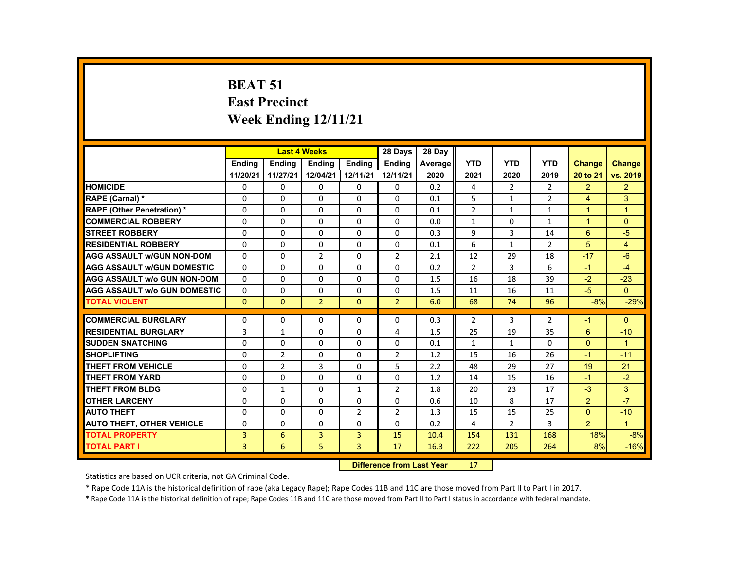# BEAT 51
## East Precinct
## Week Ending 12/11/21

| | Last 4 Weeks | | | | 28 Days | 28 Day | | | | | |
|---|---|---|---|---|---|---|---|---|---|---|---|
| | Ending 11/20/21 | Ending 11/27/21 | Ending 12/04/21 | Ending 12/11/21 | Ending 12/11/21 | Average 2020 | YTD 2021 | YTD 2020 | YTD 2019 | Change 20 to 21 | Change vs. 2019 |
| HOMICIDE | 0 | 0 | 0 | 0 | 0 | 0.2 | 4 | 2 | 2 | 2 | 2 |
| RAPE (Carnal) * | 0 | 0 | 0 | 0 | 0 | 0.1 | 5 | 1 | 2 | 4 | 3 |
| RAPE (Other Penetration) * | 0 | 0 | 0 | 0 | 0 | 0.1 | 2 | 1 | 1 | 1 | 1 |
| COMMERCIAL ROBBERY | 0 | 0 | 0 | 0 | 0 | 0.0 | 1 | 0 | 1 | 1 | 0 |
| STREET ROBBERY | 0 | 0 | 0 | 0 | 0 | 0.3 | 9 | 3 | 14 | 6 | -5 |
| RESIDENTIAL ROBBERY | 0 | 0 | 0 | 0 | 0 | 0.1 | 6 | 1 | 2 | 5 | 4 |
| AGG ASSAULT w/GUN NON-DOM | 0 | 0 | 2 | 0 | 2 | 2.1 | 12 | 29 | 18 | -17 | -6 |
| AGG ASSAULT w/GUN DOMESTIC | 0 | 0 | 0 | 0 | 0 | 0.2 | 2 | 3 | 6 | -1 | -4 |
| AGG ASSAULT w/o GUN NON-DOM | 0 | 0 | 0 | 0 | 0 | 1.5 | 16 | 18 | 39 | -2 | -23 |
| AGG ASSAULT w/o GUN DOMESTIC | 0 | 0 | 0 | 0 | 0 | 1.5 | 11 | 16 | 11 | -5 | 0 |
| TOTAL VIOLENT | 0 | 0 | 2 | 0 | 2 | 6.0 | 68 | 74 | 96 | -8% | -29% |
| COMMERCIAL BURGLARY | 0 | 0 | 0 | 0 | 0 | 0.3 | 2 | 3 | 2 | -1 | 0 |
| RESIDENTIAL BURGLARY | 3 | 1 | 0 | 0 | 4 | 1.5 | 25 | 19 | 35 | 6 | -10 |
| SUDDEN SNATCHING | 0 | 0 | 0 | 0 | 0 | 0.1 | 1 | 1 | 0 | 0 | 1 |
| SHOPLIFTING | 0 | 2 | 0 | 0 | 2 | 1.2 | 15 | 16 | 26 | -1 | -11 |
| THEFT FROM VEHICLE | 0 | 2 | 3 | 0 | 5 | 2.2 | 48 | 29 | 27 | 19 | 21 |
| THEFT FROM YARD | 0 | 0 | 0 | 0 | 0 | 1.2 | 14 | 15 | 16 | -1 | -2 |
| THEFT FROM BLDG | 0 | 1 | 0 | 1 | 2 | 1.8 | 20 | 23 | 17 | -3 | 3 |
| OTHER LARCENY | 0 | 0 | 0 | 0 | 0 | 0.6 | 10 | 8 | 17 | 2 | -7 |
| AUTO THEFT | 0 | 0 | 0 | 2 | 2 | 1.3 | 15 | 15 | 25 | 0 | -10 |
| AUTO THEFT, OTHER VEHICLE | 0 | 0 | 0 | 0 | 0 | 0.2 | 4 | 2 | 3 | 2 | 1 |
| TOTAL PROPERTY | 3 | 6 | 3 | 3 | 15 | 10.4 | 154 | 131 | 168 | 18% | -8% |
| TOTAL PART I | 3 | 6 | 5 | 3 | 17 | 16.3 | 222 | 205 | 264 | 8% | -16% |

**Difference from Last Year** 17

Statistics are based on UCR criteria, not GA Criminal Code.

* Rape Code 11A is the historical definition of rape (aka Legacy Rape); Rape Codes 11B and 11C are those moved from Part II to Part I in 2017.

* Rape Code 11A is the historical definition of rape; Rape Codes 11B and 11C are those moved from Part II to Part I status in accordance with federal mandate.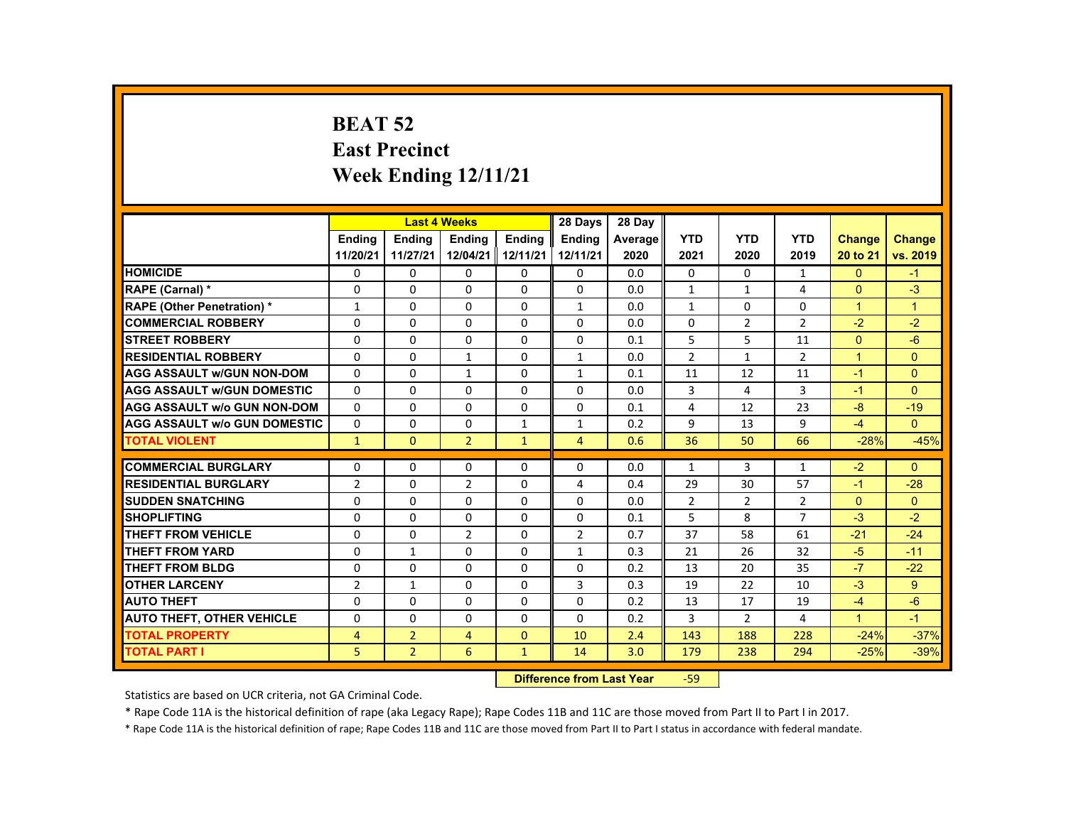# BEAT 52
## East Precinct
## Week Ending 12/11/21

| | Last 4 Weeks | | | | 28 Days | 28 Day | | | | | |
|---|---|---|---|---|---|---|---|---|---|---|---|
| | Ending 11/20/21 | Ending 11/27/21 | Ending 12/04/21 | Ending 12/11/21 | Ending 12/11/21 | Average 2020 | YTD 2021 | YTD 2020 | YTD 2019 | Change 20 to 21 | Change vs. 2019 |
| HOMICIDE | 0 | 0 | 0 | 0 | 0 | 0.0 | 0 | 0 | 1 | 0 | -1 |
| RAPE (Carnal) * | 0 | 0 | 0 | 0 | 0 | 0.0 | 1 | 1 | 4 | 0 | -3 |
| RAPE (Other Penetration) * | 1 | 0 | 0 | 0 | 1 | 0.0 | 1 | 0 | 0 | 1 | 1 |
| COMMERCIAL ROBBERY | 0 | 0 | 0 | 0 | 0 | 0.0 | 0 | 2 | 2 | -2 | -2 |
| STREET ROBBERY | 0 | 0 | 0 | 0 | 0 | 0.1 | 5 | 5 | 11 | 0 | -6 |
| RESIDENTIAL ROBBERY | 0 | 0 | 1 | 0 | 1 | 0.0 | 2 | 1 | 2 | 1 | 0 |
| AGG ASSAULT w/GUN NON-DOM | 0 | 0 | 1 | 0 | 1 | 0.1 | 11 | 12 | 11 | -1 | 0 |
| AGG ASSAULT w/GUN DOMESTIC | 0 | 0 | 0 | 0 | 0 | 0.0 | 3 | 4 | 3 | -1 | 0 |
| AGG ASSAULT w/o GUN NON-DOM | 0 | 0 | 0 | 0 | 0 | 0.1 | 4 | 12 | 23 | -8 | -19 |
| AGG ASSAULT w/o GUN DOMESTIC | 0 | 0 | 0 | 1 | 1 | 0.2 | 9 | 13 | 9 | -4 | 0 |
| TOTAL VIOLENT | 1 | 0 | 2 | 1 | 4 | 0.6 | 36 | 50 | 66 | -28% | -45% |
| COMMERCIAL BURGLARY | 0 | 0 | 0 | 0 | 0 | 0.0 | 1 | 3 | 1 | -2 | 0 |
| RESIDENTIAL BURGLARY | 2 | 0 | 2 | 0 | 4 | 0.4 | 29 | 30 | 57 | -1 | -28 |
| SUDDEN SNATCHING | 0 | 0 | 0 | 0 | 0 | 0.0 | 2 | 2 | 2 | 0 | 0 |
| SHOPLIFTING | 0 | 0 | 0 | 0 | 0 | 0.1 | 5 | 8 | 7 | -3 | -2 |
| THEFT FROM VEHICLE | 0 | 0 | 2 | 0 | 2 | 0.7 | 37 | 58 | 61 | -21 | -24 |
| THEFT FROM YARD | 0 | 1 | 0 | 0 | 1 | 0.3 | 21 | 26 | 32 | -5 | -11 |
| THEFT FROM BLDG | 0 | 0 | 0 | 0 | 0 | 0.2 | 13 | 20 | 35 | -7 | -22 |
| OTHER LARCENY | 2 | 1 | 0 | 0 | 3 | 0.3 | 19 | 22 | 10 | -3 | 9 |
| AUTO THEFT | 0 | 0 | 0 | 0 | 0 | 0.2 | 13 | 17 | 19 | -4 | -6 |
| AUTO THEFT, OTHER VEHICLE | 0 | 0 | 0 | 0 | 0 | 0.2 | 3 | 2 | 4 | 1 | -1 |
| TOTAL PROPERTY | 4 | 2 | 4 | 0 | 10 | 2.4 | 143 | 188 | 228 | -24% | -37% |
| TOTAL PART I | 5 | 2 | 6 | 1 | 14 | 3.0 | 179 | 238 | 294 | -25% | -39% |

**Difference from Last Year** -59

Statistics are based on UCR criteria, not GA Criminal Code.

* Rape Code 11A is the historical definition of rape (aka Legacy Rape); Rape Codes 11B and 11C are those moved from Part II to Part I in 2017.

* Rape Code 11A is the historical definition of rape; Rape Codes 11B and 11C are those moved from Part II to Part I status in accordance with federal mandate.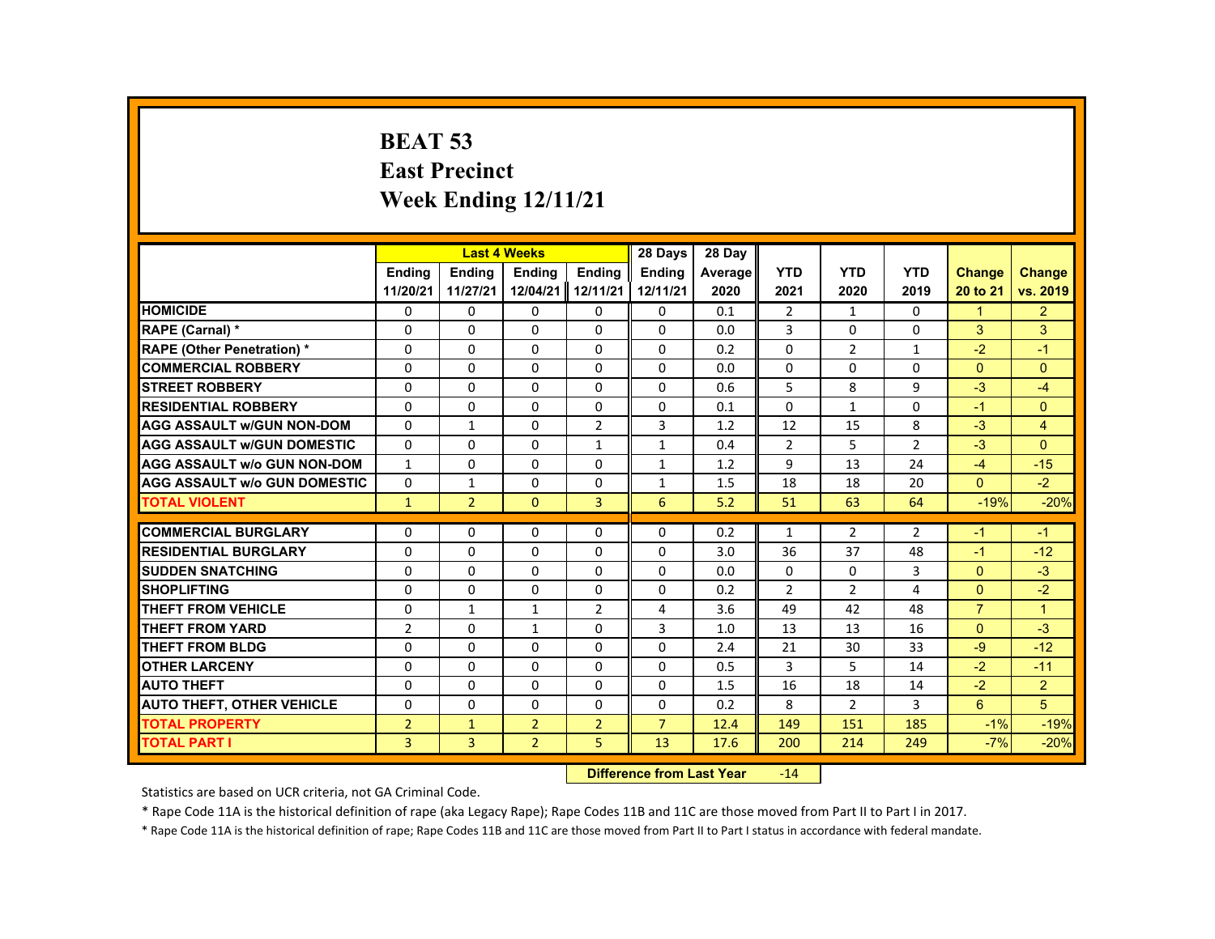# BEAT 53
# East Precinct
# Week Ending 12/11/21

| | Last 4 Weeks | | | | 28 Days | 28 Day | | | | | |
|---|---|---|---|---|---|---|---|---|---|---|---|
| | Ending 11/20/21 | Ending 11/27/21 | Ending 12/04/21 | Ending 12/11/21 | Ending 12/11/21 | Average 2020 | YTD 2021 | YTD 2020 | YTD 2019 | Change 20 to 21 | Change vs. 2019 |
| HOMICIDE | 0 | 0 | 0 | 0 | 0 | 0.1 | 2 | 1 | 0 | 1 | 2 |
| RAPE (Carnal) * | 0 | 0 | 0 | 0 | 0 | 0.0 | 3 | 0 | 0 | 3 | 3 |
| RAPE (Other Penetration) * | 0 | 0 | 0 | 0 | 0 | 0.2 | 0 | 2 | 1 | -2 | -1 |
| COMMERCIAL ROBBERY | 0 | 0 | 0 | 0 | 0 | 0.0 | 0 | 0 | 0 | 0 | 0 |
| STREET ROBBERY | 0 | 0 | 0 | 0 | 0 | 0.6 | 5 | 8 | 9 | -3 | -4 |
| RESIDENTIAL ROBBERY | 0 | 0 | 0 | 0 | 0 | 0.1 | 0 | 1 | 0 | -1 | 0 |
| AGG ASSAULT w/GUN NON-DOM | 0 | 1 | 0 | 2 | 3 | 1.2 | 12 | 15 | 8 | -3 | 4 |
| AGG ASSAULT w/GUN DOMESTIC | 0 | 0 | 0 | 1 | 1 | 0.4 | 2 | 5 | 2 | -3 | 0 |
| AGG ASSAULT w/o GUN NON-DOM | 1 | 0 | 0 | 0 | 1 | 1.2 | 9 | 13 | 24 | -4 | -15 |
| AGG ASSAULT w/o GUN DOMESTIC | 0 | 1 | 0 | 0 | 1 | 1.5 | 18 | 18 | 20 | 0 | -2 |
| TOTAL VIOLENT | 1 | 2 | 0 | 3 | 6 | 5.2 | 51 | 63 | 64 | -19% | -20% |
| COMMERCIAL BURGLARY | 0 | 0 | 0 | 0 | 0 | 0.2 | 1 | 2 | 2 | -1 | -1 |
| RESIDENTIAL BURGLARY | 0 | 0 | 0 | 0 | 0 | 3.0 | 36 | 37 | 48 | -1 | -12 |
| SUDDEN SNATCHING | 0 | 0 | 0 | 0 | 0 | 0.0 | 0 | 0 | 3 | 0 | -3 |
| SHOPLIFTING | 0 | 0 | 0 | 0 | 0 | 0.2 | 2 | 2 | 4 | 0 | -2 |
| THEFT FROM VEHICLE | 0 | 1 | 1 | 2 | 4 | 3.6 | 49 | 42 | 48 | 7 | 1 |
| THEFT FROM YARD | 2 | 0 | 1 | 0 | 3 | 1.0 | 13 | 13 | 16 | 0 | -3 |
| THEFT FROM BLDG | 0 | 0 | 0 | 0 | 0 | 2.4 | 21 | 30 | 33 | -9 | -12 |
| OTHER LARCENY | 0 | 0 | 0 | 0 | 0 | 0.5 | 3 | 5 | 14 | -2 | -11 |
| AUTO THEFT | 0 | 0 | 0 | 0 | 0 | 1.5 | 16 | 18 | 14 | -2 | 2 |
| AUTO THEFT, OTHER VEHICLE | 0 | 0 | 0 | 0 | 0 | 0.2 | 8 | 2 | 3 | 6 | 5 |
| TOTAL PROPERTY | 2 | 1 | 2 | 2 | 7 | 12.4 | 149 | 151 | 185 | -1% | -19% |
| TOTAL PART I | 3 | 3 | 2 | 5 | 13 | 17.6 | 200 | 214 | 249 | -7% | -20% |

**Difference from Last Year** -14

Statistics are based on UCR criteria, not GA Criminal Code.

* Rape Code 11A is the historical definition of rape (aka Legacy Rape); Rape Codes 11B and 11C are those moved from Part II to Part I in 2017.

* Rape Code 11A is the historical definition of rape; Rape Codes 11B and 11C are those moved from Part II to Part I status in accordance with federal mandate.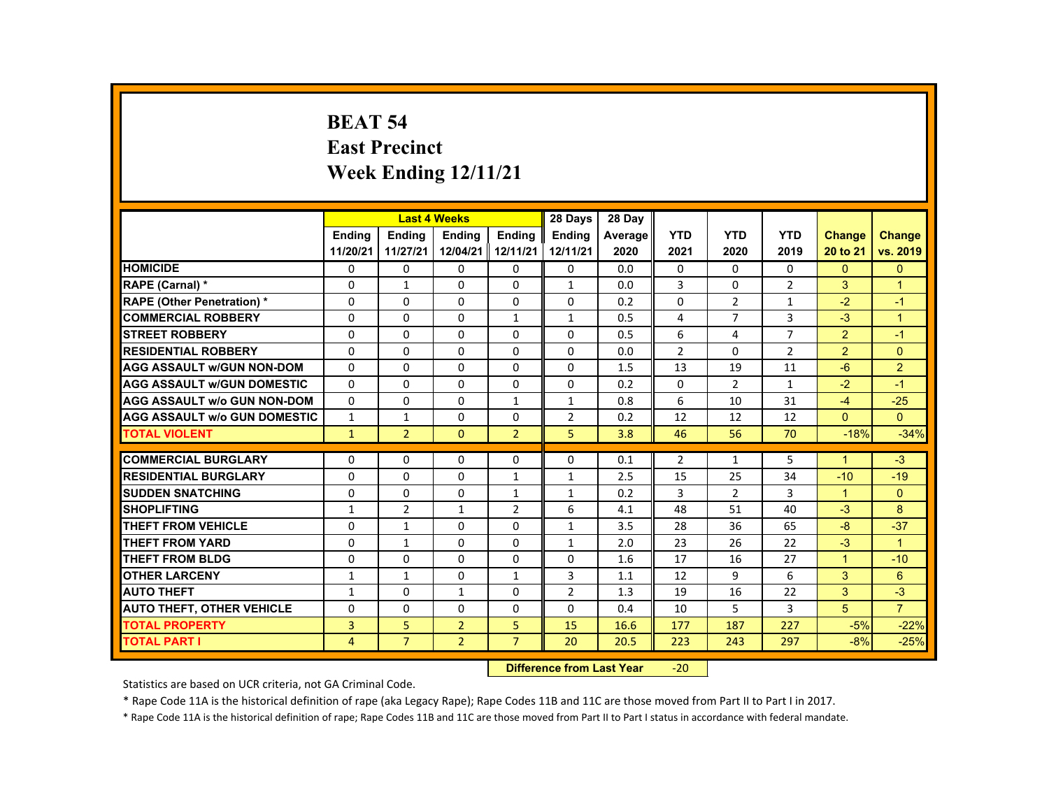# BEAT 54
## East Precinct
## Week Ending 12/11/21

| | Last 4 Weeks | | | | 28 Days | 28 Day | | | | | |
|---|---|---|---|---|---|---|---|---|---|---|---|
| | Ending 11/20/21 | Ending 11/27/21 | Ending 12/04/21 | Ending 12/11/21 | Ending 12/11/21 | Average 2020 | YTD 2021 | YTD 2020 | YTD 2019 | Change 20 to 21 | Change vs. 2019 |
| HOMICIDE | 0 | 0 | 0 | 0 | 0 | 0.0 | 0 | 0 | 0 | 0 | 0 |
| RAPE (Carnal) * | 0 | 1 | 0 | 0 | 1 | 0.0 | 3 | 0 | 2 | 3 | 1 |
| RAPE (Other Penetration) * | 0 | 0 | 0 | 0 | 0 | 0.2 | 0 | 2 | 1 | -2 | -1 |
| COMMERCIAL ROBBERY | 0 | 0 | 0 | 1 | 1 | 0.5 | 4 | 7 | 3 | -3 | 1 |
| STREET ROBBERY | 0 | 0 | 0 | 0 | 0 | 0.5 | 6 | 4 | 7 | 2 | -1 |
| RESIDENTIAL ROBBERY | 0 | 0 | 0 | 0 | 0 | 0.0 | 2 | 0 | 2 | 2 | 0 |
| AGG ASSAULT w/GUN NON-DOM | 0 | 0 | 0 | 0 | 0 | 1.5 | 13 | 19 | 11 | -6 | 2 |
| AGG ASSAULT w/GUN DOMESTIC | 0 | 0 | 0 | 0 | 0 | 0.2 | 0 | 2 | 1 | -2 | -1 |
| AGG ASSAULT w/o GUN NON-DOM | 0 | 0 | 0 | 1 | 1 | 0.8 | 6 | 10 | 31 | -4 | -25 |
| AGG ASSAULT w/o GUN DOMESTIC | 1 | 1 | 0 | 0 | 2 | 0.2 | 12 | 12 | 12 | 0 | 0 |
| TOTAL VIOLENT | 1 | 2 | 0 | 2 | 5 | 3.8 | 46 | 56 | 70 | -18% | -34% |
| COMMERCIAL BURGLARY | 0 | 0 | 0 | 0 | 0 | 0.1 | 2 | 1 | 5 | 1 | -3 |
| RESIDENTIAL BURGLARY | 0 | 0 | 0 | 1 | 1 | 2.5 | 15 | 25 | 34 | -10 | -19 |
| SUDDEN SNATCHING | 0 | 0 | 0 | 1 | 1 | 0.2 | 3 | 2 | 3 | 1 | 0 |
| SHOPLIFTING | 1 | 2 | 1 | 2 | 6 | 4.1 | 48 | 51 | 40 | -3 | 8 |
| THEFT FROM VEHICLE | 0 | 1 | 0 | 0 | 1 | 3.5 | 28 | 36 | 65 | -8 | -37 |
| THEFT FROM YARD | 0 | 1 | 0 | 0 | 1 | 2.0 | 23 | 26 | 22 | -3 | 1 |
| THEFT FROM BLDG | 0 | 0 | 0 | 0 | 0 | 1.6 | 17 | 16 | 27 | 1 | -10 |
| OTHER LARCENY | 1 | 1 | 0 | 1 | 3 | 1.1 | 12 | 9 | 6 | 3 | 6 |
| AUTO THEFT | 1 | 0 | 1 | 0 | 2 | 1.3 | 19 | 16 | 22 | 3 | -3 |
| AUTO THEFT, OTHER VEHICLE | 0 | 0 | 0 | 0 | 0 | 0.4 | 10 | 5 | 3 | 5 | 7 |
| TOTAL PROPERTY | 3 | 5 | 2 | 5 | 15 | 16.6 | 177 | 187 | 227 | -5% | -22% |
| TOTAL PART I | 4 | 7 | 2 | 7 | 20 | 20.5 | 223 | 243 | 297 | -8% | -25% |

**Difference from Last Year** -20

Statistics are based on UCR criteria, not GA Criminal Code.

* Rape Code 11A is the historical definition of rape (aka Legacy Rape); Rape Codes 11B and 11C are those moved from Part II to Part I in 2017.

* Rape Code 11A is the historical definition of rape; Rape Codes 11B and 11C are those moved from Part II to Part I status in accordance with federal mandate.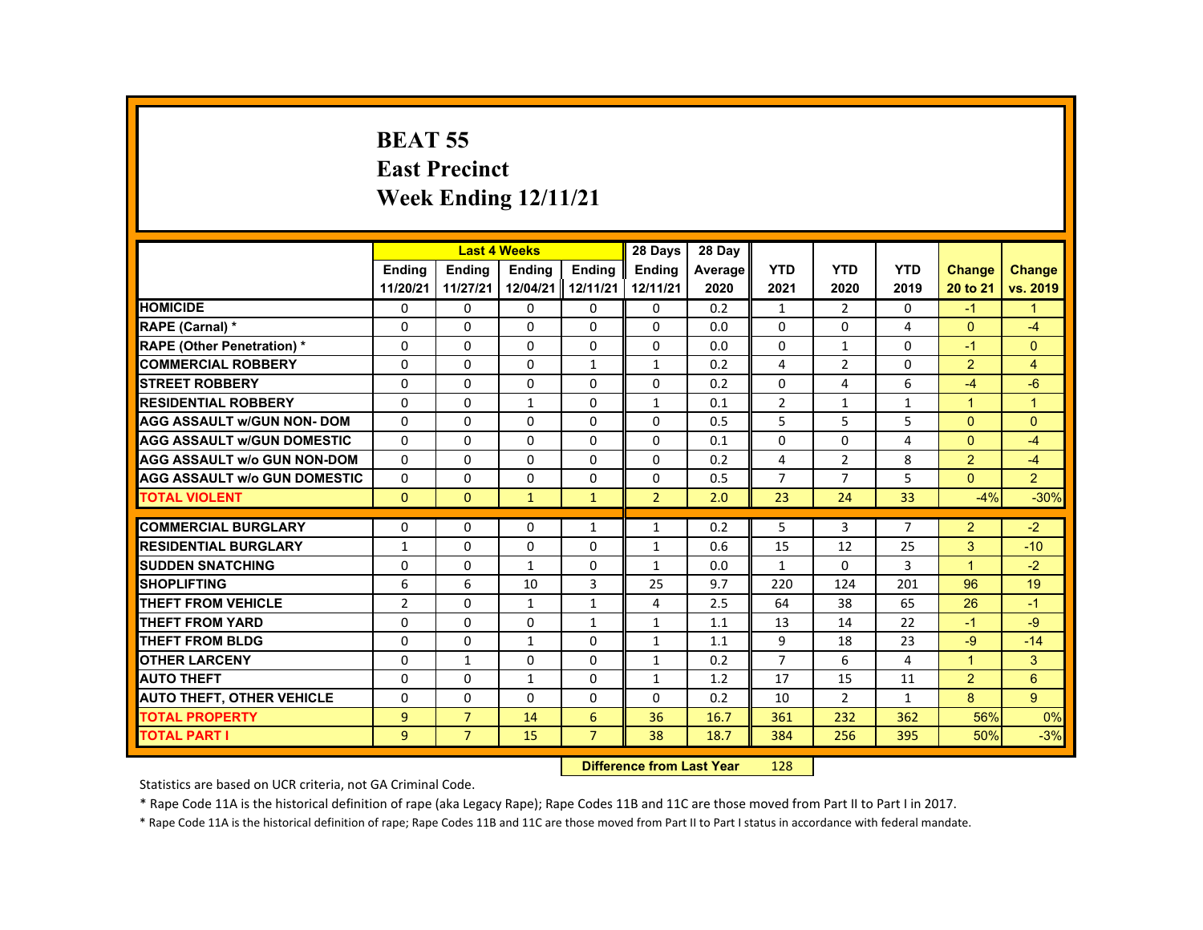# BEAT 55
## East Precinct
## Week Ending 12/11/21

| | Last 4 Weeks | | | | 28 Days | 28 Day | | | | | |
|---|---|---|---|---|---|---|---|---|---|---|---|
| | Ending 11/20/21 | Ending 11/27/21 | Ending 12/04/21 | Ending 12/11/21 | Ending 12/11/21 | Average 2020 | YTD 2021 | YTD 2020 | YTD 2019 | Change 20 to 21 | Change vs. 2019 |
| HOMICIDE | 0 | 0 | 0 | 0 | 0 | 0.2 | 1 | 2 | 0 | -1 | 1 |
| RAPE (Carnal) * | 0 | 0 | 0 | 0 | 0 | 0.0 | 0 | 0 | 4 | 0 | -4 |
| RAPE (Other Penetration) * | 0 | 0 | 0 | 0 | 0 | 0.0 | 0 | 1 | 0 | -1 | 0 |
| COMMERCIAL ROBBERY | 0 | 0 | 0 | 1 | 1 | 0.2 | 4 | 2 | 0 | 2 | 4 |
| STREET ROBBERY | 0 | 0 | 0 | 0 | 0 | 0.2 | 0 | 4 | 6 | -4 | -6 |
| RESIDENTIAL ROBBERY | 0 | 0 | 1 | 0 | 1 | 0.1 | 2 | 1 | 1 | 1 | 1 |
| AGG ASSAULT w/GUN NON- DOM | 0 | 0 | 0 | 0 | 0 | 0.5 | 5 | 5 | 5 | 0 | 0 |
| AGG ASSAULT w/GUN DOMESTIC | 0 | 0 | 0 | 0 | 0 | 0.1 | 0 | 0 | 4 | 0 | -4 |
| AGG ASSAULT w/o GUN NON-DOM | 0 | 0 | 0 | 0 | 0 | 0.2 | 4 | 2 | 8 | 2 | -4 |
| AGG ASSAULT w/o GUN DOMESTIC | 0 | 0 | 0 | 0 | 0 | 0.5 | 7 | 7 | 5 | 0 | 2 |
| TOTAL VIOLENT | 0 | 0 | 1 | 1 | 2 | 2.0 | 23 | 24 | 33 | -4% | -30% |
| COMMERCIAL BURGLARY | 0 | 0 | 0 | 1 | 1 | 0.2 | 5 | 3 | 7 | 2 | -2 |
| RESIDENTIAL BURGLARY | 1 | 0 | 0 | 0 | 1 | 0.6 | 15 | 12 | 25 | 3 | -10 |
| SUDDEN SNATCHING | 0 | 0 | 1 | 0 | 1 | 0.0 | 1 | 0 | 3 | 1 | -2 |
| SHOPLIFTING | 6 | 6 | 10 | 3 | 25 | 9.7 | 220 | 124 | 201 | 96 | 19 |
| THEFT FROM VEHICLE | 2 | 0 | 1 | 1 | 4 | 2.5 | 64 | 38 | 65 | 26 | -1 |
| THEFT FROM YARD | 0 | 0 | 0 | 1 | 1 | 1.1 | 13 | 14 | 22 | -1 | -9 |
| THEFT FROM BLDG | 0 | 0 | 1 | 0 | 1 | 1.1 | 9 | 18 | 23 | -9 | -14 |
| OTHER LARCENY | 0 | 1 | 0 | 0 | 1 | 0.2 | 7 | 6 | 4 | 1 | 3 |
| AUTO THEFT | 0 | 0 | 1 | 0 | 1 | 1.2 | 17 | 15 | 11 | 2 | 6 |
| AUTO THEFT, OTHER VEHICLE | 0 | 0 | 0 | 0 | 0 | 0.2 | 10 | 2 | 1 | 8 | 9 |
| TOTAL PROPERTY | 9 | 7 | 14 | 6 | 36 | 16.7 | 361 | 232 | 362 | 56% | 0% |
| TOTAL PART I | 9 | 7 | 15 | 7 | 38 | 18.7 | 384 | 256 | 395 | 50% | -3% |

**Difference from Last Year** 128

Statistics are based on UCR criteria, not GA Criminal Code.

* Rape Code 11A is the historical definition of rape (aka Legacy Rape); Rape Codes 11B and 11C are those moved from Part II to Part I in 2017.

* Rape Code 11A is the historical definition of rape; Rape Codes 11B and 11C are those moved from Part II to Part I status in accordance with federal mandate.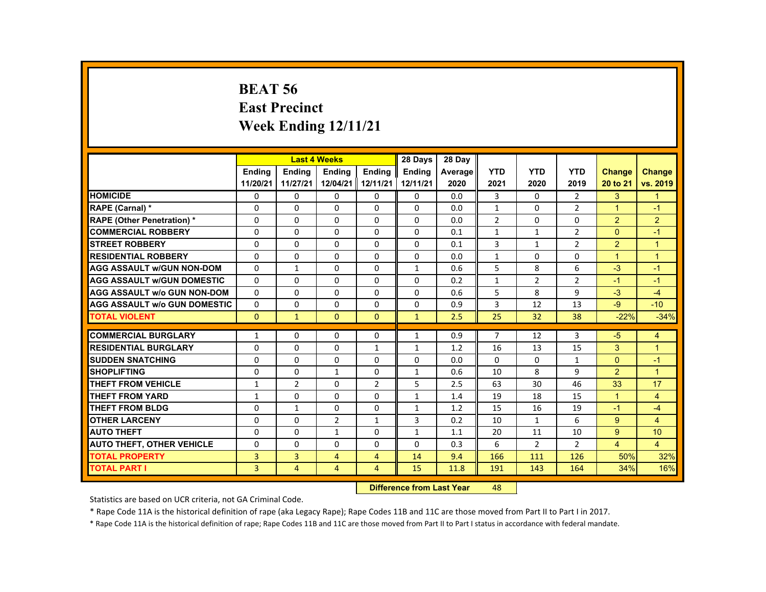# BEAT 56
## East Precinct
## Week Ending 12/11/21

| | Last 4 Weeks | | | | 28 Days | 28 Day | | | | | |
|---|---|---|---|---|---|---|---|---|---|---|---|
| | Ending 11/20/21 | Ending 11/27/21 | Ending 12/04/21 | Ending 12/11/21 | Ending 12/11/21 | Average 2020 | YTD 2021 | YTD 2020 | YTD 2019 | Change 20 to 21 | Change vs. 2019 |
| HOMICIDE | 0 | 0 | 0 | 0 | 0 | 0.0 | 3 | 0 | 2 | 3 | 1 |
| RAPE (Carnal) * | 0 | 0 | 0 | 0 | 0 | 0.0 | 1 | 0 | 2 | 1 | -1 |
| RAPE (Other Penetration) * | 0 | 0 | 0 | 0 | 0 | 0.0 | 2 | 0 | 0 | 2 | 2 |
| COMMERCIAL ROBBERY | 0 | 0 | 0 | 0 | 0 | 0.1 | 1 | 1 | 2 | 0 | -1 |
| STREET ROBBERY | 0 | 0 | 0 | 0 | 0 | 0.1 | 3 | 1 | 2 | 2 | 1 |
| RESIDENTIAL ROBBERY | 0 | 0 | 0 | 0 | 0 | 0.0 | 1 | 0 | 0 | 1 | 1 |
| AGG ASSAULT w/GUN NON-DOM | 0 | 1 | 0 | 0 | 1 | 0.6 | 5 | 8 | 6 | -3 | -1 |
| AGG ASSAULT w/GUN DOMESTIC | 0 | 0 | 0 | 0 | 0 | 0.2 | 1 | 2 | 2 | -1 | -1 |
| AGG ASSAULT w/o GUN NON-DOM | 0 | 0 | 0 | 0 | 0 | 0.6 | 5 | 8 | 9 | -3 | -4 |
| AGG ASSAULT w/o GUN DOMESTIC | 0 | 0 | 0 | 0 | 0 | 0.9 | 3 | 12 | 13 | -9 | -10 |
| TOTAL VIOLENT | 0 | 1 | 0 | 0 | 1 | 2.5 | 25 | 32 | 38 | -22% | -34% |
| COMMERCIAL BURGLARY | 1 | 0 | 0 | 0 | 1 | 0.9 | 7 | 12 | 3 | -5 | 4 |
| RESIDENTIAL BURGLARY | 0 | 0 | 0 | 1 | 1 | 1.2 | 16 | 13 | 15 | 3 | 1 |
| SUDDEN SNATCHING | 0 | 0 | 0 | 0 | 0 | 0.0 | 0 | 0 | 1 | 0 | -1 |
| SHOPLIFTING | 0 | 0 | 1 | 0 | 1 | 0.6 | 10 | 8 | 9 | 2 | 1 |
| THEFT FROM VEHICLE | 1 | 2 | 0 | 2 | 5 | 2.5 | 63 | 30 | 46 | 33 | 17 |
| THEFT FROM YARD | 1 | 0 | 0 | 0 | 1 | 1.4 | 19 | 18 | 15 | 1 | 4 |
| THEFT FROM BLDG | 0 | 1 | 0 | 0 | 1 | 1.2 | 15 | 16 | 19 | -1 | -4 |
| OTHER LARCENY | 0 | 0 | 2 | 1 | 3 | 0.2 | 10 | 1 | 6 | 9 | 4 |
| AUTO THEFT | 0 | 0 | 1 | 0 | 1 | 1.1 | 20 | 11 | 10 | 9 | 10 |
| AUTO THEFT, OTHER VEHICLE | 0 | 0 | 0 | 0 | 0 | 0.3 | 6 | 2 | 2 | 4 | 4 |
| TOTAL PROPERTY | 3 | 3 | 4 | 4 | 14 | 9.4 | 166 | 111 | 126 | 50% | 32% |
| TOTAL PART I | 3 | 4 | 4 | 4 | 15 | 11.8 | 191 | 143 | 164 | 34% | 16% |

**Difference from Last Year** 48

Statistics are based on UCR criteria, not GA Criminal Code.

* Rape Code 11A is the historical definition of rape (aka Legacy Rape); Rape Codes 11B and 11C are those moved from Part II to Part I in 2017.

* Rape Code 11A is the historical definition of rape; Rape Codes 11B and 11C are those moved from Part II to Part I status in accordance with federal mandate.